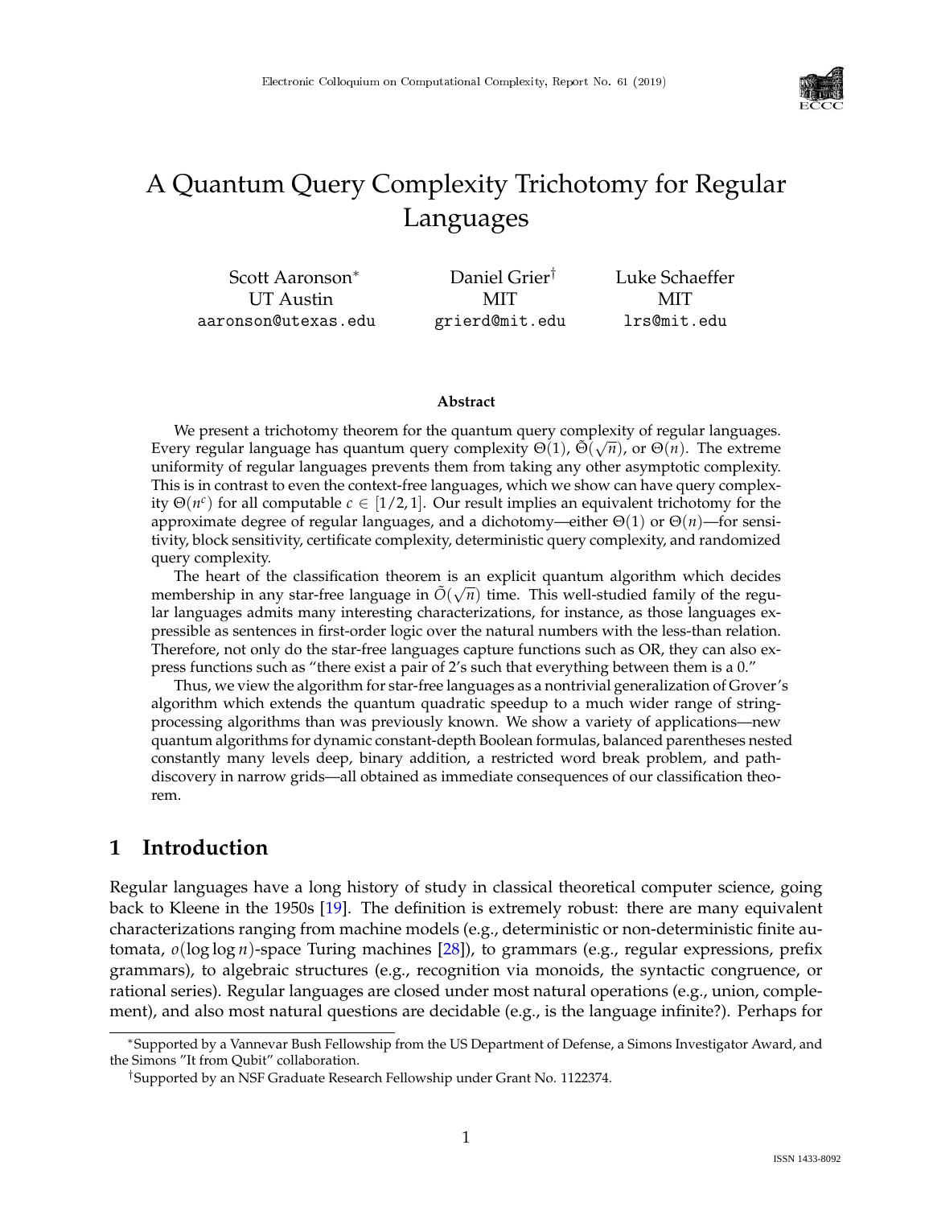# A Quantum Query Complexity Trichotomy for Regular Languages

Scott Aaronson* — UT Austin — aaronson@utexas.edu

Daniel Grier† — MIT — grierd@mit.edu

Luke Schaeffer — MIT — lrs@mit.edu

### Abstract

We present a trichotomy theorem for the quantum query complexity of regular languages. Every regular language has quantum query complexity $\Theta(1)$, $\tilde{\Theta}(\sqrt{n})$, or $\Theta(n)$. The extreme uniformity of regular languages prevents them from taking any other asymptotic complexity. This is in contrast to even the context-free languages, which we show can have query complexity $\Theta(n^c)$ for all computable $c \in [1/2, 1]$. Our result implies an equivalent trichotomy for the approximate degree of regular languages, and a dichotomy—either $\Theta(1)$ or $\Theta(n)$—for sensitivity, block sensitivity, certificate complexity, deterministic query complexity, and randomized query complexity.

The heart of the classification theorem is an explicit quantum algorithm which decides membership in any star-free language in $\tilde{O}(\sqrt{n})$ time. This well-studied family of the regular languages admits many interesting characterizations, for instance, as those languages expressible as sentences in first-order logic over the natural numbers with the less-than relation. Therefore, not only do the star-free languages capture functions such as OR, they can also express functions such as "there exist a pair of 2's such that everything between them is a 0."

Thus, we view the algorithm for star-free languages as a nontrivial generalization of Grover's algorithm which extends the quantum quadratic speedup to a much wider range of string-processing algorithms than was previously known. We show a variety of applications—new quantum algorithms for dynamic constant-depth Boolean formulas, balanced parentheses nested constantly many levels deep, binary addition, a restricted word break problem, and path-discovery in narrow grids—all obtained as immediate consequences of our classification theorem.

## 1 Introduction

Regular languages have a long history of study in classical theoretical computer science, going back to Kleene in the 1950s [19]. The definition is extremely robust: there are many equivalent characterizations ranging from machine models (e.g., deterministic or non-deterministic finite automata, $o(\log \log n)$-space Turing machines [28]), to grammars (e.g., regular expressions, prefix grammars), to algebraic structures (e.g., recognition via monoids, the syntactic congruence, or rational series). Regular languages are closed under most natural operations (e.g., union, complement), and also most natural questions are decidable (e.g., is the language infinite?). Perhaps for

*Supported by a Vannevar Bush Fellowship from the US Department of Defense, a Simons Investigator Award, and the Simons "It from Qubit" collaboration.

†Supported by an NSF Graduate Research Fellowship under Grant No. 1122374.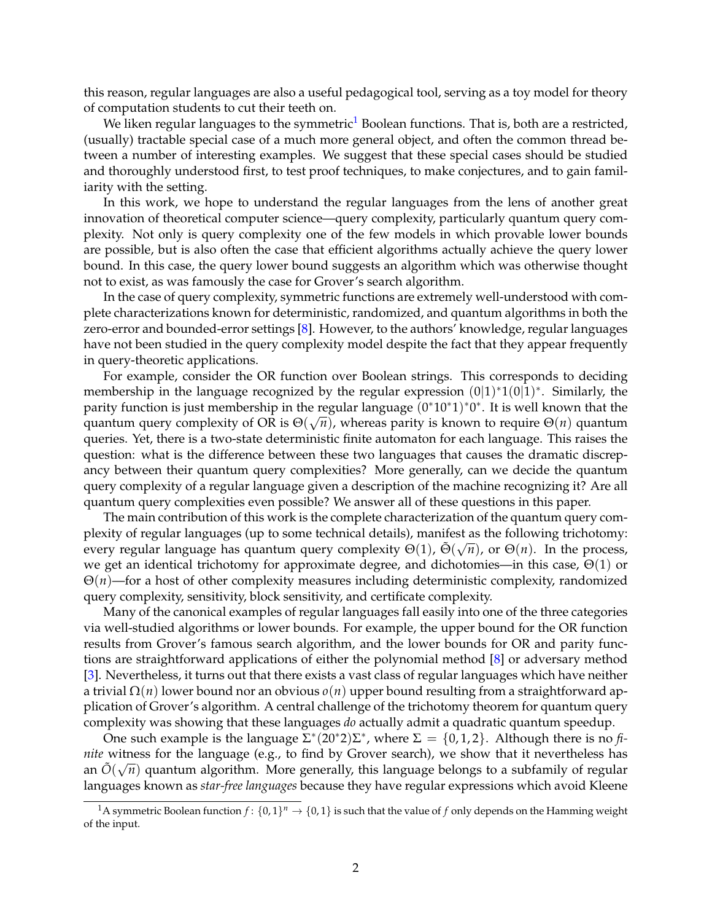this reason, regular languages are also a useful pedagogical tool, serving as a toy model for theory of computation students to cut their teeth on.

We liken regular languages to the symmetric[1] Boolean functions. That is, both are a restricted, (usually) tractable special case of a much more general object, and often the common thread between a number of interesting examples. We suggest that these special cases should be studied and thoroughly understood first, to test proof techniques, to make conjectures, and to gain familiarity with the setting.

In this work, we hope to understand the regular languages from the lens of another great innovation of theoretical computer science—query complexity, particularly quantum query complexity. Not only is query complexity one of the few models in which provable lower bounds are possible, but is also often the case that efficient algorithms actually achieve the query lower bound. In this case, the query lower bound suggests an algorithm which was otherwise thought not to exist, as was famously the case for Grover's search algorithm.

In the case of query complexity, symmetric functions are extremely well-understood with complete characterizations known for deterministic, randomized, and quantum algorithms in both the zero-error and bounded-error settings [8]. However, to the authors' knowledge, regular languages have not been studied in the query complexity model despite the fact that they appear frequently in query-theoretic applications.

For example, consider the OR function over Boolean strings. This corresponds to deciding membership in the language recognized by the regular expression $(0|1)^*1(0|1)^*$. Similarly, the parity function is just membership in the regular language $(0^*10^*1)^*0^*$. It is well known that the quantum query complexity of OR is $\Theta(\sqrt{n})$, whereas parity is known to require $\Theta(n)$ quantum queries. Yet, there is a two-state deterministic finite automaton for each language. This raises the question: what is the difference between these two languages that causes the dramatic discrepancy between their quantum query complexities? More generally, can we decide the quantum query complexity of a regular language given a description of the machine recognizing it? Are all quantum query complexities even possible? We answer all of these questions in this paper.

The main contribution of this work is the complete characterization of the quantum query complexity of regular languages (up to some technical details), manifest as the following trichotomy: every regular language has quantum query complexity $\Theta(1)$, $\tilde{\Theta}(\sqrt{n})$, or $\Theta(n)$. In the process, we get an identical trichotomy for approximate degree, and dichotomies—in this case, $\Theta(1)$ or $\Theta(n)$—for a host of other complexity measures including deterministic complexity, randomized query complexity, sensitivity, block sensitivity, and certificate complexity.

Many of the canonical examples of regular languages fall easily into one of the three categories via well-studied algorithms or lower bounds. For example, the upper bound for the OR function results from Grover's famous search algorithm, and the lower bounds for OR and parity functions are straightforward applications of either the polynomial method [8] or adversary method [3]. Nevertheless, it turns out that there exists a vast class of regular languages which have neither a trivial $\Omega(n)$ lower bound nor an obvious $o(n)$ upper bound resulting from a straightforward application of Grover's algorithm. A central challenge of the trichotomy theorem for quantum query complexity was showing that these languages *do* actually admit a quadratic quantum speedup.

One such example is the language $\Sigma^*(20^*2)\Sigma^*$, where $\Sigma = \{0, 1, 2\}$. Although there is no *finite* witness for the language (e.g., to find by Grover search), we show that it nevertheless has an $\tilde{O}(\sqrt{n})$ quantum algorithm. More generally, this language belongs to a subfamily of regular languages known as *star-free languages* because they have regular expressions which avoid Kleene

[1] A symmetric Boolean function $f\colon \{0,1\}^n \to \{0,1\}$ is such that the value of $f$ only depends on the Hamming weight of the input.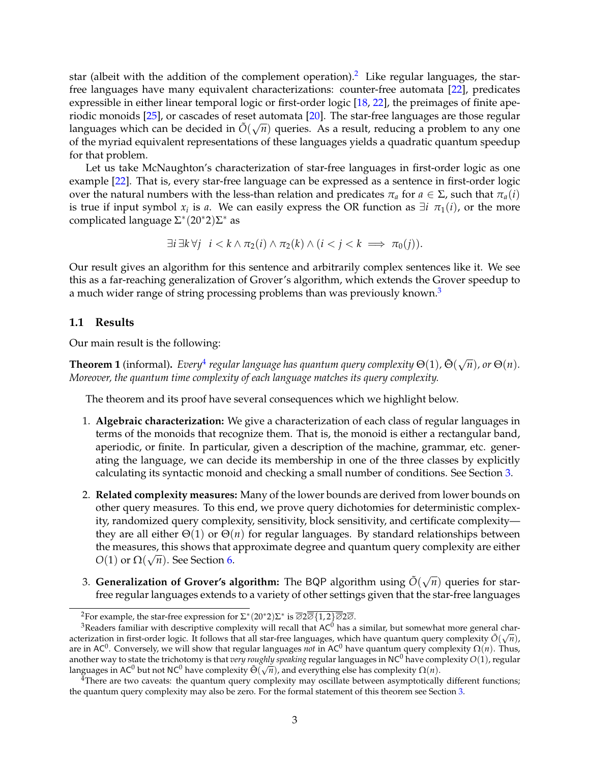star (albeit with the addition of the complement operation).[2] Like regular languages, the star-free languages have many equivalent characterizations: counter-free automata [22], predicates expressible in either linear temporal logic or first-order logic [18, 22], the preimages of finite aperiodic monoids [25], or cascades of reset automata [20]. The star-free languages are those regular languages which can be decided in $\tilde{O}(\sqrt{n})$ queries. As a result, reducing a problem to any one of the myriad equivalent representations of these languages yields a quadratic quantum speedup for that problem.

Let us take McNaughton's characterization of star-free languages in first-order logic as one example [22]. That is, every star-free language can be expressed as a sentence in first-order logic over the natural numbers with the less-than relation and predicates $\pi_a$ for $a \in \Sigma$, such that $\pi_a(i)$ is true if input symbol $x_i$ is $a$. We can easily express the OR function as $\exists i \;\; \pi_1(i)$, or the more complicated language $\Sigma^*(20^*2)\Sigma^*$ as

$$\exists i \, \exists k \, \forall j \quad i < k \wedge \pi_2(i) \wedge \pi_2(k) \wedge (i < j < k \implies \pi_0(j)).$$

Our result gives an algorithm for this sentence and arbitrarily complex sentences like it. We see this as a far-reaching generalization of Grover's algorithm, which extends the Grover speedup to a much wider range of string processing problems than was previously known.[3]

## 1.1 Results

Our main result is the following:

**Theorem 1** (informal)**.** *Every*[4] *regular language has quantum query complexity $\Theta(1)$, $\tilde{\Theta}(\sqrt{n})$, or $\Theta(n)$. Moreover, the quantum time complexity of each language matches its query complexity.*

The theorem and its proof have several consequences which we highlight below.

1. **Algebraic characterization:** We give a characterization of each class of regular languages in terms of the monoids that recognize them. That is, the monoid is either a rectangular band, aperiodic, or finite. In particular, given a description of the machine, grammar, etc. generating the language, we can decide its membership in one of the three classes by explicitly calculating its syntactic monoid and checking a small number of conditions. See Section 3.
2. **Related complexity measures:** Many of the lower bounds are derived from lower bounds on other query measures. To this end, we prove query dichotomies for deterministic complexity, randomized query complexity, sensitivity, block sensitivity, and certificate complexity—they are all either $\Theta(1)$ or $\Theta(n)$ for regular languages. By standard relationships between the measures, this shows that approximate degree and quantum query complexity are either $O(1)$ or $\Omega(\sqrt{n})$. See Section 6.
3. **Generalization of Grover's algorithm:** The BQP algorithm using $\tilde{O}(\sqrt{n})$ queries for star-free regular languages extends to a variety of other settings given that the star-free languages

---

[2] For example, the star-free expression for $\Sigma^*(20^*2)\Sigma^*$ is $\overline{\varnothing}2\overline{\overline{\varnothing}\{1,2\}\overline{\varnothing}}2\overline{\varnothing}$.

[3] Readers familiar with descriptive complexity will recall that $\mathsf{AC}^0$ has a similar, but somewhat more general characterization in first-order logic. It follows that all star-free languages, which have quantum query complexity $\tilde{O}(\sqrt{n})$, are in $\mathsf{AC}^0$. Conversely, we will show that regular languages *not* in $\mathsf{AC}^0$ have quantum query complexity $\Omega(n)$. Thus, another way to state the trichotomy is that *very roughly speaking* regular languages in $\mathsf{NC}^0$ have complexity $O(1)$, regular languages in $\mathsf{AC}^0$ but not $\mathsf{NC}^0$ have complexity $\tilde{\Theta}(\sqrt{n})$, and everything else has complexity $\Omega(n)$.

[4] There are two caveats: the quantum query complexity may oscillate between asymptotically different functions; the quantum query complexity may also be zero. For the formal statement of this theorem see Section 3.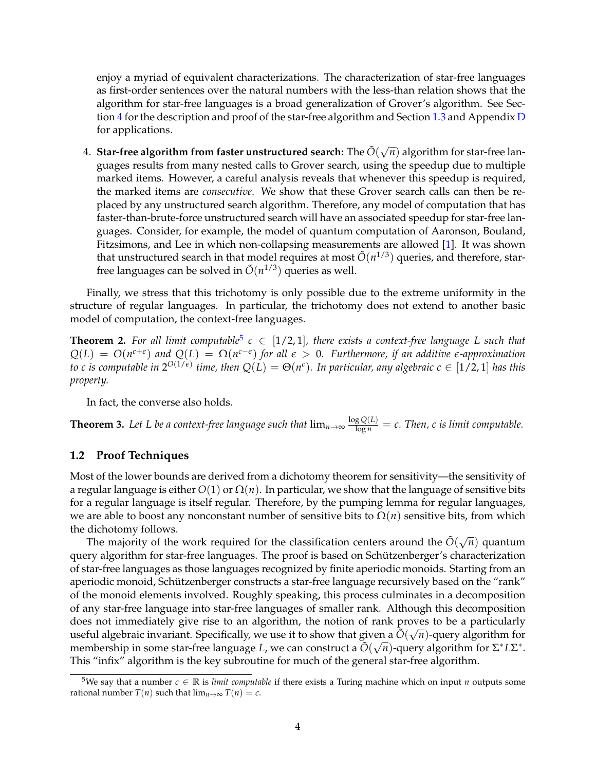enjoy a myriad of equivalent characterizations. The characterization of star-free languages as first-order sentences over the natural numbers with the less-than relation shows that the algorithm for star-free languages is a broad generalization of Grover's algorithm. See Section 4 for the description and proof of the star-free algorithm and Section 1.3 and Appendix D for applications.

4. **Star-free algorithm from faster unstructured search:** The $\tilde{O}(\sqrt{n})$ algorithm for star-free languages results from many nested calls to Grover search, using the speedup due to multiple marked items. However, a careful analysis reveals that whenever this speedup is required, the marked items are *consecutive*. We show that these Grover search calls can then be replaced by any unstructured search algorithm. Therefore, any model of computation that has faster-than-brute-force unstructured search will have an associated speedup for star-free languages. Consider, for example, the model of quantum computation of Aaronson, Bouland, Fitzsimons, and Lee in which non-collapsing measurements are allowed [1]. It was shown that unstructured search in that model requires at most $\tilde{O}(n^{1/3})$ queries, and therefore, star-free languages can be solved in $\tilde{O}(n^{1/3})$ queries as well.

Finally, we stress that this trichotomy is only possible due to the extreme uniformity in the structure of regular languages. In particular, the trichotomy does not extend to another basic model of computation, the context-free languages.

**Theorem 2.** *For all limit computable[5] $c \in [1/2, 1]$, there exists a context-free language $L$ such that $Q(L) = O(n^{c+\epsilon})$ and $Q(L) = \Omega(n^{c-\epsilon})$ for all $\epsilon > 0$. Furthermore, if an additive $\epsilon$-approximation to $c$ is computable in $2^{O(1/\epsilon)}$ time, then $Q(L) = \Theta(n^c)$. In particular, any algebraic $c \in [1/2, 1]$ has this property.*

In fact, the converse also holds.

**Theorem 3.** *Let $L$ be a context-free language such that $\lim_{n\to\infty} \frac{\log Q(L)}{\log n} = c$. Then, $c$ is limit computable.*

### 1.2 Proof Techniques

Most of the lower bounds are derived from a dichotomy theorem for sensitivity—the sensitivity of a regular language is either $O(1)$ or $\Omega(n)$. In particular, we show that the language of sensitive bits for a regular language is itself regular. Therefore, by the pumping lemma for regular languages, we are able to boost any nonconstant number of sensitive bits to $\Omega(n)$ sensitive bits, from which the dichotomy follows.

The majority of the work required for the classification centers around the $\tilde{O}(\sqrt{n})$ quantum query algorithm for star-free languages. The proof is based on Schützenberger's characterization of star-free languages as those languages recognized by finite aperiodic monoids. Starting from an aperiodic monoid, Schützenberger constructs a star-free language recursively based on the "rank" of the monoid elements involved. Roughly speaking, this process culminates in a decomposition of any star-free language into star-free languages of smaller rank. Although this decomposition does not immediately give rise to an algorithm, the notion of rank proves to be a particularly useful algebraic invariant. Specifically, we use it to show that given a $\tilde{O}(\sqrt{n})$-query algorithm for membership in some star-free language $L$, we can construct a $\tilde{O}(\sqrt{n})$-query algorithm for $\Sigma^* L \Sigma^*$. This "infix" algorithm is the key subroutine for much of the general star-free algorithm.

[5] We say that a number $c \in \mathbb{R}$ is *limit computable* if there exists a Turing machine which on input $n$ outputs some rational number $T(n)$ such that $\lim_{n\to\infty} T(n) = c$.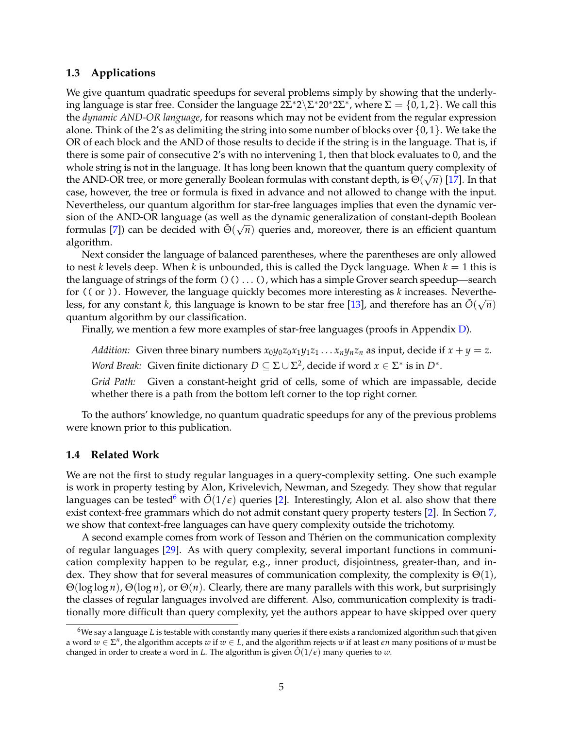### 1.3 Applications

We give quantum quadratic speedups for several problems simply by showing that the underlying language is star free. Consider the language $2\Sigma^*2\backslash\Sigma^*20^*2\Sigma^*$, where $\Sigma = \{0,1,2\}$. We call this the *dynamic AND-OR language*, for reasons which may not be evident from the regular expression alone. Think of the 2's as delimiting the string into some number of blocks over $\{0,1\}$. We take the OR of each block and the AND of those results to decide if the string is in the language. That is, if there is some pair of consecutive 2's with no intervening 1, then that block evaluates to 0, and the whole string is not in the language. It has long been known that the quantum query complexity of the AND-OR tree, or more generally Boolean formulas with constant depth, is $\Theta(\sqrt{n})$ [17]. In that case, however, the tree or formula is fixed in advance and not allowed to change with the input. Nevertheless, our quantum algorithm for star-free languages implies that even the dynamic version of the AND-OR language (as well as the dynamic generalization of constant-depth Boolean formulas [7]) can be decided with $\tilde{\Theta}(\sqrt{n})$ queries and, moreover, there is an efficient quantum algorithm.

Next consider the language of balanced parentheses, where the parentheses are only allowed to nest $k$ levels deep. When $k$ is unbounded, this is called the Dyck language. When $k = 1$ this is the language of strings of the form `()()...()`, which has a simple Grover search speedup—search for `((` or `))`. However, the language quickly becomes more interesting as $k$ increases. Nevertheless, for any constant $k$, this language is known to be star free [13], and therefore has an $\tilde{O}(\sqrt{n})$ quantum algorithm by our classification.

Finally, we mention a few more examples of star-free languages (proofs in Appendix D).

> *Addition:* Given three binary numbers $x_0y_0z_0x_1y_1z_1\ldots x_ny_nz_n$ as input, decide if $x + y = z$.
>
> *Word Break:* Given finite dictionary $D \subseteq \Sigma \cup \Sigma^2$, decide if word $x \in \Sigma^*$ is in $D^*$.
>
> *Grid Path:* Given a constant-height grid of cells, some of which are impassable, decide whether there is a path from the bottom left corner to the top right corner.

To the authors' knowledge, no quantum quadratic speedups for any of the previous problems were known prior to this publication.

### 1.4 Related Work

We are not the first to study regular languages in a query-complexity setting. One such example is work in property testing by Alon, Krivelevich, Newman, and Szegedy. They show that regular languages can be tested[6] with $\tilde{O}(1/\epsilon)$ queries [2]. Interestingly, Alon et al. also show that there exist context-free grammars which do not admit constant query property testers [2]. In Section 7, we show that context-free languages can have query complexity outside the trichotomy.

A second example comes from work of Tesson and Thérien on the communication complexity of regular languages [29]. As with query complexity, several important functions in communication complexity happen to be regular, e.g., inner product, disjointness, greater-than, and index. They show that for several measures of communication complexity, the complexity is $\Theta(1)$, $\Theta(\log\log n)$, $\Theta(\log n)$, or $\Theta(n)$. Clearly, there are many parallels with this work, but surprisingly the classes of regular languages involved are different. Also, communication complexity is traditionally more difficult than query complexity, yet the authors appear to have skipped over query

[6] We say a language $L$ is testable with constantly many queries if there exists a randomized algorithm such that given a word $w \in \Sigma^n$, the algorithm accepts $w$ if $w \in L$, and the algorithm rejects $w$ if at least $\epsilon n$ many positions of $w$ must be changed in order to create a word in $L$. The algorithm is given $\tilde{O}(1/\epsilon)$ many queries to $w$.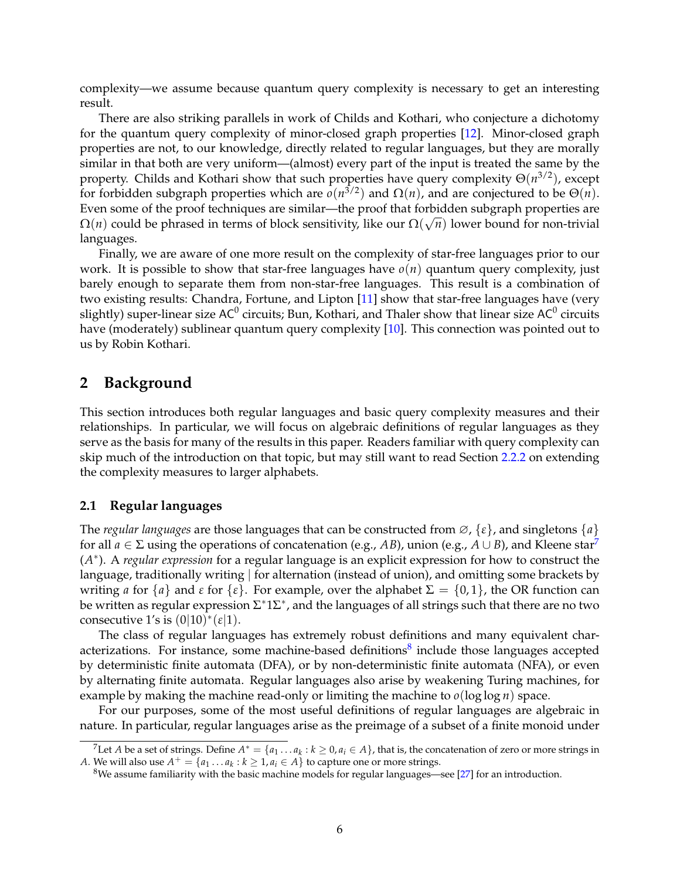complexity—we assume because quantum query complexity is necessary to get an interesting result.

There are also striking parallels in work of Childs and Kothari, who conjecture a dichotomy for the quantum query complexity of minor-closed graph properties [12]. Minor-closed graph properties are not, to our knowledge, directly related to regular languages, but they are morally similar in that both are very uniform—(almost) every part of the input is treated the same by the property. Childs and Kothari show that such properties have query complexity $\Theta(n^{3/2})$, except for forbidden subgraph properties which are $o(n^{3/2})$ and $\Omega(n)$, and are conjectured to be $\Theta(n)$. Even some of the proof techniques are similar—the proof that forbidden subgraph properties are $\Omega(n)$ could be phrased in terms of block sensitivity, like our $\Omega(\sqrt{n})$ lower bound for non-trivial languages.

Finally, we are aware of one more result on the complexity of star-free languages prior to our work. It is possible to show that star-free languages have $o(n)$ quantum query complexity, just barely enough to separate them from non-star-free languages. This result is a combination of two existing results: Chandra, Fortune, and Lipton [11] show that star-free languages have (very slightly) super-linear size $\mathsf{AC}^0$ circuits; Bun, Kothari, and Thaler show that linear size $\mathsf{AC}^0$ circuits have (moderately) sublinear quantum query complexity [10]. This connection was pointed out to us by Robin Kothari.

## 2 Background

This section introduces both regular languages and basic query complexity measures and their relationships. In particular, we will focus on algebraic definitions of regular languages as they serve as the basis for many of the results in this paper. Readers familiar with query complexity can skip much of the introduction on that topic, but may still want to read Section 2.2.2 on extending the complexity measures to larger alphabets.

### 2.1 Regular languages

The *regular languages* are those languages that can be constructed from $\varnothing$, $\{\varepsilon\}$, and singletons $\{a\}$ for all $a \in \Sigma$ using the operations of concatenation (e.g., $AB$), union (e.g., $A \cup B$), and Kleene star[7] ($A^*$). A *regular expression* for a regular language is an explicit expression for how to construct the language, traditionally writing $|$ for alternation (instead of union), and omitting some brackets by writing $a$ for $\{a\}$ and $\varepsilon$ for $\{\varepsilon\}$. For example, over the alphabet $\Sigma = \{0, 1\}$, the OR function can be written as regular expression $\Sigma^* 1 \Sigma^*$, and the languages of all strings such that there are no two consecutive 1's is $(0|10)^*(\varepsilon|1)$.

The class of regular languages has extremely robust definitions and many equivalent characterizations. For instance, some machine-based definitions[8] include those languages accepted by deterministic finite automata (DFA), or by non-deterministic finite automata (NFA), or even by alternating finite automata. Regular languages also arise by weakening Turing machines, for example by making the machine read-only or limiting the machine to $o(\log \log n)$ space.

For our purposes, some of the most useful definitions of regular languages are algebraic in nature. In particular, regular languages arise as the preimage of a subset of a finite monoid under

[7] Let $A$ be a set of strings. Define $A^* = \{a_1 \ldots a_k : k \geq 0, a_i \in A\}$, that is, the concatenation of zero or more strings in $A$. We will also use $A^+ = \{a_1 \ldots a_k : k \geq 1, a_i \in A\}$ to capture one or more strings.

[8] We assume familiarity with the basic machine models for regular languages—see [27] for an introduction.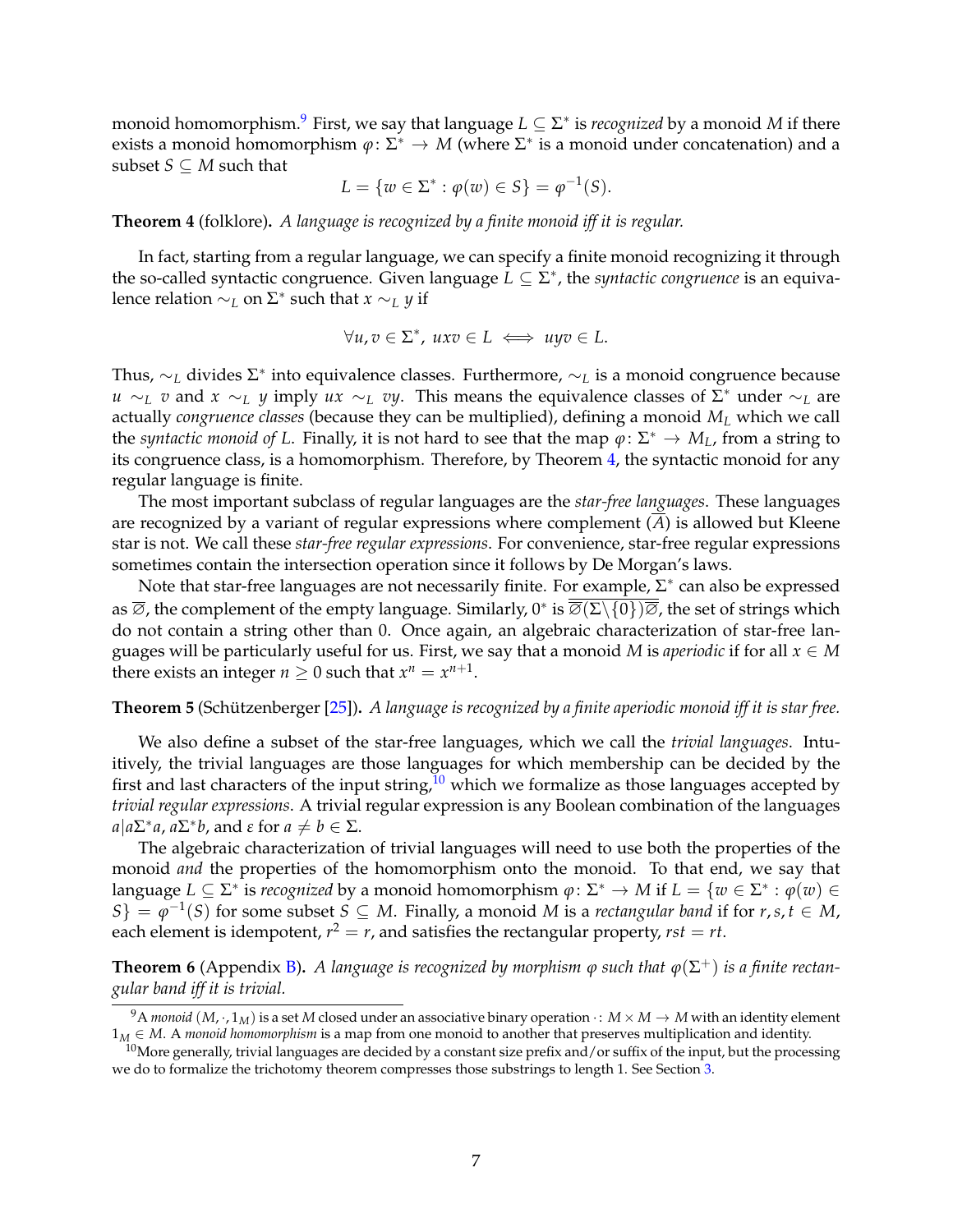monoid homomorphism.[9] First, we say that language $L \subseteq \Sigma^*$ is *recognized* by a monoid $M$ if there exists a monoid homomorphism $\varphi\colon \Sigma^* \to M$ (where $\Sigma^*$ is a monoid under concatenation) and a subset $S \subseteq M$ such that

$$L = \{w \in \Sigma^* : \varphi(w) \in S\} = \varphi^{-1}(S).$$

**Theorem 4** (folklore)**.** *A language is recognized by a finite monoid iff it is regular.*

In fact, starting from a regular language, we can specify a finite monoid recognizing it through the so-called syntactic congruence. Given language $L \subseteq \Sigma^*$, the *syntactic congruence* is an equivalence relation $\sim_L$ on $\Sigma^*$ such that $x \sim_L y$ if

$$\forall u, v \in \Sigma^*,\ uxv \in L \iff uyv \in L.$$

Thus, $\sim_L$ divides $\Sigma^*$ into equivalence classes. Furthermore, $\sim_L$ is a monoid congruence because $u \sim_L v$ and $x \sim_L y$ imply $ux \sim_L vy$. This means the equivalence classes of $\Sigma^*$ under $\sim_L$ are actually *congruence classes* (because they can be multiplied), defining a monoid $M_L$ which we call the *syntactic monoid of* $L$. Finally, it is not hard to see that the map $\varphi\colon \Sigma^* \to M_L$, from a string to its congruence class, is a homomorphism. Therefore, by Theorem 4, the syntactic monoid for any regular language is finite.

The most important subclass of regular languages are the *star-free languages*. These languages are recognized by a variant of regular expressions where complement ($\overline{A}$) is allowed but Kleene star is not. We call these *star-free regular expressions*. For convenience, star-free regular expressions sometimes contain the intersection operation since it follows by De Morgan's laws.

Note that star-free languages are not necessarily finite. For example, $\Sigma^*$ can also be expressed as $\overline{\varnothing}$, the complement of the empty language. Similarly, $0^*$ is $\overline{\overline{\varnothing}(\Sigma\setminus\{0\})\overline{\varnothing}}$, the set of strings which do not contain a string other than 0. Once again, an algebraic characterization of star-free languages will be particularly useful for us. First, we say that a monoid $M$ is *aperiodic* if for all $x \in M$ there exists an integer $n \geq 0$ such that $x^n = x^{n+1}$.

**Theorem 5** (Schützenberger [25])**.** *A language is recognized by a finite aperiodic monoid iff it is star free.*

We also define a subset of the star-free languages, which we call the *trivial languages*. Intuitively, the trivial languages are those languages for which membership can be decided by the first and last characters of the input string,[10] which we formalize as those languages accepted by *trivial regular expressions*. A trivial regular expression is any Boolean combination of the languages $a|a\Sigma^*a$, $a\Sigma^*b$, and $\varepsilon$ for $a \neq b \in \Sigma$.

The algebraic characterization of trivial languages will need to use both the properties of the monoid *and* the properties of the homomorphism onto the monoid. To that end, we say that language $L \subseteq \Sigma^*$ is *recognized* by a monoid homomorphism $\varphi\colon \Sigma^* \to M$ if $L = \{w \in \Sigma^* : \varphi(w) \in S\} = \varphi^{-1}(S)$ for some subset $S \subseteq M$. Finally, a monoid $M$ is a *rectangular band* if for $r, s, t \in M$, each element is idempotent, $r^2 = r$, and satisfies the rectangular property, $rst = rt$.

**Theorem 6** (Appendix B)**.** *A language is recognized by morphism $\varphi$ such that $\varphi(\Sigma^+)$ is a finite rectangular band iff it is trivial.*

[9] A *monoid* $(M, \cdot, 1_M)$ is a set $M$ closed under an associative binary operation $\cdot\colon M \times M \to M$ with an identity element $1_M \in M$. A *monoid homomorphism* is a map from one monoid to another that preserves multiplication and identity.

[10] More generally, trivial languages are decided by a constant size prefix and/or suffix of the input, but the processing we do to formalize the trichotomy theorem compresses those substrings to length 1. See Section 3.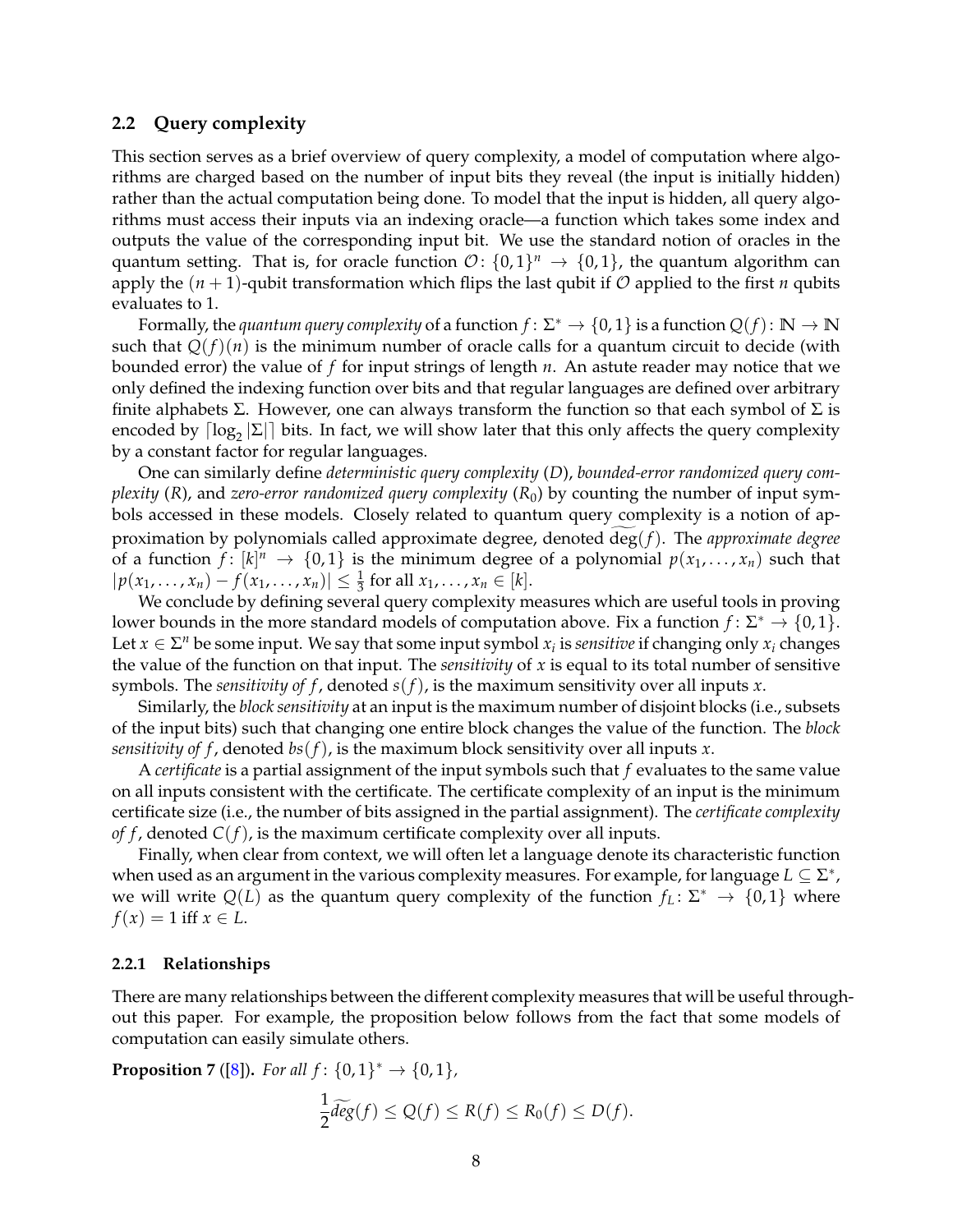### 2.2 Query complexity

This section serves as a brief overview of query complexity, a model of computation where algorithms are charged based on the number of input bits they reveal (the input is initially hidden) rather than the actual computation being done. To model that the input is hidden, all query algorithms must access their inputs via an indexing oracle—a function which takes some index and outputs the value of the corresponding input bit. We use the standard notion of oracles in the quantum setting. That is, for oracle function $\mathcal{O}\colon \{0,1\}^n \to \{0,1\}$, the quantum algorithm can apply the $(n+1)$-qubit transformation which flips the last qubit if $\mathcal{O}$ applied to the first $n$ qubits evaluates to 1.

Formally, the *quantum query complexity* of a function $f\colon \Sigma^* \to \{0,1\}$ is a function $Q(f)\colon \mathbb{N} \to \mathbb{N}$ such that $Q(f)(n)$ is the minimum number of oracle calls for a quantum circuit to decide (with bounded error) the value of $f$ for input strings of length $n$. An astute reader may notice that we only defined the indexing function over bits and that regular languages are defined over arbitrary finite alphabets $\Sigma$. However, one can always transform the function so that each symbol of $\Sigma$ is encoded by $\lceil \log_2 |\Sigma| \rceil$ bits. In fact, we will show later that this only affects the query complexity by a constant factor for regular languages.

One can similarly define *deterministic query complexity* ($D$), *bounded-error randomized query complexity* ($R$), and *zero-error randomized query complexity* ($R_0$) by counting the number of input symbols accessed in these models. Closely related to quantum query complexity is a notion of approximation by polynomials called approximate degree, denoted $\widetilde{\deg}(f)$. The *approximate degree* of a function $f\colon [k]^n \to \{0,1\}$ is the minimum degree of a polynomial $p(x_1, \ldots, x_n)$ such that $|p(x_1, \ldots, x_n) - f(x_1, \ldots, x_n)| \leq \frac{1}{3}$ for all $x_1, \ldots, x_n \in [k]$.

We conclude by defining several query complexity measures which are useful tools in proving lower bounds in the more standard models of computation above. Fix a function $f\colon \Sigma^* \to \{0,1\}$. Let $x \in \Sigma^n$ be some input. We say that some input symbol $x_i$ is *sensitive* if changing only $x_i$ changes the value of the function on that input. The *sensitivity* of $x$ is equal to its total number of sensitive symbols. The *sensitivity of $f$*, denoted $s(f)$, is the maximum sensitivity over all inputs $x$.

Similarly, the *block sensitivity* at an input is the maximum number of disjoint blocks (i.e., subsets of the input bits) such that changing one entire block changes the value of the function. The *block sensitivity of $f$*, denoted $bs(f)$, is the maximum block sensitivity over all inputs $x$.

A *certificate* is a partial assignment of the input symbols such that $f$ evaluates to the same value on all inputs consistent with the certificate. The certificate complexity of an input is the minimum certificate size (i.e., the number of bits assigned in the partial assignment). The *certificate complexity of $f$*, denoted $C(f)$, is the maximum certificate complexity over all inputs.

Finally, when clear from context, we will often let a language denote its characteristic function when used as an argument in the various complexity measures. For example, for language $L \subseteq \Sigma^*$, we will write $Q(L)$ as the quantum query complexity of the function $f_L\colon \Sigma^* \to \{0,1\}$ where $f(x) = 1$ iff $x \in L$.

#### 2.2.1 Relationships

There are many relationships between the different complexity measures that will be useful throughout this paper. For example, the proposition below follows from the fact that some models of computation can easily simulate others.

**Proposition 7** ([8])**.** *For all $f\colon \{0,1\}^* \to \{0,1\}$,*

$$\frac{1}{2}\widetilde{deg}(f) \leq Q(f) \leq R(f) \leq R_0(f) \leq D(f).$$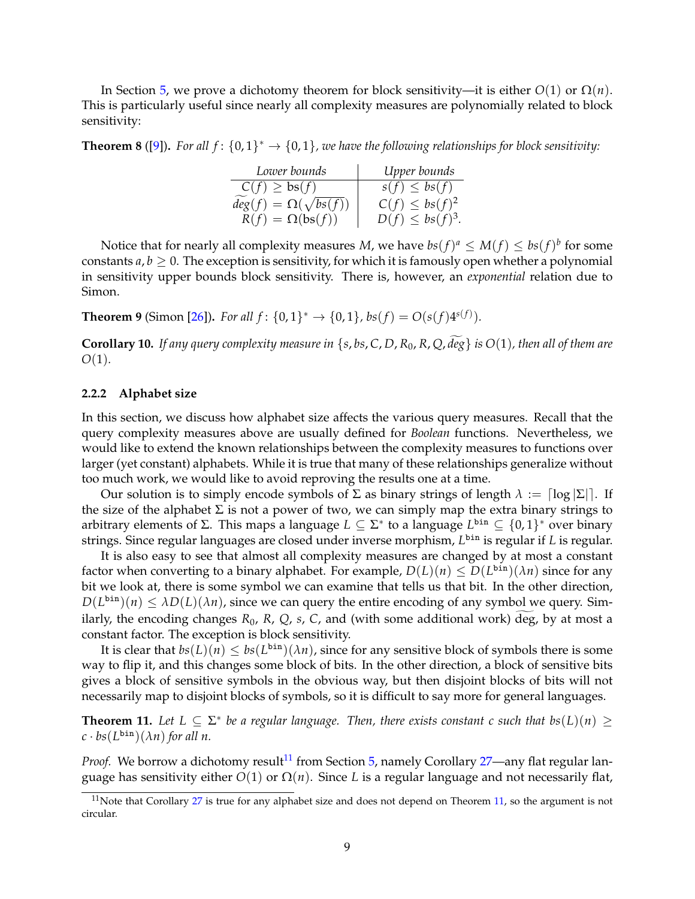In Section 5, we prove a dichotomy theorem for block sensitivity—it is either $O(1)$ or $\Omega(n)$. This is particularly useful since nearly all complexity measures are polynomially related to block sensitivity:

**Theorem 8** ([9])**.** *For all $f\colon \{0,1\}^* \to \{0,1\}$, we have the following relationships for block sensitivity:*

| *Lower bounds* | *Upper bounds* |
|---|---|
| $C(f) \geq \mathrm{bs}(f)$ | $s(f) \leq bs(f)$ |
| $\widetilde{deg}(f) = \Omega(\sqrt{bs(f)})$ | $C(f) \leq bs(f)^2$ |
| $R(f) = \Omega(\mathrm{bs}(f))$ | $D(f) \leq bs(f)^3.$ |

Notice that for nearly all complexity measures $M$, we have $bs(f)^a \leq M(f) \leq bs(f)^b$ for some constants $a, b \geq 0$. The exception is sensitivity, for which it is famously open whether a polynomial in sensitivity upper bounds block sensitivity. There is, however, an *exponential* relation due to Simon.

**Theorem 9** (Simon [26])**.** *For all $f\colon \{0,1\}^* \to \{0,1\}$, $bs(f) = O(s(f)4^{s(f)})$.*

**Corollary 10.** *If any query complexity measure in $\{s, bs, C, D, R_0, R, Q, \widetilde{deg}\}$ is $O(1)$, then all of them are $O(1)$.*

### 2.2.2 Alphabet size

In this section, we discuss how alphabet size affects the various query measures. Recall that the query complexity measures above are usually defined for *Boolean* functions. Nevertheless, we would like to extend the known relationships between the complexity measures to functions over larger (yet constant) alphabets. While it is true that many of these relationships generalize without too much work, we would like to avoid reproving the results one at a time.

Our solution is to simply encode symbols of $\Sigma$ as binary strings of length $\lambda := \lceil \log |\Sigma| \rceil$. If the size of the alphabet $\Sigma$ is not a power of two, we can simply map the extra binary strings to arbitrary elements of $\Sigma$. This maps a language $L \subseteq \Sigma^*$ to a language $L^{\mathtt{bin}} \subseteq \{0,1\}^*$ over binary strings. Since regular languages are closed under inverse morphism, $L^{\mathtt{bin}}$ is regular if $L$ is regular.

It is also easy to see that almost all complexity measures are changed by at most a constant factor when converting to a binary alphabet. For example, $D(L)(n) \leq D(L^{\mathtt{bin}})(\lambda n)$ since for any bit we look at, there is some symbol we can examine that tells us that bit. In the other direction, $D(L^{\mathtt{bin}})(n) \leq \lambda D(L)(\lambda n)$, since we can query the entire encoding of any symbol we query. Similarly, the encoding changes $R_0$, $R$, $Q$, $s$, $C$, and (with some additional work) $\widetilde{\deg}$, by at most a constant factor. The exception is block sensitivity.

It is clear that $bs(L)(n) \leq bs(L^{\mathtt{bin}})(\lambda n)$, since for any sensitive block of symbols there is some way to flip it, and this changes some block of bits. In the other direction, a block of sensitive bits gives a block of sensitive symbols in the obvious way, but then disjoint blocks of bits will not necessarily map to disjoint blocks of symbols, so it is difficult to say more for general languages.

**Theorem 11.** *Let $L \subseteq \Sigma^*$ be a regular language. Then, there exists constant $c$ such that $bs(L)(n) \geq c \cdot bs(L^{\mathtt{bin}})(\lambda n)$ for all $n$.*

*Proof.* We borrow a dichotomy result[11] from Section 5, namely Corollary 27—any flat regular language has sensitivity either $O(1)$ or $\Omega(n)$. Since $L$ is a regular language and not necessarily flat,

[11] Note that Corollary 27 is true for any alphabet size and does not depend on Theorem 11, so the argument is not circular.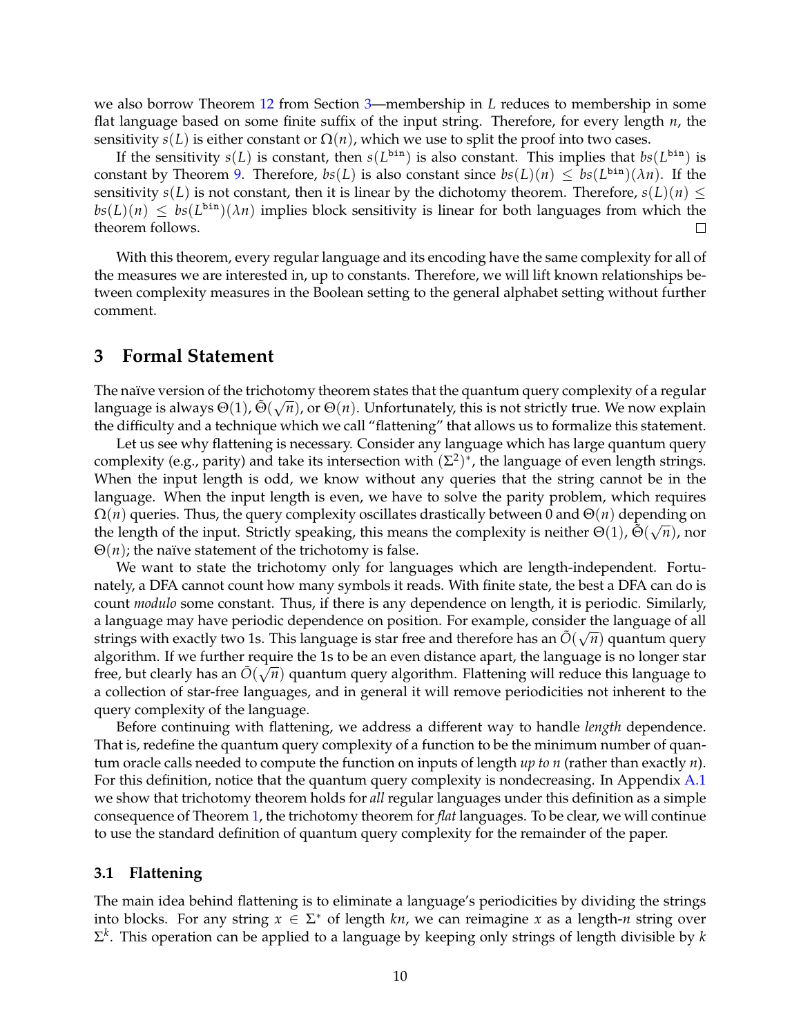we also borrow Theorem 12 from Section 3—membership in $L$ reduces to membership in some flat language based on some finite suffix of the input string. Therefore, for every length $n$, the sensitivity $s(L)$ is either constant or $\Omega(n)$, which we use to split the proof into two cases.

If the sensitivity $s(L)$ is constant, then $s(L^{\mathtt{bin}})$ is also constant. This implies that $bs(L^{\mathtt{bin}})$ is constant by Theorem 9. Therefore, $bs(L)$ is also constant since $bs(L)(n) \leq bs(L^{\mathtt{bin}})(\lambda n)$. If the sensitivity $s(L)$ is not constant, then it is linear by the dichotomy theorem. Therefore, $s(L)(n) \leq bs(L)(n) \leq bs(L^{\mathtt{bin}})(\lambda n)$ implies block sensitivity is linear for both languages from which the theorem follows. $\square$

With this theorem, every regular language and its encoding have the same complexity for all of the measures we are interested in, up to constants. Therefore, we will lift known relationships between complexity measures in the Boolean setting to the general alphabet setting without further comment.

## 3 Formal Statement

The naïve version of the trichotomy theorem states that the quantum query complexity of a regular language is always $\Theta(1)$, $\tilde{\Theta}(\sqrt{n})$, or $\Theta(n)$. Unfortunately, this is not strictly true. We now explain the difficulty and a technique which we call "flattening" that allows us to formalize this statement.

Let us see why flattening is necessary. Consider any language which has large quantum query complexity (e.g., parity) and take its intersection with $(\Sigma^2)^*$, the language of even length strings. When the input length is odd, we know without any queries that the string cannot be in the language. When the input length is even, we have to solve the parity problem, which requires $\Omega(n)$ queries. Thus, the query complexity oscillates drastically between 0 and $\Theta(n)$ depending on the length of the input. Strictly speaking, this means the complexity is neither $\Theta(1)$, $\tilde{\Theta}(\sqrt{n})$, nor $\Theta(n)$; the naïve statement of the trichotomy is false.

We want to state the trichotomy only for languages which are length-independent. Fortunately, a DFA cannot count how many symbols it reads. With finite state, the best a DFA can do is count *modulo* some constant. Thus, if there is any dependence on length, it is periodic. Similarly, a language may have periodic dependence on position. For example, consider the language of all strings with exactly two 1s. This language is star free and therefore has an $\tilde{O}(\sqrt{n})$ quantum query algorithm. If we further require the 1s to be an even distance apart, the language is no longer star free, but clearly has an $\tilde{O}(\sqrt{n})$ quantum query algorithm. Flattening will reduce this language to a collection of star-free languages, and in general it will remove periodicities not inherent to the query complexity of the language.

Before continuing with flattening, we address a different way to handle *length* dependence. That is, redefine the quantum query complexity of a function to be the minimum number of quantum oracle calls needed to compute the function on inputs of length *up to* $n$ (rather than exactly $n$). For this definition, notice that the quantum query complexity is nondecreasing. In Appendix A.1 we show that trichotomy theorem holds for *all* regular languages under this definition as a simple consequence of Theorem 1, the trichotomy theorem for *flat* languages. To be clear, we will continue to use the standard definition of quantum query complexity for the remainder of the paper.

### 3.1 Flattening

The main idea behind flattening is to eliminate a language's periodicities by dividing the strings into blocks. For any string $x \in \Sigma^*$ of length $kn$, we can reimagine $x$ as a length-$n$ string over $\Sigma^k$. This operation can be applied to a language by keeping only strings of length divisible by $k$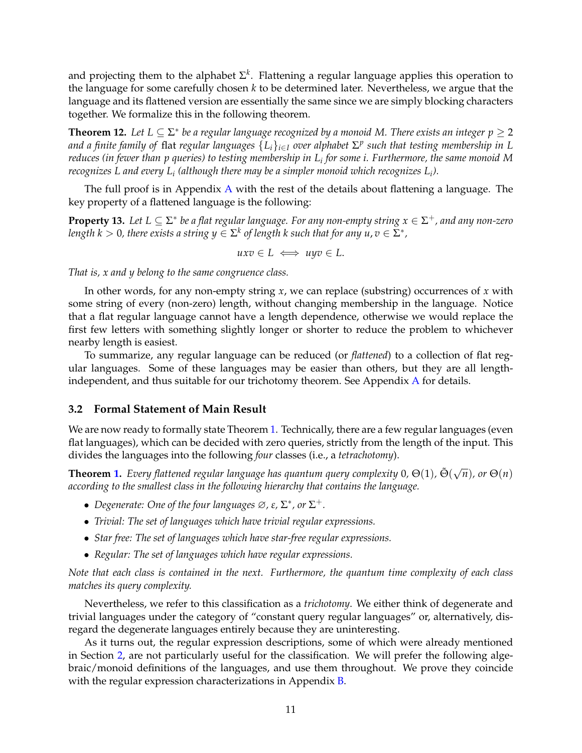and projecting them to the alphabet $\Sigma^k$. Flattening a regular language applies this operation to the language for some carefully chosen $k$ to be determined later. Nevertheless, we argue that the language and its flattened version are essentially the same since we are simply blocking characters together. We formalize this in the following theorem.

**Theorem 12.** *Let $L \subseteq \Sigma^*$ be a regular language recognized by a monoid $M$. There exists an integer $p \geq 2$ and a finite family of* flat *regular languages $\{L_i\}_{i \in I}$ over alphabet $\Sigma^p$ such that testing membership in $L$ reduces (in fewer than $p$ queries) to testing membership in $L_i$ for some $i$. Furthermore, the same monoid $M$ recognizes $L$ and every $L_i$ (although there may be a simpler monoid which recognizes $L_i$).*

The full proof is in Appendix A with the rest of the details about flattening a language. The key property of a flattened language is the following:

**Property 13.** *Let $L \subseteq \Sigma^*$ be a flat regular language. For any non-empty string $x \in \Sigma^+$, and any non-zero length $k > 0$, there exists a string $y \in \Sigma^k$ of length $k$ such that for any $u, v \in \Sigma^*$,*

$$uxv \in L \iff uyv \in L.$$

*That is, $x$ and $y$ belong to the same congruence class.*

In other words, for any non-empty string $x$, we can replace (substring) occurrences of $x$ with some string of every (non-zero) length, without changing membership in the language. Notice that a flat regular language cannot have a length dependence, otherwise we would replace the first few letters with something slightly longer or shorter to reduce the problem to whichever nearby length is easiest.

To summarize, any regular language can be reduced (or *flattened*) to a collection of flat regular languages. Some of these languages may be easier than others, but they are all length-independent, and thus suitable for our trichotomy theorem. See Appendix A for details.

### 3.2 Formal Statement of Main Result

We are now ready to formally state Theorem 1. Technically, there are a few regular languages (even flat languages), which can be decided with zero queries, strictly from the length of the input. This divides the languages into the following *four* classes (i.e., a *tetrachotomy*).

**Theorem 1.** *Every flattened regular language has quantum query complexity 0, $\Theta(1)$, $\tilde{\Theta}(\sqrt{n})$, or $\Theta(n)$ according to the smallest class in the following hierarchy that contains the language.*

- *Degenerate: One of the four languages $\varnothing$, $\varepsilon$, $\Sigma^*$, or $\Sigma^+$.*
- *Trivial: The set of languages which have trivial regular expressions.*
- *Star free: The set of languages which have star-free regular expressions.*
- *Regular: The set of languages which have regular expressions.*

*Note that each class is contained in the next. Furthermore, the quantum time complexity of each class matches its query complexity.*

Nevertheless, we refer to this classification as a *trichotomy*. We either think of degenerate and trivial languages under the category of "constant query regular languages" or, alternatively, disregard the degenerate languages entirely because they are uninteresting.

As it turns out, the regular expression descriptions, some of which were already mentioned in Section 2, are not particularly useful for the classification. We will prefer the following algebraic/monoid definitions of the languages, and use them throughout. We prove they coincide with the regular expression characterizations in Appendix B.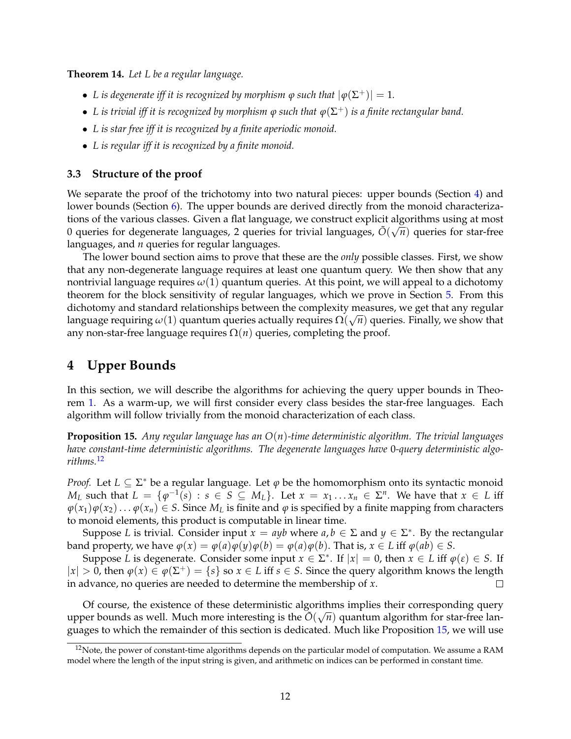**Theorem 14.** *Let $L$ be a regular language.*

- *$L$ is degenerate iff it is recognized by morphism $\varphi$ such that $|\varphi(\Sigma^+)| = 1$.*
- *$L$ is trivial iff it is recognized by morphism $\varphi$ such that $\varphi(\Sigma^+)$ is a finite rectangular band.*
- *$L$ is star free iff it is recognized by a finite aperiodic monoid.*
- *$L$ is regular iff it is recognized by a finite monoid.*

### 3.3 Structure of the proof

We separate the proof of the trichotomy into two natural pieces: upper bounds (Section 4) and lower bounds (Section 6). The upper bounds are derived directly from the monoid characterizations of the various classes. Given a flat language, we construct explicit algorithms using at most 0 queries for degenerate languages, 2 queries for trivial languages, $\tilde{O}(\sqrt{n})$ queries for star-free languages, and $n$ queries for regular languages.

The lower bound section aims to prove that these are the *only* possible classes. First, we show that any non-degenerate language requires at least one quantum query. We then show that any nontrivial language requires $\omega(1)$ quantum queries. At this point, we will appeal to a dichotomy theorem for the block sensitivity of regular languages, which we prove in Section 5. From this dichotomy and standard relationships between the complexity measures, we get that any regular language requiring $\omega(1)$ quantum queries actually requires $\Omega(\sqrt{n})$ queries. Finally, we show that any non-star-free language requires $\Omega(n)$ queries, completing the proof.

## 4 Upper Bounds

In this section, we will describe the algorithms for achieving the query upper bounds in Theorem 1. As a warm-up, we will first consider every class besides the star-free languages. Each algorithm will follow trivially from the monoid characterization of each class.

**Proposition 15.** *Any regular language has an $O(n)$-time deterministic algorithm. The trivial languages have constant-time deterministic algorithms. The degenerate languages have 0-query deterministic algorithms.*[12]

*Proof.* Let $L \subseteq \Sigma^*$ be a regular language. Let $\varphi$ be the homomorphism onto its syntactic monoid $M_L$ such that $L = \{\varphi^{-1}(s) : s \in S \subseteq M_L\}$. Let $x = x_1 \dots x_n \in \Sigma^n$. We have that $x \in L$ iff $\varphi(x_1)\varphi(x_2)\dots\varphi(x_n) \in S$. Since $M_L$ is finite and $\varphi$ is specified by a finite mapping from characters to monoid elements, this product is computable in linear time.

Suppose $L$ is trivial. Consider input $x = ayb$ where $a, b \in \Sigma$ and $y \in \Sigma^*$. By the rectangular band property, we have $\varphi(x) = \varphi(a)\varphi(y)\varphi(b) = \varphi(a)\varphi(b)$. That is, $x \in L$ iff $\varphi(ab) \in S$.

Suppose $L$ is degenerate. Consider some input $x \in \Sigma^*$. If $|x| = 0$, then $x \in L$ iff $\varphi(\varepsilon) \in S$. If $|x| > 0$, then $\varphi(x) \in \varphi(\Sigma^+) = \{s\}$ so $x \in L$ iff $s \in S$. Since the query algorithm knows the length in advance, no queries are needed to determine the membership of $x$. $\square$

Of course, the existence of these deterministic algorithms implies their corresponding query upper bounds as well. Much more interesting is the $\tilde{O}(\sqrt{n})$ quantum algorithm for star-free languages to which the remainder of this section is dedicated. Much like Proposition 15, we will use

[12] Note, the power of constant-time algorithms depends on the particular model of computation. We assume a RAM model where the length of the input string is given, and arithmetic on indices can be performed in constant time.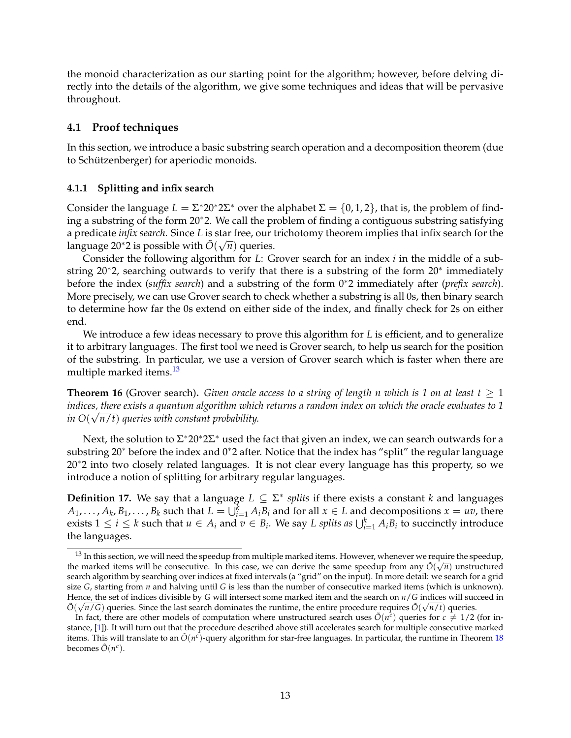the monoid characterization as our starting point for the algorithm; however, before delving directly into the details of the algorithm, we give some techniques and ideas that will be pervasive throughout.

## 4.1 Proof techniques

In this section, we introduce a basic substring search operation and a decomposition theorem (due to Schützenberger) for aperiodic monoids.

### 4.1.1 Splitting and infix search

Consider the language $L = \Sigma^* 20^* 2\Sigma^*$ over the alphabet $\Sigma = \{0, 1, 2\}$, that is, the problem of finding a substring of the form $20^*2$. We call the problem of finding a contiguous substring satisfying a predicate *infix search*. Since $L$ is star free, our trichotomy theorem implies that infix search for the language $20^*2$ is possible with $\tilde{O}(\sqrt{n})$ queries.

Consider the following algorithm for $L$: Grover search for an index $i$ in the middle of a substring $20^*2$, searching outwards to verify that there is a substring of the form $20^*$ immediately before the index (*suffix search*) and a substring of the form $0^*2$ immediately after (*prefix search*). More precisely, we can use Grover search to check whether a substring is all 0s, then binary search to determine how far the 0s extend on either side of the index, and finally check for 2s on either end.

We introduce a few ideas necessary to prove this algorithm for $L$ is efficient, and to generalize it to arbitrary languages. The first tool we need is Grover search, to help us search for the position of the substring. In particular, we use a version of Grover search which is faster when there are multiple marked items.[13]

**Theorem 16** (Grover search)**.** *Given oracle access to a string of length $n$ which is 1 on at least $t \geq 1$ indices, there exists a quantum algorithm which returns a random index on which the oracle evaluates to 1 in $O(\sqrt{n/t})$ queries with constant probability.*

Next, the solution to $\Sigma^* 20^* 2\Sigma^*$ used the fact that given an index, we can search outwards for a substring $20^*$ before the index and $0^*2$ after. Notice that the index has "split" the regular language $20^*2$ into two closely related languages. It is not clear every language has this property, so we introduce a notion of splitting for arbitrary regular languages.

**Definition 17.** We say that a language $L \subseteq \Sigma^*$ *splits* if there exists a constant $k$ and languages $A_1, \ldots, A_k, B_1, \ldots, B_k$ such that $L = \bigcup_{i=1}^{k} A_i B_i$ and for all $x \in L$ and decompositions $x = uv$, there exists $1 \leq i \leq k$ such that $u \in A_i$ and $v \in B_i$. We say *$L$ splits as $\bigcup_{i=1}^{k} A_i B_i$* to succinctly introduce the languages.

---

[13] In this section, we will need the speedup from multiple marked items. However, whenever we require the speedup, the marked items will be consecutive. In this case, we can derive the same speedup from any $\tilde{O}(\sqrt{n})$ unstructured search algorithm by searching over indices at fixed intervals (a "grid" on the input). In more detail: we search for a grid size $G$, starting from $n$ and halving until $G$ is less than the number of consecutive marked items (which is unknown). Hence, the set of indices divisible by $G$ will intersect some marked item and the search on $n/G$ indices will succeed in $\tilde{O}(\sqrt{n/G})$ queries. Since the last search dominates the runtime, the entire procedure requires $\tilde{O}(\sqrt{n/t})$ queries.

In fact, there are other models of computation where unstructured search uses $\tilde{O}(n^c)$ queries for $c \neq 1/2$ (for instance, [1]). It will turn out that the procedure described above still accelerates search for multiple consecutive marked items. This will translate to an $\tilde{O}(n^c)$-query algorithm for star-free languages. In particular, the runtime in Theorem 18 becomes $\tilde{O}(n^c)$.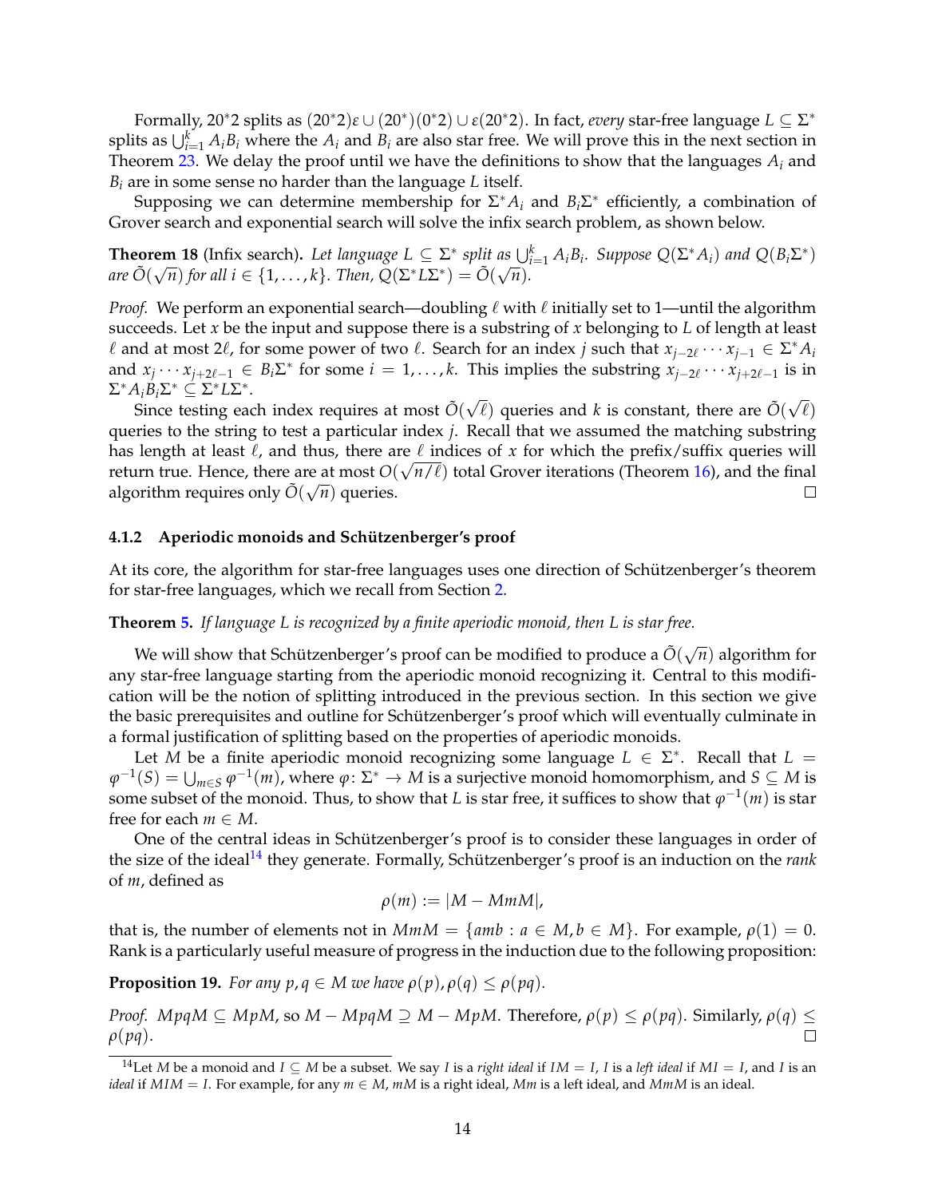Formally, $20^*2$ splits as $(20^*2)\varepsilon \cup (20^*)(0^*2) \cup \varepsilon(20^*2)$. In fact, *every* star-free language $L \subseteq \Sigma^*$ splits as $\bigcup_{i=1}^{k} A_i B_i$ where the $A_i$ and $B_i$ are also star free. We will prove this in the next section in Theorem 23. We delay the proof until we have the definitions to show that the languages $A_i$ and $B_i$ are in some sense no harder than the language $L$ itself.

Supposing we can determine membership for $\Sigma^* A_i$ and $B_i \Sigma^*$ efficiently, a combination of Grover search and exponential search will solve the infix search problem, as shown below.

**Theorem 18** (Infix search). *Let language $L \subseteq \Sigma^*$ split as $\bigcup_{i=1}^{k} A_i B_i$. Suppose $Q(\Sigma^* A_i)$ and $Q(B_i \Sigma^*)$ are $\tilde{O}(\sqrt{n})$ for all $i \in \{1, \ldots, k\}$. Then, $Q(\Sigma^* L \Sigma^*) = \tilde{O}(\sqrt{n})$.*

*Proof.* We perform an exponential search—doubling $\ell$ with $\ell$ initially set to 1—until the algorithm succeeds. Let $x$ be the input and suppose there is a substring of $x$ belonging to $L$ of length at least $\ell$ and at most $2\ell$, for some power of two $\ell$. Search for an index $j$ such that $x_{j-2\ell} \cdots x_{j-1} \in \Sigma^* A_i$ and $x_j \cdots x_{j+2\ell-1} \in B_i \Sigma^*$ for some $i = 1, \ldots, k$. This implies the substring $x_{j-2\ell} \cdots x_{j+2\ell-1}$ is in $\Sigma^* A_i B_i \Sigma^* \subseteq \Sigma^* L \Sigma^*$.

Since testing each index requires at most $\tilde{O}(\sqrt{\ell})$ queries and $k$ is constant, there are $\tilde{O}(\sqrt{\ell})$ queries to the string to test a particular index $j$. Recall that we assumed the matching substring has length at least $\ell$, and thus, there are $\ell$ indices of $x$ for which the prefix/suffix queries will return true. Hence, there are at most $O(\sqrt{n/\ell})$ total Grover iterations (Theorem 16), and the final algorithm requires only $\tilde{O}(\sqrt{n})$ queries. □

#### 4.1.2 Aperiodic monoids and Schützenberger's proof

At its core, the algorithm for star-free languages uses one direction of Schützenberger's theorem for star-free languages, which we recall from Section 2.

**Theorem 5.** *If language $L$ is recognized by a finite aperiodic monoid, then $L$ is star free.*

We will show that Schützenberger's proof can be modified to produce a $\tilde{O}(\sqrt{n})$ algorithm for any star-free language starting from the aperiodic monoid recognizing it. Central to this modification will be the notion of splitting introduced in the previous section. In this section we give the basic prerequisites and outline for Schützenberger's proof which will eventually culminate in a formal justification of splitting based on the properties of aperiodic monoids.

Let $M$ be a finite aperiodic monoid recognizing some language $L \in \Sigma^*$. Recall that $L = \varphi^{-1}(S) = \bigcup_{m \in S} \varphi^{-1}(m)$, where $\varphi \colon \Sigma^* \to M$ is a surjective monoid homomorphism, and $S \subseteq M$ is some subset of the monoid. Thus, to show that $L$ is star free, it suffices to show that $\varphi^{-1}(m)$ is star free for each $m \in M$.

One of the central ideas in Schützenberger's proof is to consider these languages in order of the size of the ideal[14] they generate. Formally, Schützenberger's proof is an induction on the *rank* of $m$, defined as

$$\rho(m) := |M - MmM|,$$

that is, the number of elements not in $MmM = \{amb : a \in M, b \in M\}$. For example, $\rho(1) = 0$. Rank is a particularly useful measure of progress in the induction due to the following proposition:

**Proposition 19.** *For any $p, q \in M$ we have $\rho(p), \rho(q) \leq \rho(pq)$.*

*Proof.* $MpqM \subseteq MpM$, so $M - MpqM \supseteq M - MpM$. Therefore, $\rho(p) \leq \rho(pq)$. Similarly, $\rho(q) \leq \rho(pq)$. □

[14] Let $M$ be a monoid and $I \subseteq M$ be a subset. We say $I$ is a *right ideal* if $IM = I$, $I$ is a *left ideal* if $MI = I$, and $I$ is an *ideal* if $MIM = I$. For example, for any $m \in M$, $mM$ is a right ideal, $Mm$ is a left ideal, and $MmM$ is an ideal.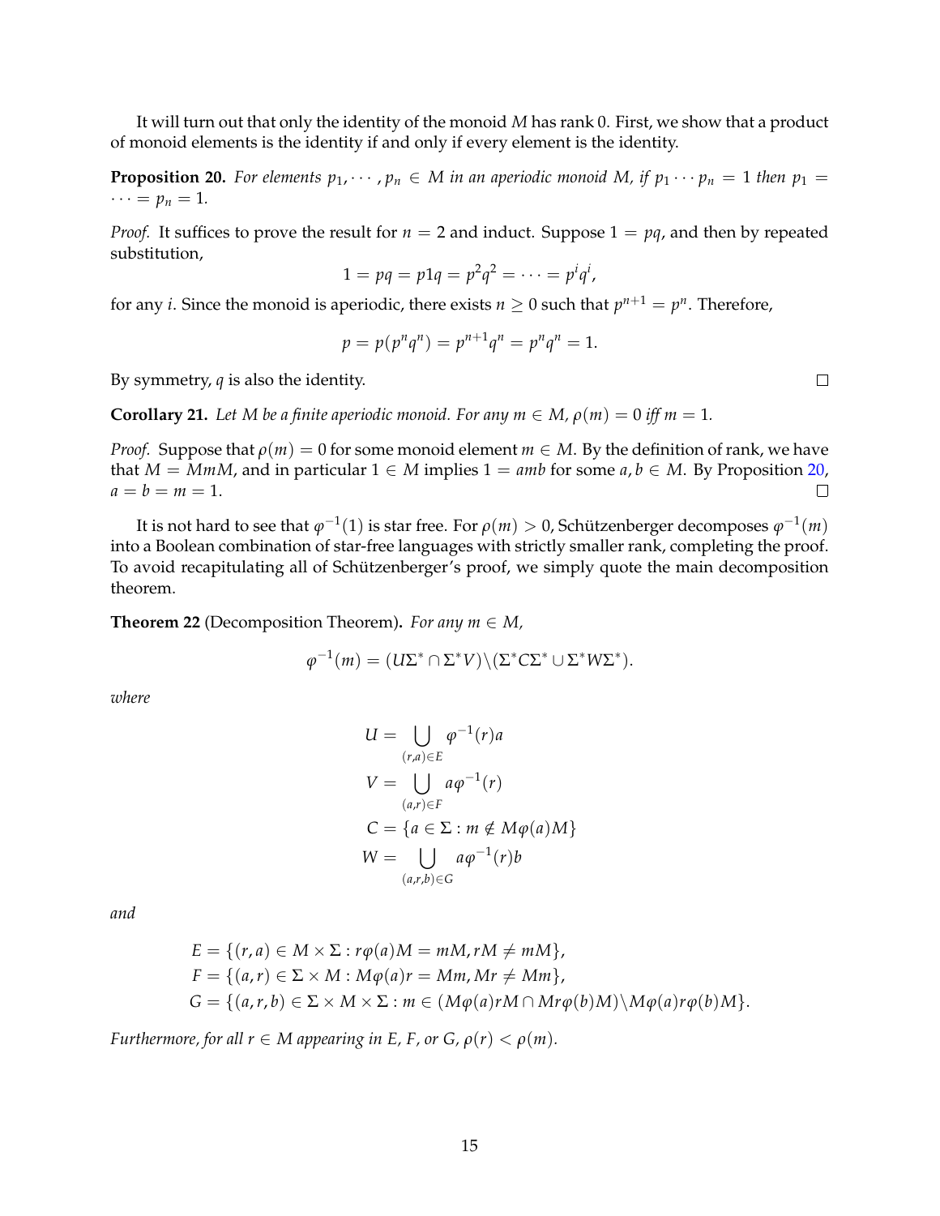It will turn out that only the identity of the monoid $M$ has rank 0. First, we show that a product of monoid elements is the identity if and only if every element is the identity.

**Proposition 20.** *For elements $p_1, \cdots, p_n \in M$ in an aperiodic monoid $M$, if $p_1 \cdots p_n = 1$ then $p_1 = \cdots = p_n = 1$.*

*Proof.* It suffices to prove the result for $n = 2$ and induct. Suppose $1 = pq$, and then by repeated substitution,

$$1 = pq = p1q = p^2q^2 = \cdots = p^iq^i,$$

for any $i$. Since the monoid is aperiodic, there exists $n \geq 0$ such that $p^{n+1} = p^n$. Therefore,

$$p = p(p^nq^n) = p^{n+1}q^n = p^nq^n = 1.$$

By symmetry, $q$ is also the identity. $\square$

**Corollary 21.** *Let $M$ be a finite aperiodic monoid. For any $m \in M$, $\rho(m) = 0$ iff $m = 1$.*

*Proof.* Suppose that $\rho(m) = 0$ for some monoid element $m \in M$. By the definition of rank, we have that $M = MmM$, and in particular $1 \in M$ implies $1 = amb$ for some $a, b \in M$. By Proposition 20, $a = b = m = 1$. $\square$

It is not hard to see that $\varphi^{-1}(1)$ is star free. For $\rho(m) > 0$, Schützenberger decomposes $\varphi^{-1}(m)$ into a Boolean combination of star-free languages with strictly smaller rank, completing the proof. To avoid recapitulating all of Schützenberger's proof, we simply quote the main decomposition theorem.

**Theorem 22** (Decomposition Theorem)**.** *For any $m \in M$,*

$$\varphi^{-1}(m) = (U\Sigma^* \cap \Sigma^*V) \backslash (\Sigma^*C\Sigma^* \cup \Sigma^*W\Sigma^*).$$

*where*

$$\begin{aligned}
U &= \bigcup_{(r,a) \in E} \varphi^{-1}(r)a \\
V &= \bigcup_{(a,r) \in F} a\varphi^{-1}(r) \\
C &= \{a \in \Sigma : m \notin M\varphi(a)M\} \\
W &= \bigcup_{(a,r,b) \in G} a\varphi^{-1}(r)b
\end{aligned}$$

*and*

$$\begin{aligned}
E &= \{(r, a) \in M \times \Sigma : r\varphi(a)M = mM, rM \neq mM\}, \\
F &= \{(a, r) \in \Sigma \times M : M\varphi(a)r = Mm, Mr \neq Mm\}, \\
G &= \{(a, r, b) \in \Sigma \times M \times \Sigma : m \in (M\varphi(a)rM \cap Mr\varphi(b)M) \backslash M\varphi(a)r\varphi(b)M\}.
\end{aligned}$$

*Furthermore, for all $r \in M$ appearing in $E$, $F$, or $G$, $\rho(r) < \rho(m)$.*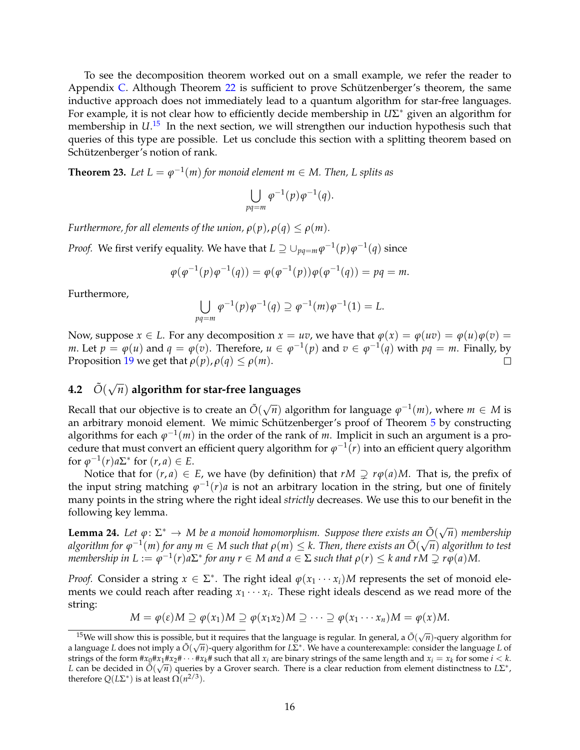To see the decomposition theorem worked out on a small example, we refer the reader to Appendix C. Although Theorem 22 is sufficient to prove Schützenberger's theorem, the same inductive approach does not immediately lead to a quantum algorithm for star-free languages. For example, it is not clear how to efficiently decide membership in $U\Sigma^*$ given an algorithm for membership in $U$.[15] In the next section, we will strengthen our induction hypothesis such that queries of this type are possible. Let us conclude this section with a splitting theorem based on Schützenberger's notion of rank.

**Theorem 23.** *Let $L = \varphi^{-1}(m)$ for monoid element $m \in M$. Then, $L$ splits as*

$$\bigcup_{pq=m} \varphi^{-1}(p)\varphi^{-1}(q).$$

*Furthermore, for all elements of the union, $\rho(p), \rho(q) \leq \rho(m)$.*

*Proof.* We first verify equality. We have that $L \supseteq \cup_{pq=m}\varphi^{-1}(p)\varphi^{-1}(q)$ since

$$\varphi(\varphi^{-1}(p)\varphi^{-1}(q)) = \varphi(\varphi^{-1}(p))\varphi(\varphi^{-1}(q)) = pq = m.$$

Furthermore,

$$\bigcup_{pq=m} \varphi^{-1}(p)\varphi^{-1}(q) \supseteq \varphi^{-1}(m)\varphi^{-1}(1) = L.$$

Now, suppose $x \in L$. For any decomposition $x = uv$, we have that $\varphi(x) = \varphi(uv) = \varphi(u)\varphi(v) = m$. Let $p = \varphi(u)$ and $q = \varphi(v)$. Therefore, $u \in \varphi^{-1}(p)$ and $v \in \varphi^{-1}(q)$ with $pq = m$. Finally, by Proposition 19 we get that $\rho(p), \rho(q) \leq \rho(m)$. $\square$

### 4.2 $\tilde{O}(\sqrt{n})$ algorithm for star-free languages

Recall that our objective is to create an $\tilde{O}(\sqrt{n})$ algorithm for language $\varphi^{-1}(m)$, where $m \in M$ is an arbitrary monoid element. We mimic Schützenberger's proof of Theorem 5 by constructing algorithms for each $\varphi^{-1}(m)$ in the order of the rank of $m$. Implicit in such an argument is a procedure that must convert an efficient query algorithm for $\varphi^{-1}(r)$ into an efficient query algorithm for $\varphi^{-1}(r)a\Sigma^*$ for $(r, a) \in E$.

Notice that for $(r, a) \in E$, we have (by definition) that $rM \supsetneq r\varphi(a)M$. That is, the prefix of the input string matching $\varphi^{-1}(r)a$ is not an arbitrary location in the string, but one of finitely many points in the string where the right ideal *strictly* decreases. We use this to our benefit in the following key lemma.

**Lemma 24.** *Let $\varphi \colon \Sigma^* \to M$ be a monoid homomorphism. Suppose there exists an $\tilde{O}(\sqrt{n})$ membership algorithm for $\varphi^{-1}(m)$ for any $m \in M$ such that $\rho(m) \leq k$. Then, there exists an $\tilde{O}(\sqrt{n})$ algorithm to test membership in $L := \varphi^{-1}(r)a\Sigma^*$ for any $r \in M$ and $a \in \Sigma$ such that $\rho(r) \leq k$ and $rM \supsetneq r\varphi(a)M$.*

*Proof.* Consider a string $x \in \Sigma^*$. The right ideal $\varphi(x_1 \cdots x_i)M$ represents the set of monoid elements we could reach after reading $x_1 \cdots x_i$. These right ideals descend as we read more of the string:

$$M = \varphi(\varepsilon)M \supseteq \varphi(x_1)M \supseteq \varphi(x_1x_2)M \supseteq \cdots \supseteq \varphi(x_1 \cdots x_n)M = \varphi(x)M.$$

[15] We will show this is possible, but it requires that the language is regular. In general, a $\tilde{O}(\sqrt{n})$-query algorithm for a language $L$ does not imply a $\tilde{O}(\sqrt{n})$-query algorithm for $L\Sigma^*$. We have a counterexample: consider the language $L$ of strings of the form $\#x_0\#x_1\#x_2\#\cdots\#x_k\#$ such that all $x_i$ are binary strings of the same length and $x_i = x_k$ for some $i < k$. $L$ can be decided in $\tilde{O}(\sqrt{n})$ queries by a Grover search. There is a clear reduction from element distinctness to $L\Sigma^*$, therefore $Q(L\Sigma^*)$ is at least $\Omega(n^{2/3})$.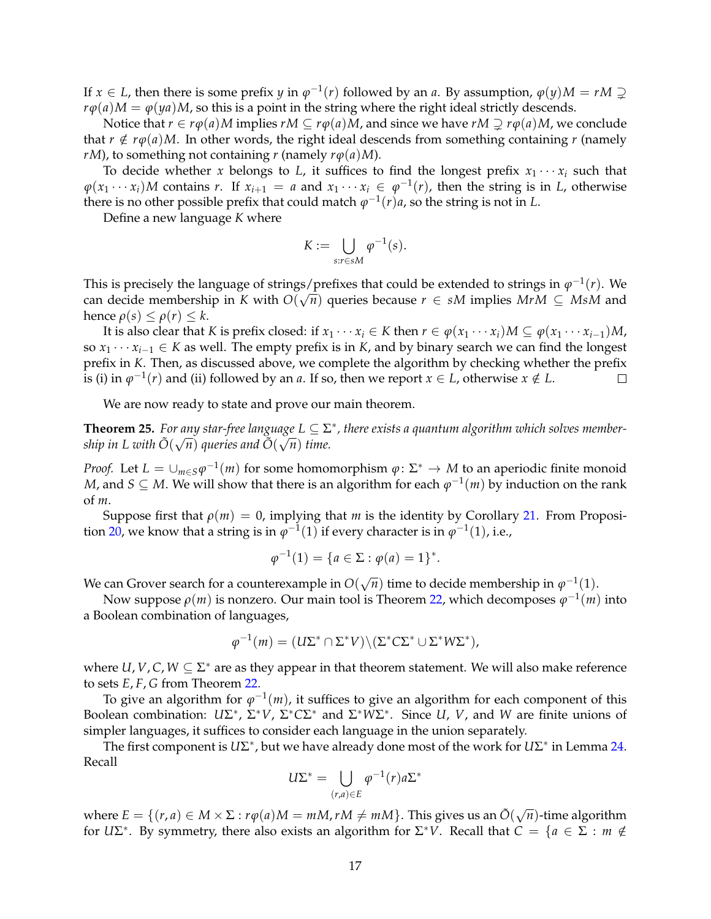If $x \in L$, then there is some prefix $y$ in $\varphi^{-1}(r)$ followed by an $a$. By assumption, $\varphi(y)M = rM \supsetneq r\varphi(a)M = \varphi(ya)M$, so this is a point in the string where the right ideal strictly descends.

Notice that $r \in r\varphi(a)M$ implies $rM \subseteq r\varphi(a)M$, and since we have $rM \supsetneq r\varphi(a)M$, we conclude that $r \notin r\varphi(a)M$. In other words, the right ideal descends from something containing $r$ (namely $rM$), to something not containing $r$ (namely $r\varphi(a)M$).

To decide whether $x$ belongs to $L$, it suffices to find the longest prefix $x_1 \cdots x_i$ such that $\varphi(x_1 \cdots x_i)M$ contains $r$. If $x_{i+1} = a$ and $x_1 \cdots x_i \in \varphi^{-1}(r)$, then the string is in $L$, otherwise there is no other possible prefix that could match $\varphi^{-1}(r)a$, so the string is not in $L$.

Define a new language $K$ where

$$K := \bigcup_{s : r \in sM} \varphi^{-1}(s).$$

This is precisely the language of strings/prefixes that could be extended to strings in $\varphi^{-1}(r)$. We can decide membership in $K$ with $O(\sqrt{n})$ queries because $r \in sM$ implies $MrM \subseteq MsM$ and hence $\rho(s) \leq \rho(r) \leq k$.

It is also clear that $K$ is prefix closed: if $x_1 \cdots x_i \in K$ then $r \in \varphi(x_1 \cdots x_i)M \subseteq \varphi(x_1 \cdots x_{i-1})M$, so $x_1 \cdots x_{i-1} \in K$ as well. The empty prefix is in $K$, and by binary search we can find the longest prefix in $K$. Then, as discussed above, we complete the algorithm by checking whether the prefix is (i) in $\varphi^{-1}(r)$ and (ii) followed by an $a$. If so, then we report $x \in L$, otherwise $x \notin L$. $\square$

We are now ready to state and prove our main theorem.

**Theorem 25.** *For any star-free language $L \subseteq \Sigma^*$, there exists a quantum algorithm which solves membership in $L$ with $\tilde{O}(\sqrt{n})$ queries and $\tilde{O}(\sqrt{n})$ time.*

*Proof.* Let $L = \cup_{m \in S} \varphi^{-1}(m)$ for some homomorphism $\varphi\colon \Sigma^* \to M$ to an aperiodic finite monoid $M$, and $S \subseteq M$. We will show that there is an algorithm for each $\varphi^{-1}(m)$ by induction on the rank of $m$.

Suppose first that $\rho(m) = 0$, implying that $m$ is the identity by Corollary 21. From Proposition 20, we know that a string is in $\varphi^{-1}(1)$ if every character is in $\varphi^{-1}(1)$, i.e.,

$$\varphi^{-1}(1) = \{a \in \Sigma : \varphi(a) = 1\}^*.$$

We can Grover search for a counterexample in $O(\sqrt{n})$ time to decide membership in $\varphi^{-1}(1)$.

Now suppose $\rho(m)$ is nonzero. Our main tool is Theorem 22, which decomposes $\varphi^{-1}(m)$ into a Boolean combination of languages,

$$\varphi^{-1}(m) = (U\Sigma^* \cap \Sigma^* V) \backslash (\Sigma^* C \Sigma^* \cup \Sigma^* W \Sigma^*),$$

where $U, V, C, W \subseteq \Sigma^*$ are as they appear in that theorem statement. We will also make reference to sets $E, F, G$ from Theorem 22.

To give an algorithm for $\varphi^{-1}(m)$, it suffices to give an algorithm for each component of this Boolean combination: $U\Sigma^*$, $\Sigma^* V$, $\Sigma^* C \Sigma^*$ and $\Sigma^* W \Sigma^*$. Since $U$, $V$, and $W$ are finite unions of simpler languages, it suffices to consider each language in the union separately.

The first component is $U\Sigma^*$, but we have already done most of the work for $U\Sigma^*$ in Lemma 24. Recall

$$U\Sigma^* = \bigcup_{(r,a) \in E} \varphi^{-1}(r) a \Sigma^*$$

where $E = \{(r, a) \in M \times \Sigma : r\varphi(a)M = mM, rM \neq mM\}$. This gives us an $\tilde{O}(\sqrt{n})$-time algorithm for $U\Sigma^*$. By symmetry, there also exists an algorithm for $\Sigma^* V$. Recall that $C = \{a \in \Sigma : m \notin$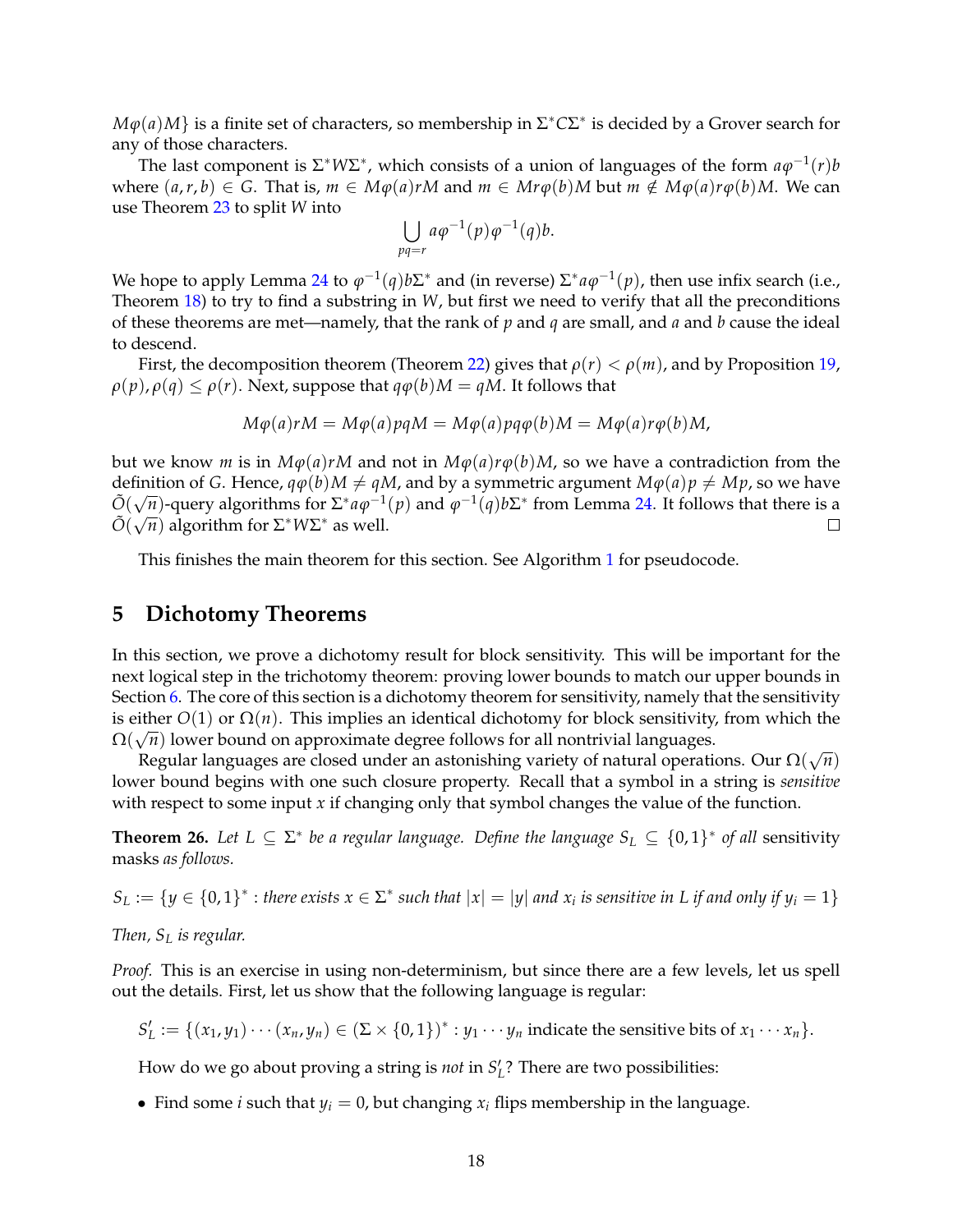$M\varphi(a)M\}$ is a finite set of characters, so membership in $\Sigma^* C \Sigma^*$ is decided by a Grover search for any of those characters.

The last component is $\Sigma^* W \Sigma^*$, which consists of a union of languages of the form $a\varphi^{-1}(r)b$ where $(a, r, b) \in G$. That is, $m \in M\varphi(a)rM$ and $m \in Mr\varphi(b)M$ but $m \notin M\varphi(a)r\varphi(b)M$. We can use Theorem 23 to split $W$ into

$$\bigcup_{pq=r} a\varphi^{-1}(p)\varphi^{-1}(q)b.$$

We hope to apply Lemma 24 to $\varphi^{-1}(q)b\Sigma^*$ and (in reverse) $\Sigma^* a\varphi^{-1}(p)$, then use infix search (i.e., Theorem 18) to try to find a substring in $W$, but first we need to verify that all the preconditions of these theorems are met—namely, that the rank of $p$ and $q$ are small, and $a$ and $b$ cause the ideal to descend.

First, the decomposition theorem (Theorem 22) gives that $\rho(r) < \rho(m)$, and by Proposition 19, $\rho(p), \rho(q) \leq \rho(r)$. Next, suppose that $q\varphi(b)M = qM$. It follows that

$$M\varphi(a)rM = M\varphi(a)pqM = M\varphi(a)pq\varphi(b)M = M\varphi(a)r\varphi(b)M,$$

but we know $m$ is in $M\varphi(a)rM$ and not in $M\varphi(a)r\varphi(b)M$, so we have a contradiction from the definition of $G$. Hence, $q\varphi(b)M \neq qM$, and by a symmetric argument $M\varphi(a)p \neq Mp$, so we have $\tilde{O}(\sqrt{n})$-query algorithms for $\Sigma^* a\varphi^{-1}(p)$ and $\varphi^{-1}(q)b\Sigma^*$ from Lemma 24. It follows that there is a $\tilde{O}(\sqrt{n})$ algorithm for $\Sigma^* W \Sigma^*$ as well. $\square$

This finishes the main theorem for this section. See Algorithm 1 for pseudocode.

## 5 Dichotomy Theorems

In this section, we prove a dichotomy result for block sensitivity. This will be important for the next logical step in the trichotomy theorem: proving lower bounds to match our upper bounds in Section 6. The core of this section is a dichotomy theorem for sensitivity, namely that the sensitivity is either $O(1)$ or $\Omega(n)$. This implies an identical dichotomy for block sensitivity, from which the $\Omega(\sqrt{n})$ lower bound on approximate degree follows for all nontrivial languages.

Regular languages are closed under an astonishing variety of natural operations. Our $\Omega(\sqrt{n})$ lower bound begins with one such closure property. Recall that a symbol in a string is *sensitive* with respect to some input $x$ if changing only that symbol changes the value of the function.

**Theorem 26.** *Let $L \subseteq \Sigma^*$ be a regular language. Define the language $S_L \subseteq \{0,1\}^*$ of all* sensitivity masks *as follows.*

$$S_L := \{y \in \{0,1\}^* : \text{there exists } x \in \Sigma^* \text{ such that } |x| = |y| \text{ and } x_i \text{ is sensitive in } L \text{ if and only if } y_i = 1\}$$

*Then, $S_L$ is regular.*

*Proof.* This is an exercise in using non-determinism, but since there are a few levels, let us spell out the details. First, let us show that the following language is regular:

$$S'_L := \{(x_1, y_1) \cdots (x_n, y_n) \in (\Sigma \times \{0,1\})^* : y_1 \cdots y_n \text{ indicate the sensitive bits of } x_1 \cdots x_n\}.$$

How do we go about proving a string is *not* in $S'_L$? There are two possibilities:

- Find some $i$ such that $y_i = 0$, but changing $x_i$ flips membership in the language.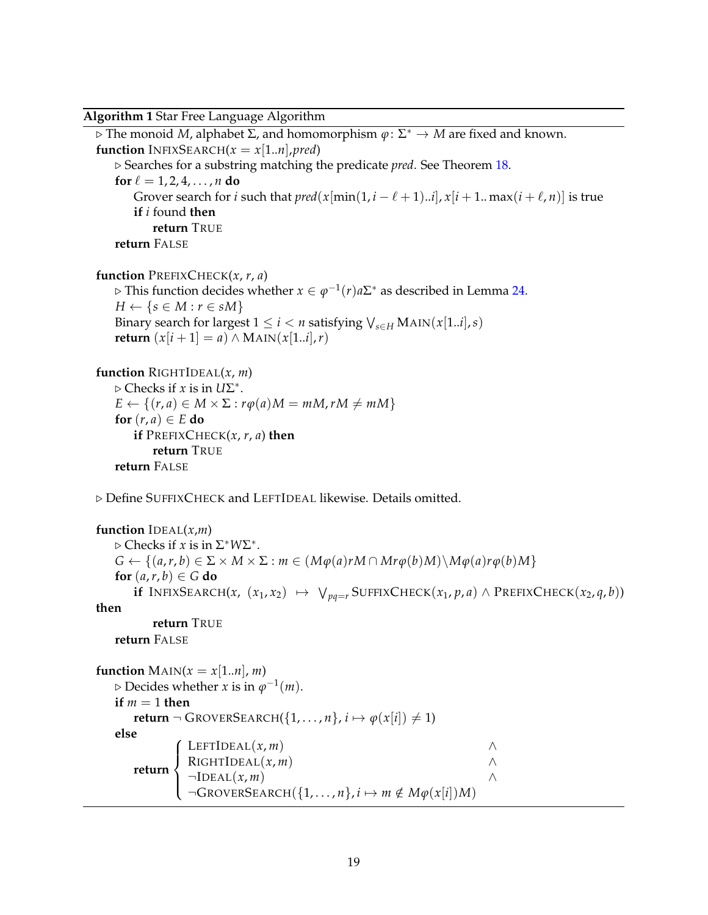**Algorithm 1** Star Free Language Algorithm

```
▷ The monoid M, alphabet Σ, and homomorphism φ: Σ* → M are fixed and known.
function InfixSearch(x = x[1..n], pred)
    ▷ Searches for a substring matching the predicate pred. See Theorem 18.
    for ℓ = 1, 2, 4, ..., n do
        Grover search for i such that pred(x[min(1, i − ℓ + 1)..i], x[i + 1.. max(i + ℓ, n)] is true
        if i found then
            return True
    return False

function PrefixCheck(x, r, a)
    ▷ This function decides whether x ∈ φ⁻¹(r)aΣ* as described in Lemma 24.
    H ← {s ∈ M : r ∈ sM}
    Binary search for largest 1 ≤ i < n satisfying ⋁_{s∈H} Main(x[1..i], s)
    return (x[i + 1] = a) ∧ Main(x[1..i], r)

function RightIdeal(x, m)
    ▷ Checks if x is in UΣ*.
    E ← {(r, a) ∈ M × Σ : rφ(a)M = mM, rM ≠ mM}
    for (r, a) ∈ E do
        if PrefixCheck(x, r, a) then
            return True
    return False

▷ Define SuffixCheck and LeftIdeal likewise. Details omitted.

function Ideal(x, m)
    ▷ Checks if x is in Σ*WΣ*.
    G ← {(a, r, b) ∈ Σ × M × Σ : m ∈ (Mφ(a)rM ∩ Mrφ(b)M) \ Mφ(a)rφ(b)M}
    for (a, r, b) ∈ G do
        if InfixSearch(x, (x₁, x₂) ↦ ⋁_{pq=r} SuffixCheck(x₁, p, a) ∧ PrefixCheck(x₂, q, b))
then
            return True
    return False

function Main(x = x[1..n], m)
    ▷ Decides whether x is in φ⁻¹(m).
    if m = 1 then
        return ¬ GroverSearch({1, ..., n}, i ↦ φ(x[i]) ≠ 1)
    else
        return { LeftIdeal(x, m)                                   ∧
               { RightIdeal(x, m)                                  ∧
               { ¬Ideal(x, m)                                      ∧
               { ¬GroverSearch({1, ..., n}, i ↦ m ∉ Mφ(x[i])M)
```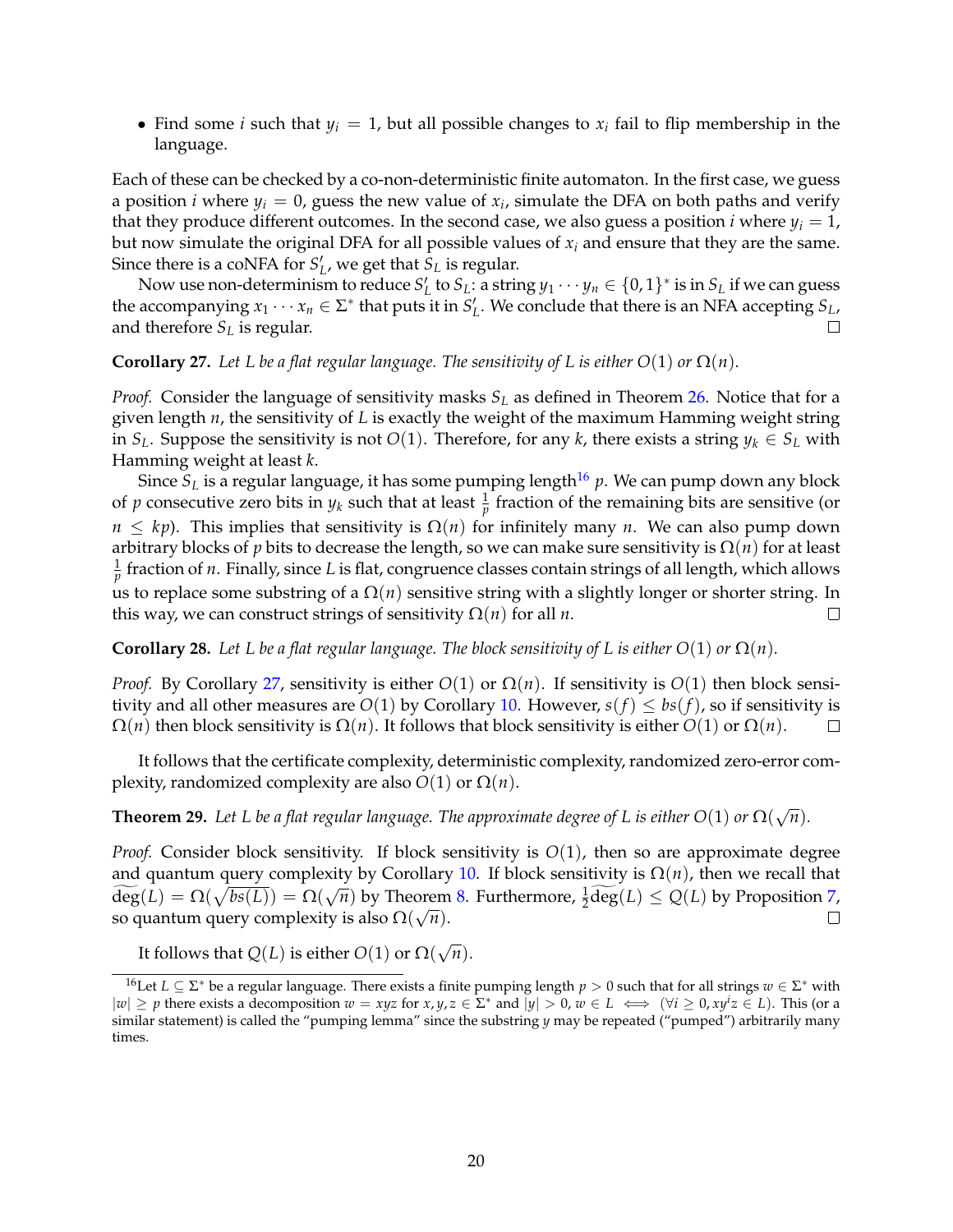- Find some $i$ such that $y_i = 1$, but all possible changes to $x_i$ fail to flip membership in the language.

Each of these can be checked by a co-non-deterministic finite automaton. In the first case, we guess a position $i$ where $y_i = 0$, guess the new value of $x_i$, simulate the DFA on both paths and verify that they produce different outcomes. In the second case, we also guess a position $i$ where $y_i = 1$, but now simulate the original DFA for all possible values of $x_i$ and ensure that they are the same. Since there is a coNFA for $S'_L$, we get that $S_L$ is regular.

Now use non-determinism to reduce $S'_L$ to $S_L$: a string $y_1 \cdots y_n \in \{0,1\}^*$ is in $S_L$ if we can guess the accompanying $x_1 \cdots x_n \in \Sigma^*$ that puts it in $S'_L$. We conclude that there is an NFA accepting $S_L$, and therefore $S_L$ is regular. □

**Corollary 27.** *Let $L$ be a flat regular language. The sensitivity of $L$ is either $O(1)$ or $\Omega(n)$.*

*Proof.* Consider the language of sensitivity masks $S_L$ as defined in Theorem 26. Notice that for a given length $n$, the sensitivity of $L$ is exactly the weight of the maximum Hamming weight string in $S_L$. Suppose the sensitivity is not $O(1)$. Therefore, for any $k$, there exists a string $y_k \in S_L$ with Hamming weight at least $k$.

Since $S_L$ is a regular language, it has some pumping length[16] $p$. We can pump down any block of $p$ consecutive zero bits in $y_k$ such that at least $\frac{1}{p}$ fraction of the remaining bits are sensitive (or $n \leq kp$). This implies that sensitivity is $\Omega(n)$ for infinitely many $n$. We can also pump down arbitrary blocks of $p$ bits to decrease the length, so we can make sure sensitivity is $\Omega(n)$ for at least $\frac{1}{p}$ fraction of $n$. Finally, since $L$ is flat, congruence classes contain strings of all length, which allows us to replace some substring of a $\Omega(n)$ sensitive string with a slightly longer or shorter string. In this way, we can construct strings of sensitivity $\Omega(n)$ for all $n$. □

**Corollary 28.** *Let $L$ be a flat regular language. The block sensitivity of $L$ is either $O(1)$ or $\Omega(n)$.*

*Proof.* By Corollary 27, sensitivity is either $O(1)$ or $\Omega(n)$. If sensitivity is $O(1)$ then block sensitivity and all other measures are $O(1)$ by Corollary 10. However, $s(f) \leq bs(f)$, so if sensitivity is $\Omega(n)$ then block sensitivity is $\Omega(n)$. It follows that block sensitivity is either $O(1)$ or $\Omega(n)$. □

It follows that the certificate complexity, deterministic complexity, randomized zero-error complexity, randomized complexity are also $O(1)$ or $\Omega(n)$.

**Theorem 29.** *Let $L$ be a flat regular language. The approximate degree of $L$ is either $O(1)$ or $\Omega(\sqrt{n})$.*

*Proof.* Consider block sensitivity. If block sensitivity is $O(1)$, then so are approximate degree and quantum query complexity by Corollary 10. If block sensitivity is $\Omega(n)$, then we recall that $\widetilde{\deg}(L) = \Omega(\sqrt{bs(L)}) = \Omega(\sqrt{n})$ by Theorem 8. Furthermore, $\frac{1}{2}\widetilde{\deg}(L) \leq Q(L)$ by Proposition 7, so quantum query complexity is also $\Omega(\sqrt{n})$. □

It follows that $Q(L)$ is either $O(1)$ or $\Omega(\sqrt{n})$.

[16] Let $L \subseteq \Sigma^*$ be a regular language. There exists a finite pumping length $p > 0$ such that for all strings $w \in \Sigma^*$ with $|w| \geq p$ there exists a decomposition $w = xyz$ for $x, y, z \in \Sigma^*$ and $|y| > 0$, $w \in L \iff (\forall i \geq 0, xy^i z \in L)$. This (or a similar statement) is called the "pumping lemma" since the substring $y$ may be repeated ("pumped") arbitrarily many times.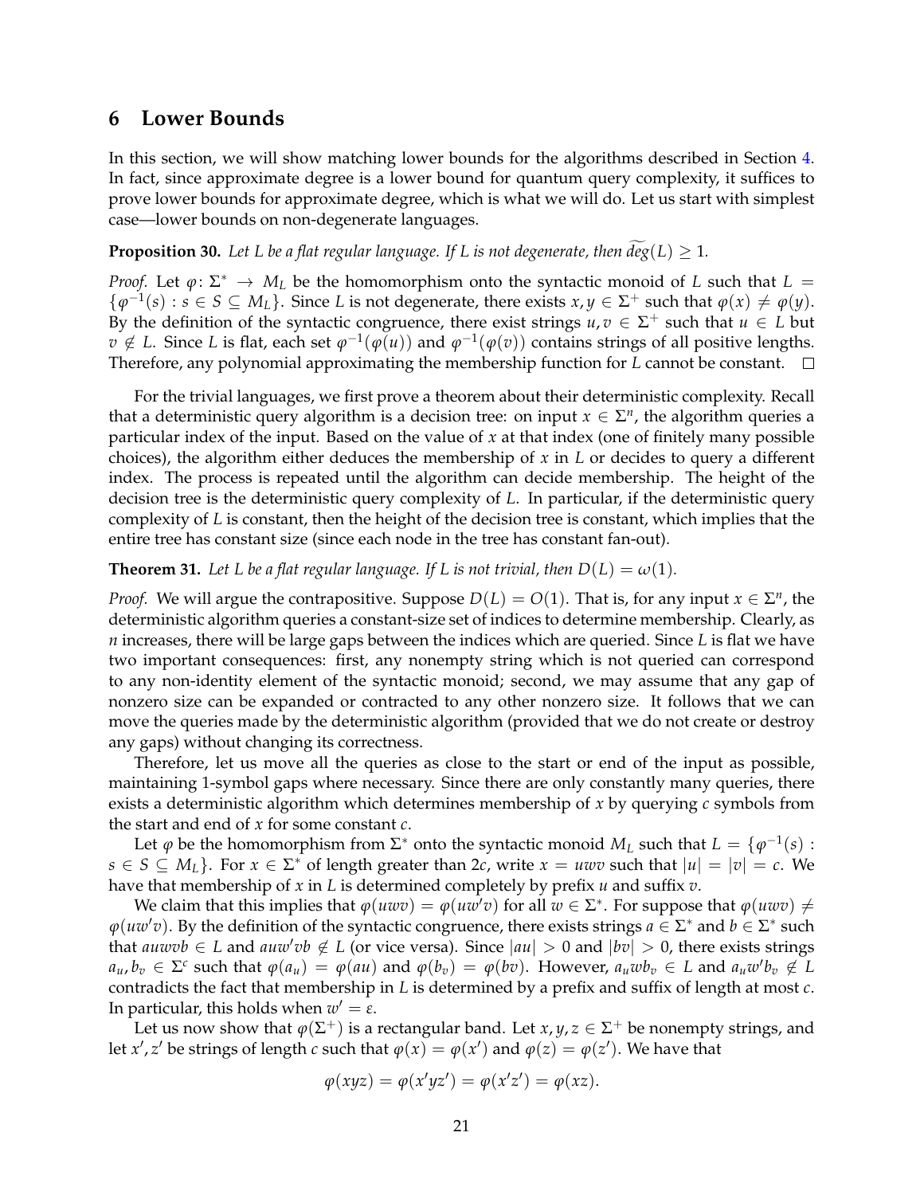## 6 Lower Bounds

In this section, we will show matching lower bounds for the algorithms described in Section 4. In fact, since approximate degree is a lower bound for quantum query complexity, it suffices to prove lower bounds for approximate degree, which is what we will do. Let us start with simplest case—lower bounds on non-degenerate languages.

**Proposition 30.** *Let $L$ be a flat regular language. If $L$ is not degenerate, then $\widetilde{deg}(L) \geq 1$.*

*Proof.* Let $\varphi \colon \Sigma^* \to M_L$ be the homomorphism onto the syntactic monoid of $L$ such that $L = \{\varphi^{-1}(s) : s \in S \subseteq M_L\}$. Since $L$ is not degenerate, there exists $x, y \in \Sigma^+$ such that $\varphi(x) \neq \varphi(y)$. By the definition of the syntactic congruence, there exist strings $u, v \in \Sigma^+$ such that $u \in L$ but $v \notin L$. Since $L$ is flat, each set $\varphi^{-1}(\varphi(u))$ and $\varphi^{-1}(\varphi(v))$ contains strings of all positive lengths. Therefore, any polynomial approximating the membership function for $L$ cannot be constant. □

For the trivial languages, we first prove a theorem about their deterministic complexity. Recall that a deterministic query algorithm is a decision tree: on input $x \in \Sigma^n$, the algorithm queries a particular index of the input. Based on the value of $x$ at that index (one of finitely many possible choices), the algorithm either deduces the membership of $x$ in $L$ or decides to query a different index. The process is repeated until the algorithm can decide membership. The height of the decision tree is the deterministic query complexity of $L$. In particular, if the deterministic query complexity of $L$ is constant, then the height of the decision tree is constant, which implies that the entire tree has constant size (since each node in the tree has constant fan-out).

**Theorem 31.** *Let $L$ be a flat regular language. If $L$ is not trivial, then $D(L) = \omega(1)$.*

*Proof.* We will argue the contrapositive. Suppose $D(L) = O(1)$. That is, for any input $x \in \Sigma^n$, the deterministic algorithm queries a constant-size set of indices to determine membership. Clearly, as $n$ increases, there will be large gaps between the indices which are queried. Since $L$ is flat we have two important consequences: first, any nonempty string which is not queried can correspond to any non-identity element of the syntactic monoid; second, we may assume that any gap of nonzero size can be expanded or contracted to any other nonzero size. It follows that we can move the queries made by the deterministic algorithm (provided that we do not create or destroy any gaps) without changing its correctness.

Therefore, let us move all the queries as close to the start or end of the input as possible, maintaining 1-symbol gaps where necessary. Since there are only constantly many queries, there exists a deterministic algorithm which determines membership of $x$ by querying $c$ symbols from the start and end of $x$ for some constant $c$.

Let $\varphi$ be the homomorphism from $\Sigma^*$ onto the syntactic monoid $M_L$ such that $L = \{\varphi^{-1}(s) : s \in S \subseteq M_L\}$. For $x \in \Sigma^*$ of length greater than $2c$, write $x = uwv$ such that $|u| = |v| = c$. We have that membership of $x$ in $L$ is determined completely by prefix $u$ and suffix $v$.

We claim that this implies that $\varphi(uwv) = \varphi(uw'v)$ for all $w \in \Sigma^*$. For suppose that $\varphi(uwv) \neq \varphi(uw'v)$. By the definition of the syntactic congruence, there exists strings $a \in \Sigma^*$ and $b \in \Sigma^*$ such that $auwvb \in L$ and $auw'vb \notin L$ (or vice versa). Since $|au| > 0$ and $|bv| > 0$, there exists strings $a_u, b_v \in \Sigma^c$ such that $\varphi(a_u) = \varphi(au)$ and $\varphi(b_v) = \varphi(bv)$. However, $a_u w b_v \in L$ and $a_u w' b_v \notin L$ contradicts the fact that membership in $L$ is determined by a prefix and suffix of length at most $c$. In particular, this holds when $w' = \varepsilon$.

Let us now show that $\varphi(\Sigma^+)$ is a rectangular band. Let $x, y, z \in \Sigma^+$ be nonempty strings, and let $x', z'$ be strings of length $c$ such that $\varphi(x) = \varphi(x')$ and $\varphi(z) = \varphi(z')$. We have that

$$\varphi(xyz) = \varphi(x'yz') = \varphi(x'z') = \varphi(xz).$$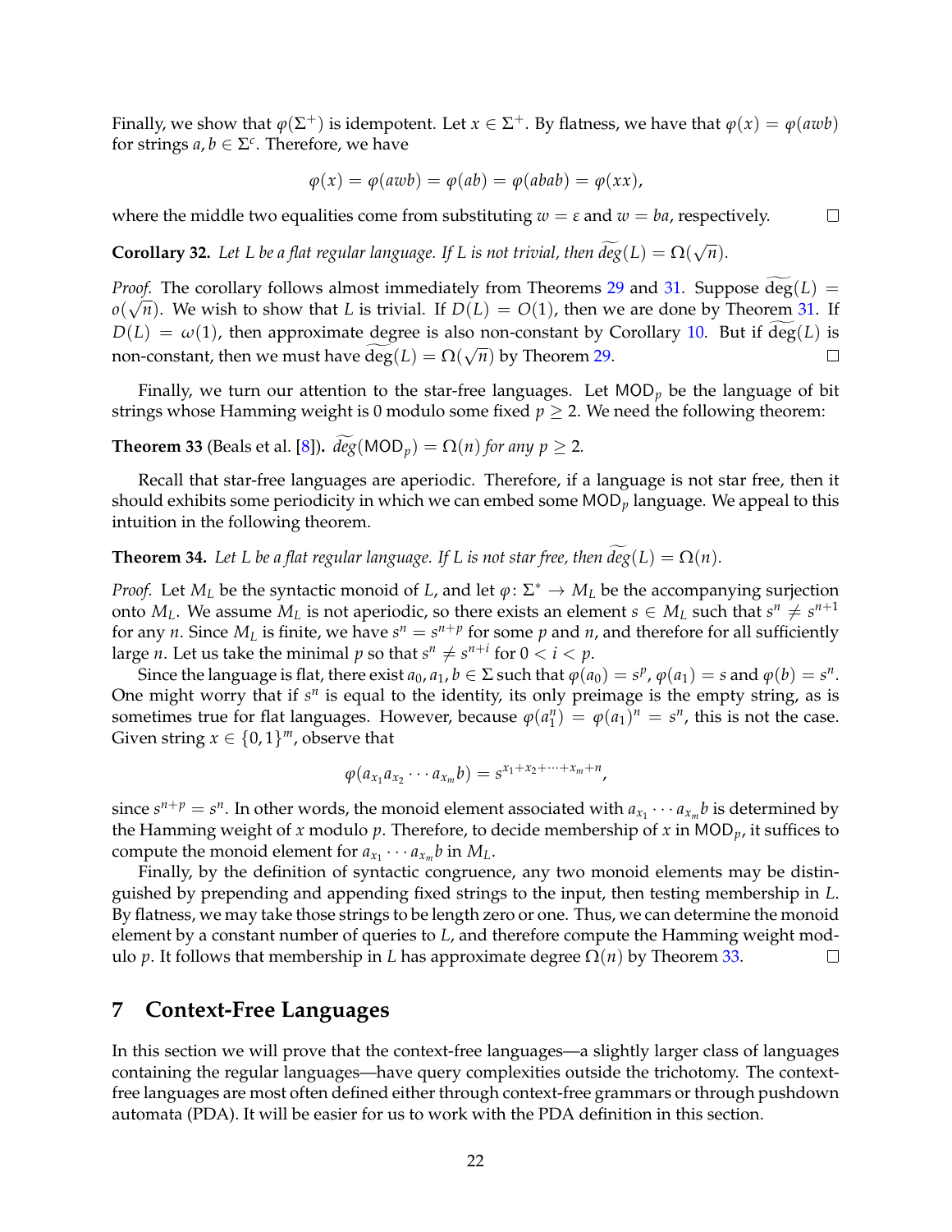Finally, we show that $\varphi(\Sigma^+)$ is idempotent. Let $x \in \Sigma^+$. By flatness, we have that $\varphi(x) = \varphi(awb)$ for strings $a, b \in \Sigma^c$. Therefore, we have

$$\varphi(x) = \varphi(awb) = \varphi(ab) = \varphi(abab) = \varphi(xx),$$

where the middle two equalities come from substituting $w = \varepsilon$ and $w = ba$, respectively. ∎

**Corollary 32.** *Let $L$ be a flat regular language. If $L$ is not trivial, then $\widetilde{deg}(L) = \Omega(\sqrt{n})$.*

*Proof.* The corollary follows almost immediately from Theorems 29 and 31. Suppose $\widetilde{\deg}(L) = o(\sqrt{n})$. We wish to show that $L$ is trivial. If $D(L) = O(1)$, then we are done by Theorem 31. If $D(L) = \omega(1)$, then approximate degree is also non-constant by Corollary 10. But if $\widetilde{\deg}(L)$ is non-constant, then we must have $\widetilde{\deg}(L) = \Omega(\sqrt{n})$ by Theorem 29. ∎

Finally, we turn our attention to the star-free languages. Let $\mathsf{MOD}_p$ be the language of bit strings whose Hamming weight is 0 modulo some fixed $p \geq 2$. We need the following theorem:

**Theorem 33** (Beals et al. [8])**.** *$\widetilde{deg}(\mathsf{MOD}_p) = \Omega(n)$ for any $p \geq 2$.*

Recall that star-free languages are aperiodic. Therefore, if a language is not star free, then it should exhibits some periodicity in which we can embed some $\mathsf{MOD}_p$ language. We appeal to this intuition in the following theorem.

**Theorem 34.** *Let $L$ be a flat regular language. If $L$ is not star free, then $\widetilde{deg}(L) = \Omega(n)$.*

*Proof.* Let $M_L$ be the syntactic monoid of $L$, and let $\varphi \colon \Sigma^* \to M_L$ be the accompanying surjection onto $M_L$. We assume $M_L$ is not aperiodic, so there exists an element $s \in M_L$ such that $s^n \neq s^{n+1}$ for any $n$. Since $M_L$ is finite, we have $s^n = s^{n+p}$ for some $p$ and $n$, and therefore for all sufficiently large $n$. Let us take the minimal $p$ so that $s^n \neq s^{n+i}$ for $0 < i < p$.

Since the language is flat, there exist $a_0, a_1, b \in \Sigma$ such that $\varphi(a_0) = s^p$, $\varphi(a_1) = s$ and $\varphi(b) = s^n$. One might worry that if $s^n$ is equal to the identity, its only preimage is the empty string, as is sometimes true for flat languages. However, because $\varphi(a_1^n) = \varphi(a_1)^n = s^n$, this is not the case. Given string $x \in \{0,1\}^m$, observe that

$$\varphi(a_{x_1} a_{x_2} \cdots a_{x_m} b) = s^{x_1 + x_2 + \cdots + x_m + n},$$

since $s^{n+p} = s^n$. In other words, the monoid element associated with $a_{x_1} \cdots a_{x_m} b$ is determined by the Hamming weight of $x$ modulo $p$. Therefore, to decide membership of $x$ in $\mathsf{MOD}_p$, it suffices to compute the monoid element for $a_{x_1} \cdots a_{x_m} b$ in $M_L$.

Finally, by the definition of syntactic congruence, any two monoid elements may be distinguished by prepending and appending fixed strings to the input, then testing membership in $L$. By flatness, we may take those strings to be length zero or one. Thus, we can determine the monoid element by a constant number of queries to $L$, and therefore compute the Hamming weight modulo $p$. It follows that membership in $L$ has approximate degree $\Omega(n)$ by Theorem 33. ∎

## 7 Context-Free Languages

In this section we will prove that the context-free languages—a slightly larger class of languages containing the regular languages—have query complexities outside the trichotomy. The context-free languages are most often defined either through context-free grammars or through pushdown automata (PDA). It will be easier for us to work with the PDA definition in this section.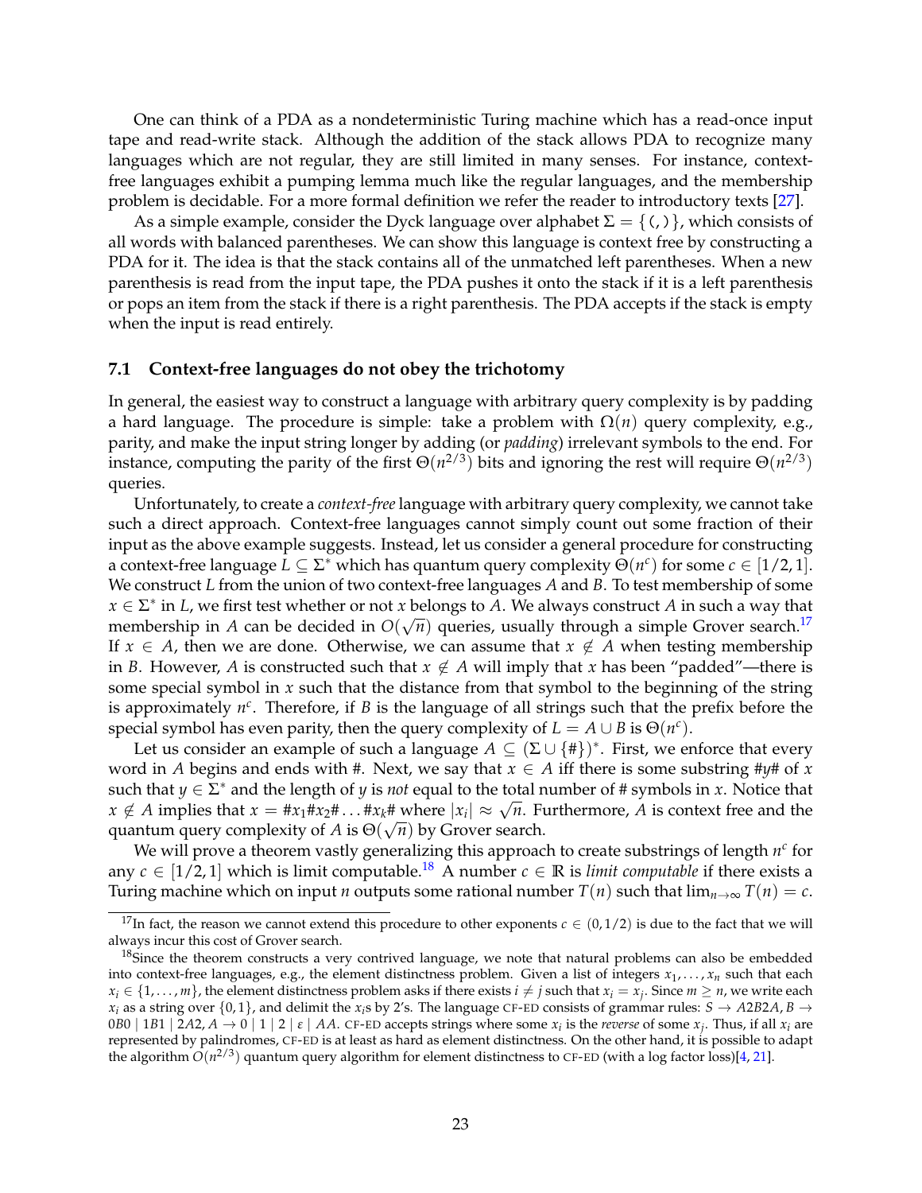One can think of a PDA as a nondeterministic Turing machine which has a read-once input tape and read-write stack. Although the addition of the stack allows PDA to recognize many languages which are not regular, they are still limited in many senses. For instance, context-free languages exhibit a pumping lemma much like the regular languages, and the membership problem is decidable. For a more formal definition we refer the reader to introductory texts [27].

As a simple example, consider the Dyck language over alphabet $\Sigma = \{(,)\}$, which consists of all words with balanced parentheses. We can show this language is context free by constructing a PDA for it. The idea is that the stack contains all of the unmatched left parentheses. When a new parenthesis is read from the input tape, the PDA pushes it onto the stack if it is a left parenthesis or pops an item from the stack if there is a right parenthesis. The PDA accepts if the stack is empty when the input is read entirely.

### 7.1 Context-free languages do not obey the trichotomy

In general, the easiest way to construct a language with arbitrary query complexity is by padding a hard language. The procedure is simple: take a problem with $\Omega(n)$ query complexity, e.g., parity, and make the input string longer by adding (or *padding*) irrelevant symbols to the end. For instance, computing the parity of the first $\Theta(n^{2/3})$ bits and ignoring the rest will require $\Theta(n^{2/3})$ queries.

Unfortunately, to create a *context-free* language with arbitrary query complexity, we cannot take such a direct approach. Context-free languages cannot simply count out some fraction of their input as the above example suggests. Instead, let us consider a general procedure for constructing a context-free language $L \subseteq \Sigma^*$ which has quantum query complexity $\Theta(n^c)$ for some $c \in [1/2, 1]$. We construct $L$ from the union of two context-free languages $A$ and $B$. To test membership of some $x \in \Sigma^*$ in $L$, we first test whether or not $x$ belongs to $A$. We always construct $A$ in such a way that membership in $A$ can be decided in $O(\sqrt{n})$ queries, usually through a simple Grover search.[17] If $x \in A$, then we are done. Otherwise, we can assume that $x \notin A$ when testing membership in $B$. However, $A$ is constructed such that $x \notin A$ will imply that $x$ has been "padded"—there is some special symbol in $x$ such that the distance from that symbol to the beginning of the string is approximately $n^c$. Therefore, if $B$ is the language of all strings such that the prefix before the special symbol has even parity, then the query complexity of $L = A \cup B$ is $\Theta(n^c)$.

Let us consider an example of such a language $A \subseteq (\Sigma \cup \{\#\})^*$. First, we enforce that every word in $A$ begins and ends with #. Next, we say that $x \in A$ iff there is some substring $\#y\#$ of $x$ such that $y \in \Sigma^*$ and the length of $y$ is *not* equal to the total number of # symbols in $x$. Notice that $x \notin A$ implies that $x = \#x_1\#x_2\# \ldots \#x_k\#$ where $|x_i| \approx \sqrt{n}$. Furthermore, $A$ is context free and the quantum query complexity of $A$ is $\Theta(\sqrt{n})$ by Grover search.

We will prove a theorem vastly generalizing this approach to create substrings of length $n^c$ for any $c \in [1/2, 1]$ which is limit computable.[18] A number $c \in \mathbb{R}$ is *limit computable* if there exists a Turing machine which on input $n$ outputs some rational number $T(n)$ such that $\lim_{n\to\infty} T(n) = c$.

---

[17] In fact, the reason we cannot extend this procedure to other exponents $c \in (0, 1/2)$ is due to the fact that we will always incur this cost of Grover search.

[18] Since the theorem constructs a very contrived language, we note that natural problems can also be embedded into context-free languages, e.g., the element distinctness problem. Given a list of integers $x_1, \ldots, x_n$ such that each $x_i \in \{1, \ldots, m\}$, the element distinctness problem asks if there exists $i \neq j$ such that $x_i = x_j$. Since $m \geq n$, we write each $x_i$ as a string over $\{0,1\}$, and delimit the $x_i$s by 2's. The language CF-ED consists of grammar rules: $S \to A2B2A$, $B \to 0B0 \mid 1B1 \mid 2A2$, $A \to 0 \mid 1 \mid 2 \mid \varepsilon \mid AA$. CF-ED accepts strings where some $x_i$ is the *reverse* of some $x_j$. Thus, if all $x_i$ are represented by palindromes, CF-ED is at least as hard as element distinctness. On the other hand, it is possible to adapt the algorithm $O(n^{2/3})$ quantum query algorithm for element distinctness to CF-ED (with a log factor loss)[4, 21].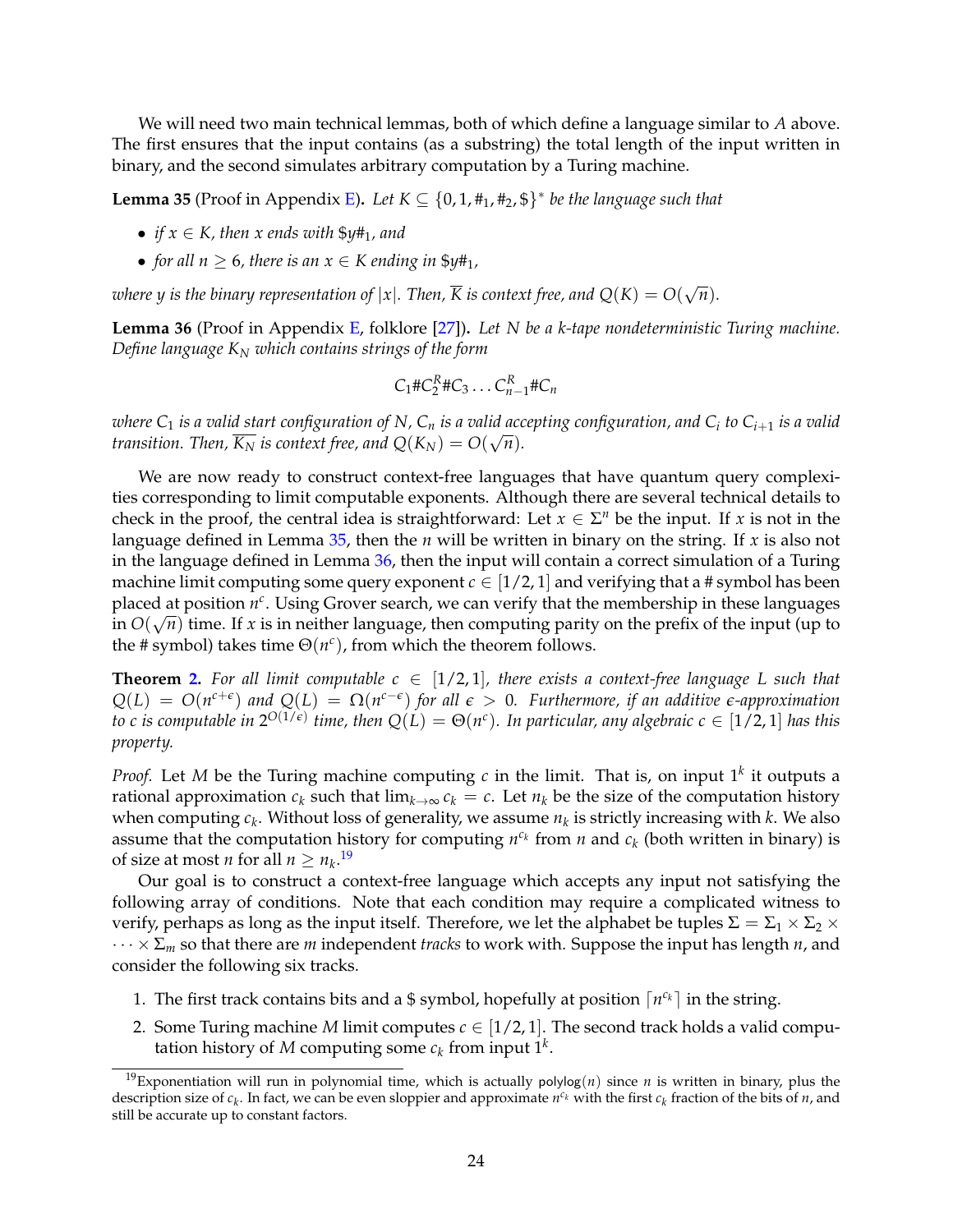We will need two main technical lemmas, both of which define a language similar to $A$ above. The first ensures that the input contains (as a substring) the total length of the input written in binary, and the second simulates arbitrary computation by a Turing machine.

**Lemma 35** (Proof in Appendix E)**.** *Let $K \subseteq \{0, 1, \#_1, \#_2, \$\}^*$ be the language such that*

- *if $x \in K$, then $x$ ends with $\$y\#_1$, and*
- *for all $n \geq 6$, there is an $x \in K$ ending in $\$y\#_1$,*

*where $y$ is the binary representation of $|x|$. Then, $\overline{K}$ is context free, and $Q(K) = O(\sqrt{n})$.*

**Lemma 36** (Proof in Appendix E, folklore [27])**.** *Let $N$ be a $k$-tape nondeterministic Turing machine. Define language $K_N$ which contains strings of the form*

$$C_1 \# C_2^R \# C_3 \ldots C_{n-1}^R \# C_n$$

*where $C_1$ is a valid start configuration of $N$, $C_n$ is a valid accepting configuration, and $C_i$ to $C_{i+1}$ is a valid transition. Then, $\overline{K_N}$ is context free, and $Q(K_N) = O(\sqrt{n})$.*

We are now ready to construct context-free languages that have quantum query complexities corresponding to limit computable exponents. Although there are several technical details to check in the proof, the central idea is straightforward: Let $x \in \Sigma^n$ be the input. If $x$ is not in the language defined in Lemma 35, then the $n$ will be written in binary on the string. If $x$ is also not in the language defined in Lemma 36, then the input will contain a correct simulation of a Turing machine limit computing some query exponent $c \in [1/2, 1]$ and verifying that a # symbol has been placed at position $n^c$. Using Grover search, we can verify that the membership in these languages in $O(\sqrt{n})$ time. If $x$ is in neither language, then computing parity on the prefix of the input (up to the # symbol) takes time $\Theta(n^c)$, from which the theorem follows.

**Theorem 2.** *For all limit computable $c \in [1/2, 1]$, there exists a context-free language $L$ such that $Q(L) = O(n^{c+\epsilon})$ and $Q(L) = \Omega(n^{c-\epsilon})$ for all $\epsilon > 0$. Furthermore, if an additive $\epsilon$-approximation to $c$ is computable in $2^{O(1/\epsilon)}$ time, then $Q(L) = \Theta(n^c)$. In particular, any algebraic $c \in [1/2, 1]$ has this property.*

*Proof.* Let $M$ be the Turing machine computing $c$ in the limit. That is, on input $1^k$ it outputs a rational approximation $c_k$ such that $\lim_{k\to\infty} c_k = c$. Let $n_k$ be the size of the computation history when computing $c_k$. Without loss of generality, we assume $n_k$ is strictly increasing with $k$. We also assume that the computation history for computing $n^{c_k}$ from $n$ and $c_k$ (both written in binary) is of size at most $n$ for all $n \geq n_k$.[19]

Our goal is to construct a context-free language which accepts any input not satisfying the following array of conditions. Note that each condition may require a complicated witness to verify, perhaps as long as the input itself. Therefore, we let the alphabet be tuples $\Sigma = \Sigma_1 \times \Sigma_2 \times \cdots \times \Sigma_m$ so that there are $m$ independent *tracks* to work with. Suppose the input has length $n$, and consider the following six tracks.

1. The first track contains bits and a \$ symbol, hopefully at position $\lceil n^{c_k} \rceil$ in the string.
2. Some Turing machine $M$ limit computes $c \in [1/2, 1]$. The second track holds a valid computation history of $M$ computing some $c_k$ from input $1^k$.

[19] Exponentiation will run in polynomial time, which is actually $\mathsf{polylog}(n)$ since $n$ is written in binary, plus the description size of $c_k$. In fact, we can be even sloppier and approximate $n^{c_k}$ with the first $c_k$ fraction of the bits of $n$, and still be accurate up to constant factors.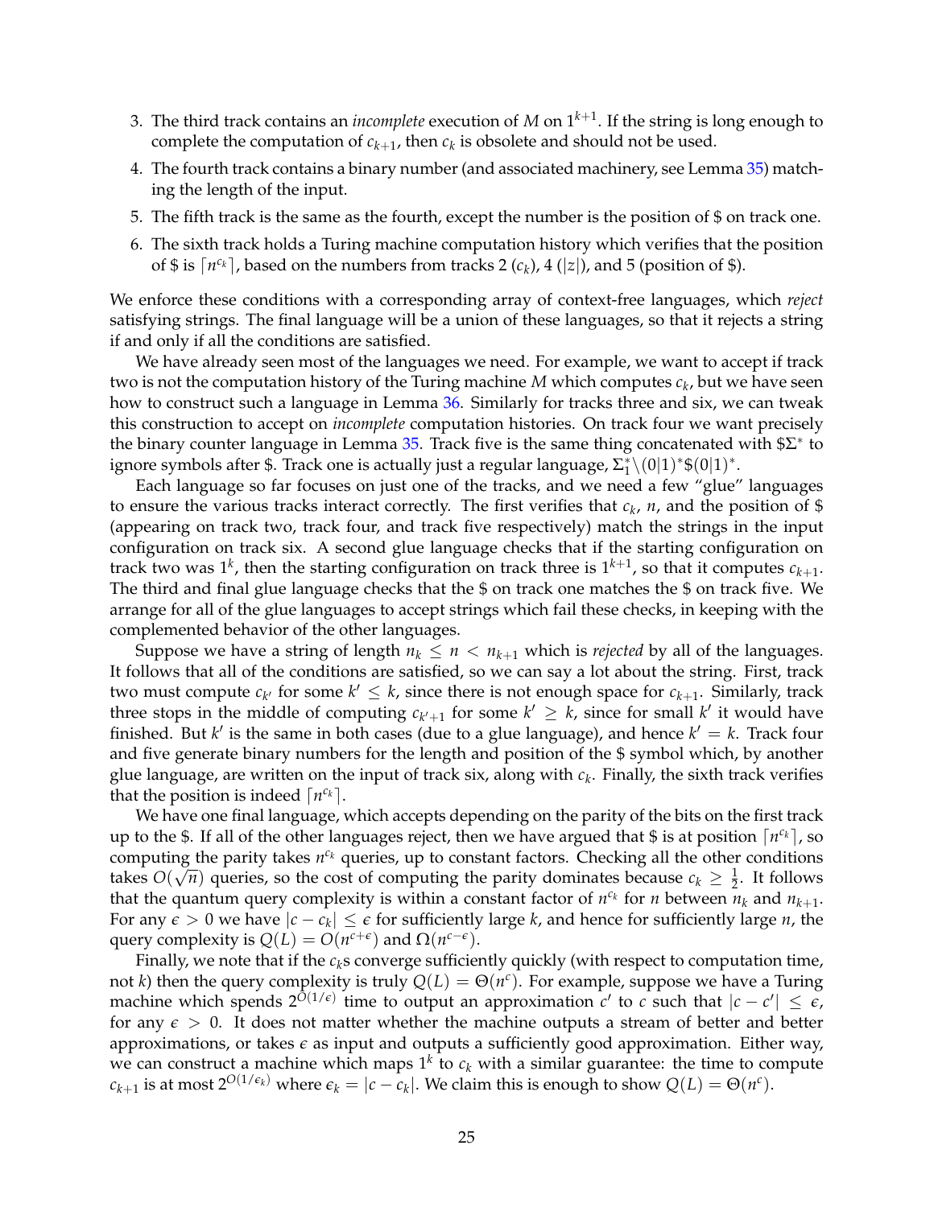3. The third track contains an *incomplete* execution of $M$ on $1^{k+1}$. If the string is long enough to complete the computation of $c_{k+1}$, then $c_k$ is obsolete and should not be used.
4. The fourth track contains a binary number (and associated machinery, see Lemma 35) matching the length of the input.
5. The fifth track is the same as the fourth, except the number is the position of \$ on track one.
6. The sixth track holds a Turing machine computation history which verifies that the position of \$ is $\lceil n^{c_k} \rceil$, based on the numbers from tracks 2 ($c_k$), 4 ($|z|$), and 5 (position of \$).

We enforce these conditions with a corresponding array of context-free languages, which *reject* satisfying strings. The final language will be a union of these languages, so that it rejects a string if and only if all the conditions are satisfied.

We have already seen most of the languages we need. For example, we want to accept if track two is not the computation history of the Turing machine $M$ which computes $c_k$, but we have seen how to construct such a language in Lemma 36. Similarly for tracks three and six, we can tweak this construction to accept on *incomplete* computation histories. On track four we want precisely the binary counter language in Lemma 35. Track five is the same thing concatenated with $\$\Sigma^*$ to ignore symbols after \$. Track one is actually just a regular language, $\Sigma_1^* \backslash (0|1)^*\$(0|1)^*$.

Each language so far focuses on just one of the tracks, and we need a few "glue" languages to ensure the various tracks interact correctly. The first verifies that $c_k$, $n$, and the position of \$ (appearing on track two, track four, and track five respectively) match the strings in the input configuration on track six. A second glue language checks that if the starting configuration on track two was $1^k$, then the starting configuration on track three is $1^{k+1}$, so that it computes $c_{k+1}$. The third and final glue language checks that the \$ on track one matches the \$ on track five. We arrange for all of the glue languages to accept strings which fail these checks, in keeping with the complemented behavior of the other languages.

Suppose we have a string of length $n_k \leq n < n_{k+1}$ which is *rejected* by all of the languages. It follows that all of the conditions are satisfied, so we can say a lot about the string. First, track two must compute $c_{k'}$ for some $k' \leq k$, since there is not enough space for $c_{k+1}$. Similarly, track three stops in the middle of computing $c_{k'+1}$ for some $k' \geq k$, since for small $k'$ it would have finished. But $k'$ is the same in both cases (due to a glue language), and hence $k' = k$. Track four and five generate binary numbers for the length and position of the \$ symbol which, by another glue language, are written on the input of track six, along with $c_k$. Finally, the sixth track verifies that the position is indeed $\lceil n^{c_k} \rceil$.

We have one final language, which accepts depending on the parity of the bits on the first track up to the \$. If all of the other languages reject, then we have argued that \$ is at position $\lceil n^{c_k} \rceil$, so computing the parity takes $n^{c_k}$ queries, up to constant factors. Checking all the other conditions takes $O(\sqrt{n})$ queries, so the cost of computing the parity dominates because $c_k \geq \frac{1}{2}$. It follows that the quantum query complexity is within a constant factor of $n^{c_k}$ for $n$ between $n_k$ and $n_{k+1}$. For any $\epsilon > 0$ we have $|c - c_k| \leq \epsilon$ for sufficiently large $k$, and hence for sufficiently large $n$, the query complexity is $Q(L) = O(n^{c+\epsilon})$ and $\Omega(n^{c-\epsilon})$.

Finally, we note that if the $c_k$s converge sufficiently quickly (with respect to computation time, not $k$) then the query complexity is truly $Q(L) = \Theta(n^c)$. For example, suppose we have a Turing machine which spends $2^{O(1/\epsilon)}$ time to output an approximation $c'$ to $c$ such that $|c - c'| \leq \epsilon$, for any $\epsilon > 0$. It does not matter whether the machine outputs a stream of better and better approximations, or takes $\epsilon$ as input and outputs a sufficiently good approximation. Either way, we can construct a machine which maps $1^k$ to $c_k$ with a similar guarantee: the time to compute $c_{k+1}$ is at most $2^{O(1/\epsilon_k)}$ where $\epsilon_k = |c - c_k|$. We claim this is enough to show $Q(L) = \Theta(n^c)$.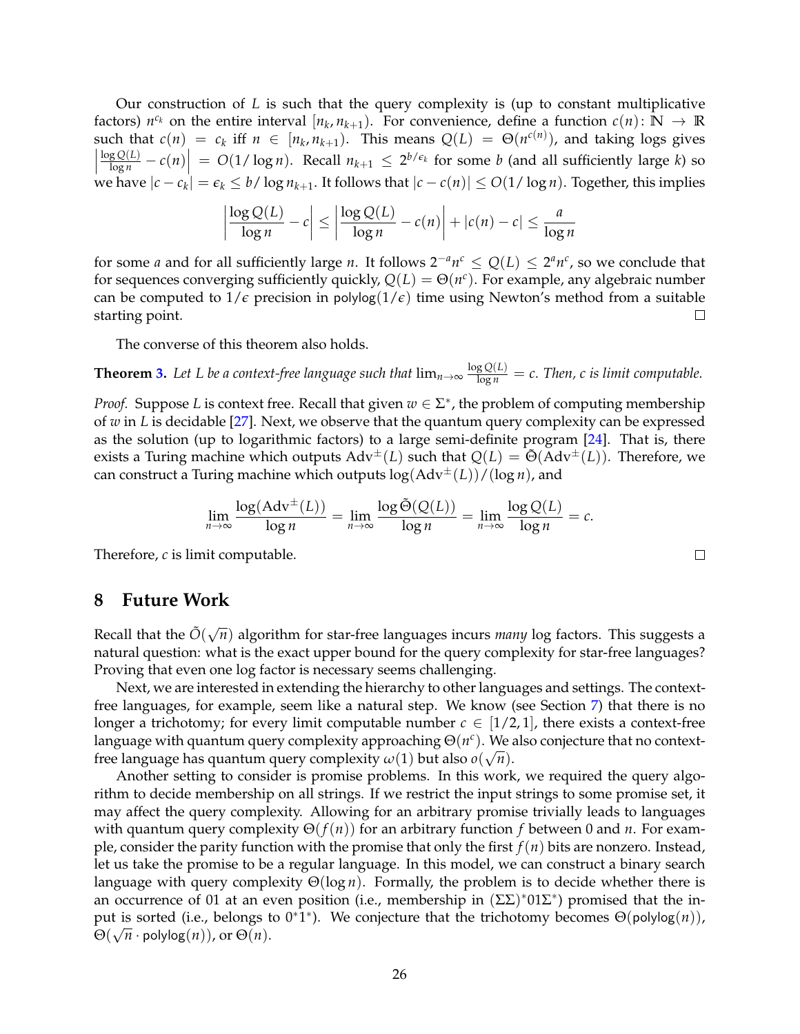Our construction of $L$ is such that the query complexity is (up to constant multiplicative factors) $n^{c_k}$ on the entire interval $[n_k, n_{k+1})$. For convenience, define a function $c(n)\colon \mathbb{N} \to \mathbb{R}$ such that $c(n) = c_k$ iff $n \in [n_k, n_{k+1})$. This means $Q(L) = \Theta(n^{c(n)})$, and taking logs gives $\left|\frac{\log Q(L)}{\log n} - c(n)\right| = O(1/\log n)$. Recall $n_{k+1} \le 2^{b/\epsilon_k}$ for some $b$ (and all sufficiently large $k$) so we have $|c - c_k| = \epsilon_k \le b/\log n_{k+1}$. It follows that $|c - c(n)| \le O(1/\log n)$. Together, this implies

$$\left|\frac{\log Q(L)}{\log n} - c\right| \le \left|\frac{\log Q(L)}{\log n} - c(n)\right| + |c(n) - c| \le \frac{a}{\log n}$$

for some $a$ and for all sufficiently large $n$. It follows $2^{-a}n^c \le Q(L) \le 2^a n^c$, so we conclude that for sequences converging sufficiently quickly, $Q(L) = \Theta(n^c)$. For example, any algebraic number can be computed to $1/\epsilon$ precision in $\mathsf{polylog}(1/\epsilon)$ time using Newton's method from a suitable starting point. □

The converse of this theorem also holds.

**Theorem 3.** *Let $L$ be a context-free language such that $\lim_{n\to\infty} \frac{\log Q(L)}{\log n} = c$. Then, $c$ is limit computable.*

*Proof.* Suppose $L$ is context free. Recall that given $w \in \Sigma^*$, the problem of computing membership of $w$ in $L$ is decidable [27]. Next, we observe that the quantum query complexity can be expressed as the solution (up to logarithmic factors) to a large semi-definite program [24]. That is, there exists a Turing machine which outputs $\mathrm{Adv}^{\pm}(L)$ such that $Q(L) = \tilde{\Theta}(\mathrm{Adv}^{\pm}(L))$. Therefore, we can construct a Turing machine which outputs $\log(\mathrm{Adv}^{\pm}(L))/(\log n)$, and

$$\lim_{n\to\infty} \frac{\log(\mathrm{Adv}^{\pm}(L))}{\log n} = \lim_{n\to\infty} \frac{\log \tilde{\Theta}(Q(L))}{\log n} = \lim_{n\to\infty} \frac{\log Q(L)}{\log n} = c.$$

Therefore, $c$ is limit computable. □

## 8 Future Work

Recall that the $\tilde{O}(\sqrt{n})$ algorithm for star-free languages incurs *many* log factors. This suggests a natural question: what is the exact upper bound for the query complexity for star-free languages? Proving that even one log factor is necessary seems challenging.

Next, we are interested in extending the hierarchy to other languages and settings. The context-free languages, for example, seem like a natural step. We know (see Section 7) that there is no longer a trichotomy; for every limit computable number $c \in [1/2, 1]$, there exists a context-free language with quantum query complexity approaching $\Theta(n^c)$. We also conjecture that no context-free language has quantum query complexity $\omega(1)$ but also $o(\sqrt{n})$.

Another setting to consider is promise problems. In this work, we required the query algorithm to decide membership on all strings. If we restrict the input strings to some promise set, it may affect the query complexity. Allowing for an arbitrary promise trivially leads to languages with quantum query complexity $\Theta(f(n))$ for an arbitrary function $f$ between 0 and $n$. For example, consider the parity function with the promise that only the first $f(n)$ bits are nonzero. Instead, let us take the promise to be a regular language. In this model, we can construct a binary search language with query complexity $\Theta(\log n)$. Formally, the problem is to decide whether there is an occurrence of 01 at an even position (i.e., membership in $(\Sigma\Sigma)^*01\Sigma^*$) promised that the input is sorted (i.e., belongs to $0^*1^*$). We conjecture that the trichotomy becomes $\Theta(\mathsf{polylog}(n))$, $\Theta(\sqrt{n} \cdot \mathsf{polylog}(n))$, or $\Theta(n)$.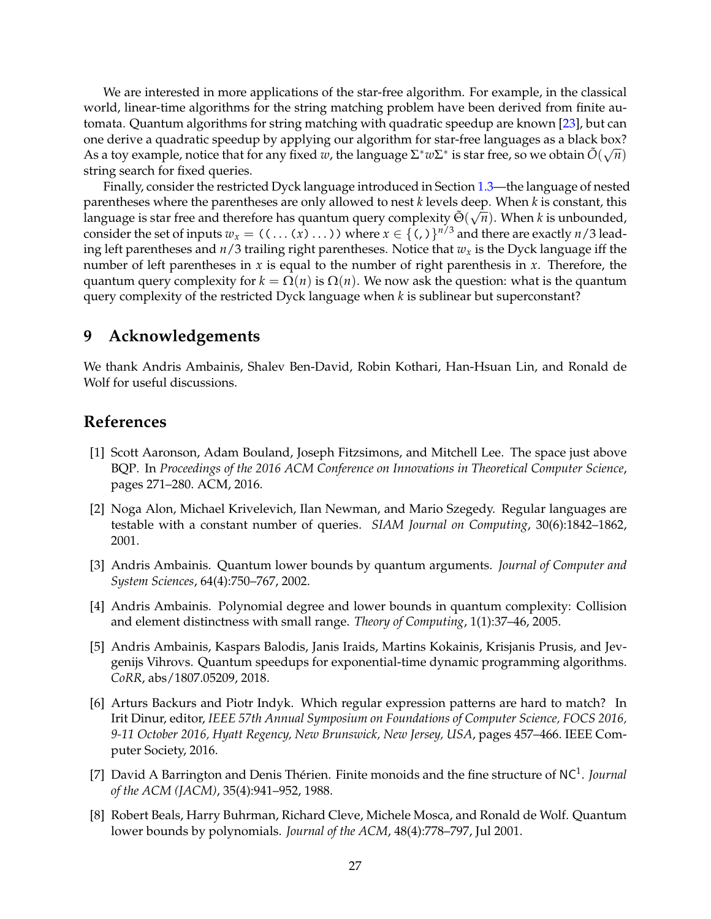We are interested in more applications of the star-free algorithm. For example, in the classical world, linear-time algorithms for the string matching problem have been derived from finite automata. Quantum algorithms for string matching with quadratic speedup are known [23], but can one derive a quadratic speedup by applying our algorithm for star-free languages as a black box? As a toy example, notice that for any fixed $w$, the language $\Sigma^* w \Sigma^*$ is star free, so we obtain $\tilde{O}(\sqrt{n})$ string search for fixed queries.

Finally, consider the restricted Dyck language introduced in Section 1.3—the language of nested parentheses where the parentheses are only allowed to nest $k$ levels deep. When $k$ is constant, this language is star free and therefore has quantum query complexity $\tilde{\Theta}(\sqrt{n})$. When $k$ is unbounded, consider the set of inputs $w_x = ((\ldots(x)\ldots))$ where $x \in \{(,)\}^{n/3}$ and there are exactly $n/3$ leading left parentheses and $n/3$ trailing right parentheses. Notice that $w_x$ is the Dyck language iff the number of left parentheses in $x$ is equal to the number of right parenthesis in $x$. Therefore, the quantum query complexity for $k = \Omega(n)$ is $\Omega(n)$. We now ask the question: what is the quantum query complexity of the restricted Dyck language when $k$ is sublinear but superconstant?

## 9 Acknowledgements

We thank Andris Ambainis, Shalev Ben-David, Robin Kothari, Han-Hsuan Lin, and Ronald de Wolf for useful discussions.

## References

[1] Scott Aaronson, Adam Bouland, Joseph Fitzsimons, and Mitchell Lee. The space just above BQP. In *Proceedings of the 2016 ACM Conference on Innovations in Theoretical Computer Science*, pages 271–280. ACM, 2016.

[2] Noga Alon, Michael Krivelevich, Ilan Newman, and Mario Szegedy. Regular languages are testable with a constant number of queries. *SIAM Journal on Computing*, 30(6):1842–1862, 2001.

[3] Andris Ambainis. Quantum lower bounds by quantum arguments. *Journal of Computer and System Sciences*, 64(4):750–767, 2002.

[4] Andris Ambainis. Polynomial degree and lower bounds in quantum complexity: Collision and element distinctness with small range. *Theory of Computing*, 1(1):37–46, 2005.

[5] Andris Ambainis, Kaspars Balodis, Janis Iraids, Martins Kokainis, Krisjanis Prusis, and Jevgenijs Vihrovs. Quantum speedups for exponential-time dynamic programming algorithms. *CoRR*, abs/1807.05209, 2018.

[6] Arturs Backurs and Piotr Indyk. Which regular expression patterns are hard to match? In Irit Dinur, editor, *IEEE 57th Annual Symposium on Foundations of Computer Science, FOCS 2016, 9-11 October 2016, Hyatt Regency, New Brunswick, New Jersey, USA*, pages 457–466. IEEE Computer Society, 2016.

[7] David A Barrington and Denis Thérien. Finite monoids and the fine structure of $\mathsf{NC}^1$. *Journal of the ACM (JACM)*, 35(4):941–952, 1988.

[8] Robert Beals, Harry Buhrman, Richard Cleve, Michele Mosca, and Ronald de Wolf. Quantum lower bounds by polynomials. *Journal of the ACM*, 48(4):778–797, Jul 2001.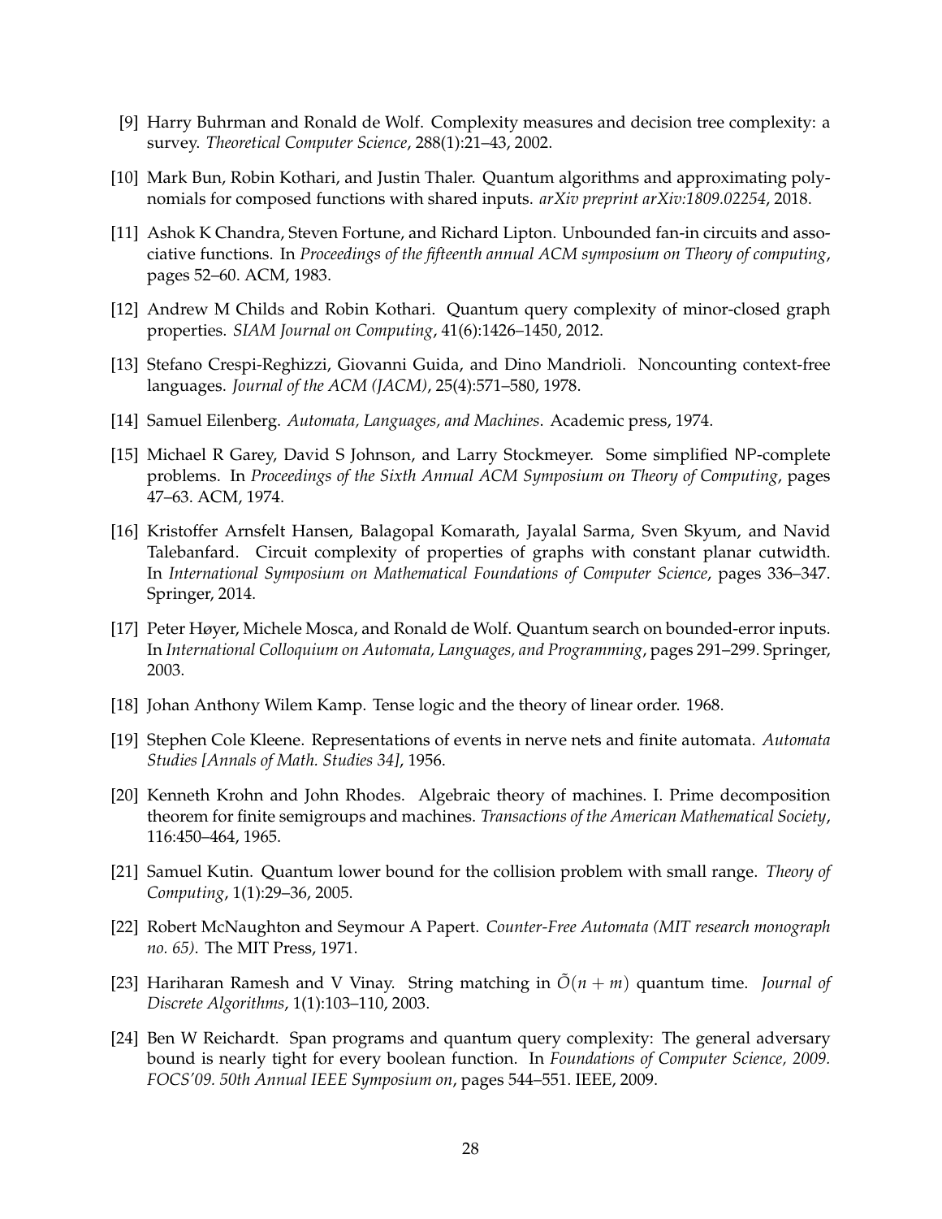[9] Harry Buhrman and Ronald de Wolf. Complexity measures and decision tree complexity: a survey. *Theoretical Computer Science*, 288(1):21–43, 2002.

[10] Mark Bun, Robin Kothari, and Justin Thaler. Quantum algorithms and approximating polynomials for composed functions with shared inputs. *arXiv preprint arXiv:1809.02254*, 2018.

[11] Ashok K Chandra, Steven Fortune, and Richard Lipton. Unbounded fan-in circuits and associative functions. In *Proceedings of the fifteenth annual ACM symposium on Theory of computing*, pages 52–60. ACM, 1983.

[12] Andrew M Childs and Robin Kothari. Quantum query complexity of minor-closed graph properties. *SIAM Journal on Computing*, 41(6):1426–1450, 2012.

[13] Stefano Crespi-Reghizzi, Giovanni Guida, and Dino Mandrioli. Noncounting context-free languages. *Journal of the ACM (JACM)*, 25(4):571–580, 1978.

[14] Samuel Eilenberg. *Automata, Languages, and Machines*. Academic press, 1974.

[15] Michael R Garey, David S Johnson, and Larry Stockmeyer. Some simplified NP-complete problems. In *Proceedings of the Sixth Annual ACM Symposium on Theory of Computing*, pages 47–63. ACM, 1974.

[16] Kristoffer Arnsfelt Hansen, Balagopal Komarath, Jayalal Sarma, Sven Skyum, and Navid Talebanfard. Circuit complexity of properties of graphs with constant planar cutwidth. In *International Symposium on Mathematical Foundations of Computer Science*, pages 336–347. Springer, 2014.

[17] Peter Høyer, Michele Mosca, and Ronald de Wolf. Quantum search on bounded-error inputs. In *International Colloquium on Automata, Languages, and Programming*, pages 291–299. Springer, 2003.

[18] Johan Anthony Wilem Kamp. Tense logic and the theory of linear order. 1968.

[19] Stephen Cole Kleene. Representations of events in nerve nets and finite automata. *Automata Studies [Annals of Math. Studies 34]*, 1956.

[20] Kenneth Krohn and John Rhodes. Algebraic theory of machines. I. Prime decomposition theorem for finite semigroups and machines. *Transactions of the American Mathematical Society*, 116:450–464, 1965.

[21] Samuel Kutin. Quantum lower bound for the collision problem with small range. *Theory of Computing*, 1(1):29–36, 2005.

[22] Robert McNaughton and Seymour A Papert. *Counter-Free Automata (MIT research monograph no. 65)*. The MIT Press, 1971.

[23] Hariharan Ramesh and V Vinay. String matching in $\tilde{O}(n + m)$ quantum time. *Journal of Discrete Algorithms*, 1(1):103–110, 2003.

[24] Ben W Reichardt. Span programs and quantum query complexity: The general adversary bound is nearly tight for every boolean function. In *Foundations of Computer Science, 2009. FOCS'09. 50th Annual IEEE Symposium on*, pages 544–551. IEEE, 2009.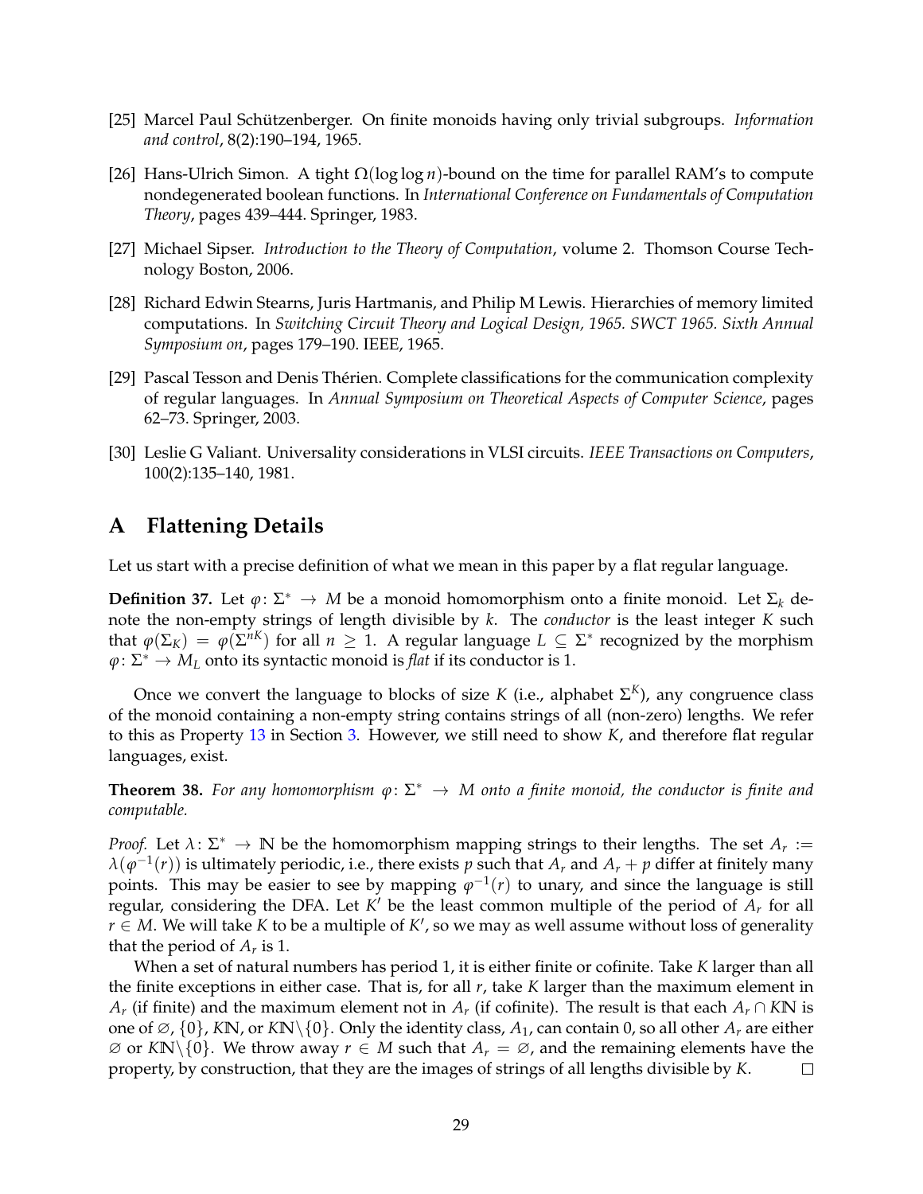[25] Marcel Paul Schützenberger. On finite monoids having only trivial subgroups. *Information and control*, 8(2):190–194, 1965.

[26] Hans-Ulrich Simon. A tight $\Omega(\log\log n)$-bound on the time for parallel RAM's to compute nondegenerated boolean functions. In *International Conference on Fundamentals of Computation Theory*, pages 439–444. Springer, 1983.

[27] Michael Sipser. *Introduction to the Theory of Computation*, volume 2. Thomson Course Technology Boston, 2006.

[28] Richard Edwin Stearns, Juris Hartmanis, and Philip M Lewis. Hierarchies of memory limited computations. In *Switching Circuit Theory and Logical Design, 1965. SWCT 1965. Sixth Annual Symposium on*, pages 179–190. IEEE, 1965.

[29] Pascal Tesson and Denis Thérien. Complete classifications for the communication complexity of regular languages. In *Annual Symposium on Theoretical Aspects of Computer Science*, pages 62–73. Springer, 2003.

[30] Leslie G Valiant. Universality considerations in VLSI circuits. *IEEE Transactions on Computers*, 100(2):135–140, 1981.

# A Flattening Details

Let us start with a precise definition of what we mean in this paper by a flat regular language.

**Definition 37.** Let $\varphi\colon \Sigma^* \to M$ be a monoid homomorphism onto a finite monoid. Let $\Sigma_k$ denote the non-empty strings of length divisible by $k$. The *conductor* is the least integer $K$ such that $\varphi(\Sigma_K) = \varphi(\Sigma^{nK})$ for all $n \geq 1$. A regular language $L \subseteq \Sigma^*$ recognized by the morphism $\varphi\colon \Sigma^* \to M_L$ onto its syntactic monoid is *flat* if its conductor is 1.

Once we convert the language to blocks of size $K$ (i.e., alphabet $\Sigma^K$), any congruence class of the monoid containing a non-empty string contains strings of all (non-zero) lengths. We refer to this as Property 13 in Section 3. However, we still need to show $K$, and therefore flat regular languages, exist.

**Theorem 38.** *For any homomorphism $\varphi\colon \Sigma^* \to M$ onto a finite monoid, the conductor is finite and computable.*

*Proof.* Let $\lambda\colon \Sigma^* \to \mathbb{N}$ be the homomorphism mapping strings to their lengths. The set $A_r := \lambda(\varphi^{-1}(r))$ is ultimately periodic, i.e., there exists $p$ such that $A_r$ and $A_r + p$ differ at finitely many points. This may be easier to see by mapping $\varphi^{-1}(r)$ to unary, and since the language is still regular, considering the DFA. Let $K'$ be the least common multiple of the period of $A_r$ for all $r \in M$. We will take $K$ to be a multiple of $K'$, so we may as well assume without loss of generality that the period of $A_r$ is 1.

When a set of natural numbers has period 1, it is either finite or cofinite. Take $K$ larger than all the finite exceptions in either case. That is, for all $r$, take $K$ larger than the maximum element in $A_r$ (if finite) and the maximum element not in $A_r$ (if cofinite). The result is that each $A_r \cap K\mathbb{N}$ is one of $\varnothing$, $\{0\}$, $K\mathbb{N}$, or $K\mathbb{N}\backslash\{0\}$. Only the identity class, $A_1$, can contain 0, so all other $A_r$ are either $\varnothing$ or $K\mathbb{N}\backslash\{0\}$. We throw away $r \in M$ such that $A_r = \varnothing$, and the remaining elements have the property, by construction, that they are the images of strings of all lengths divisible by $K$. $\square$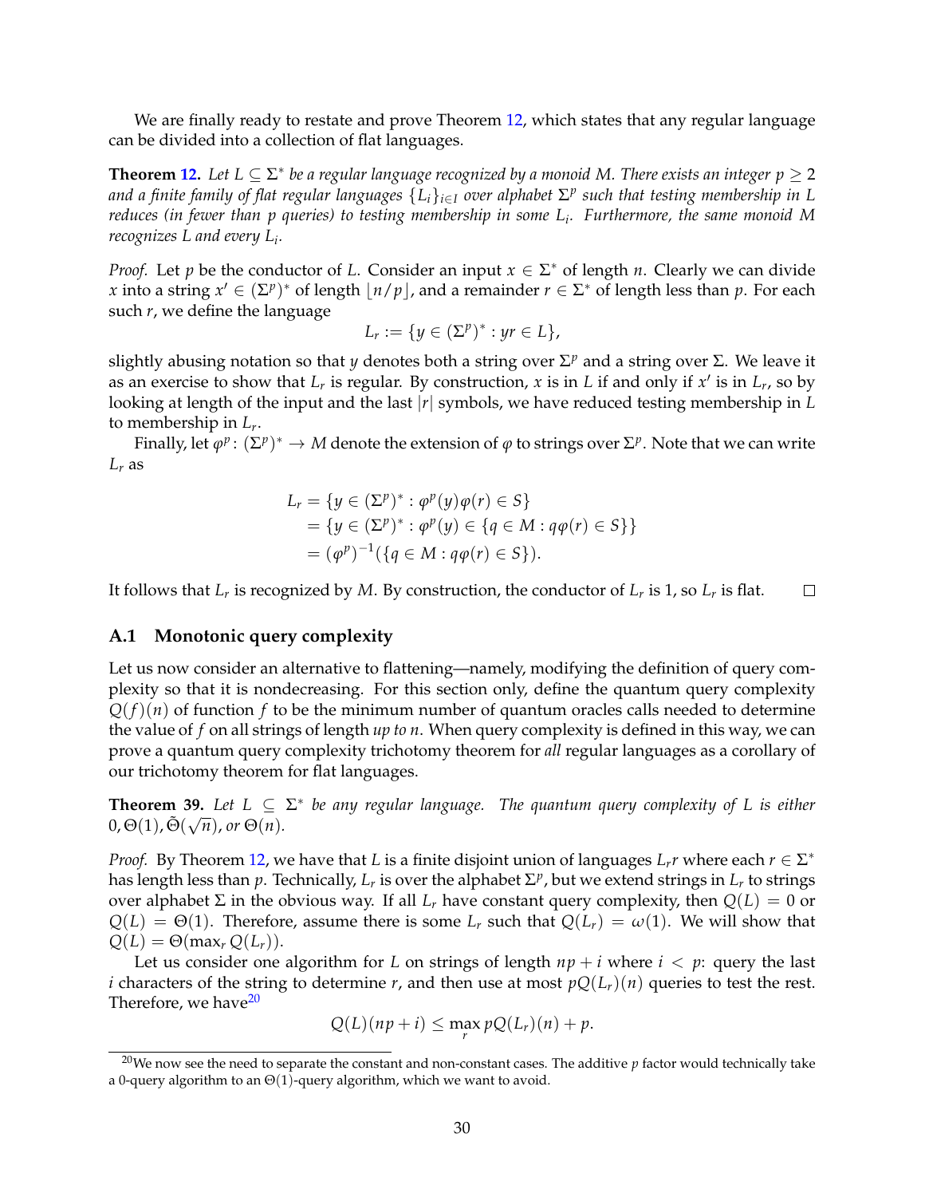We are finally ready to restate and prove Theorem 12, which states that any regular language can be divided into a collection of flat languages.

**Theorem 12.** *Let $L \subseteq \Sigma^*$ be a regular language recognized by a monoid $M$. There exists an integer $p \geq 2$ and a finite family of flat regular languages $\{L_i\}_{i \in I}$ over alphabet $\Sigma^p$ such that testing membership in $L$ reduces (in fewer than $p$ queries) to testing membership in some $L_i$. Furthermore, the same monoid $M$ recognizes $L$ and every $L_i$.*

*Proof.* Let $p$ be the conductor of $L$. Consider an input $x \in \Sigma^*$ of length $n$. Clearly we can divide $x$ into a string $x' \in (\Sigma^p)^*$ of length $\lfloor n/p \rfloor$, and a remainder $r \in \Sigma^*$ of length less than $p$. For each such $r$, we define the language

$$L_r := \{y \in (\Sigma^p)^* : yr \in L\},$$

slightly abusing notation so that $y$ denotes both a string over $\Sigma^p$ and a string over $\Sigma$. We leave it as an exercise to show that $L_r$ is regular. By construction, $x$ is in $L$ if and only if $x'$ is in $L_r$, so by looking at length of the input and the last $|r|$ symbols, we have reduced testing membership in $L$ to membership in $L_r$.

Finally, let $\varphi^p \colon (\Sigma^p)^* \to M$ denote the extension of $\varphi$ to strings over $\Sigma^p$. Note that we can write $L_r$ as

$$\begin{aligned}
L_r &= \{y \in (\Sigma^p)^* : \varphi^p(y)\varphi(r) \in S\} \\
&= \{y \in (\Sigma^p)^* : \varphi^p(y) \in \{q \in M : q\varphi(r) \in S\}\} \\
&= (\varphi^p)^{-1}(\{q \in M : q\varphi(r) \in S\}).
\end{aligned}$$

It follows that $L_r$ is recognized by $M$. By construction, the conductor of $L_r$ is 1, so $L_r$ is flat. □

### A.1 Monotonic query complexity

Let us now consider an alternative to flattening—namely, modifying the definition of query complexity so that it is nondecreasing. For this section only, define the quantum query complexity $Q(f)(n)$ of function $f$ to be the minimum number of quantum oracles calls needed to determine the value of $f$ on all strings of length *up to n*. When query complexity is defined in this way, we can prove a quantum query complexity trichotomy theorem for *all* regular languages as a corollary of our trichotomy theorem for flat languages.

**Theorem 39.** *Let $L \subseteq \Sigma^*$ be any regular language. The quantum query complexity of $L$ is either $0, \Theta(1), \tilde{\Theta}(\sqrt{n})$, or $\Theta(n)$.*

*Proof.* By Theorem 12, we have that $L$ is a finite disjoint union of languages $L_r r$ where each $r \in \Sigma^*$ has length less than $p$. Technically, $L_r$ is over the alphabet $\Sigma^p$, but we extend strings in $L_r$ to strings over alphabet $\Sigma$ in the obvious way. If all $L_r$ have constant query complexity, then $Q(L) = 0$ or $Q(L) = \Theta(1)$. Therefore, assume there is some $L_r$ such that $Q(L_r) = \omega(1)$. We will show that $Q(L) = \Theta(\max_r Q(L_r))$.

Let us consider one algorithm for $L$ on strings of length $np + i$ where $i < p$: query the last $i$ characters of the string to determine $r$, and then use at most $pQ(L_r)(n)$ queries to test the rest. Therefore, we have[20]

$$Q(L)(np+i) \leq \max_r pQ(L_r)(n) + p.$$

[20] We now see the need to separate the constant and non-constant cases. The additive $p$ factor would technically take a 0-query algorithm to an $\Theta(1)$-query algorithm, which we want to avoid.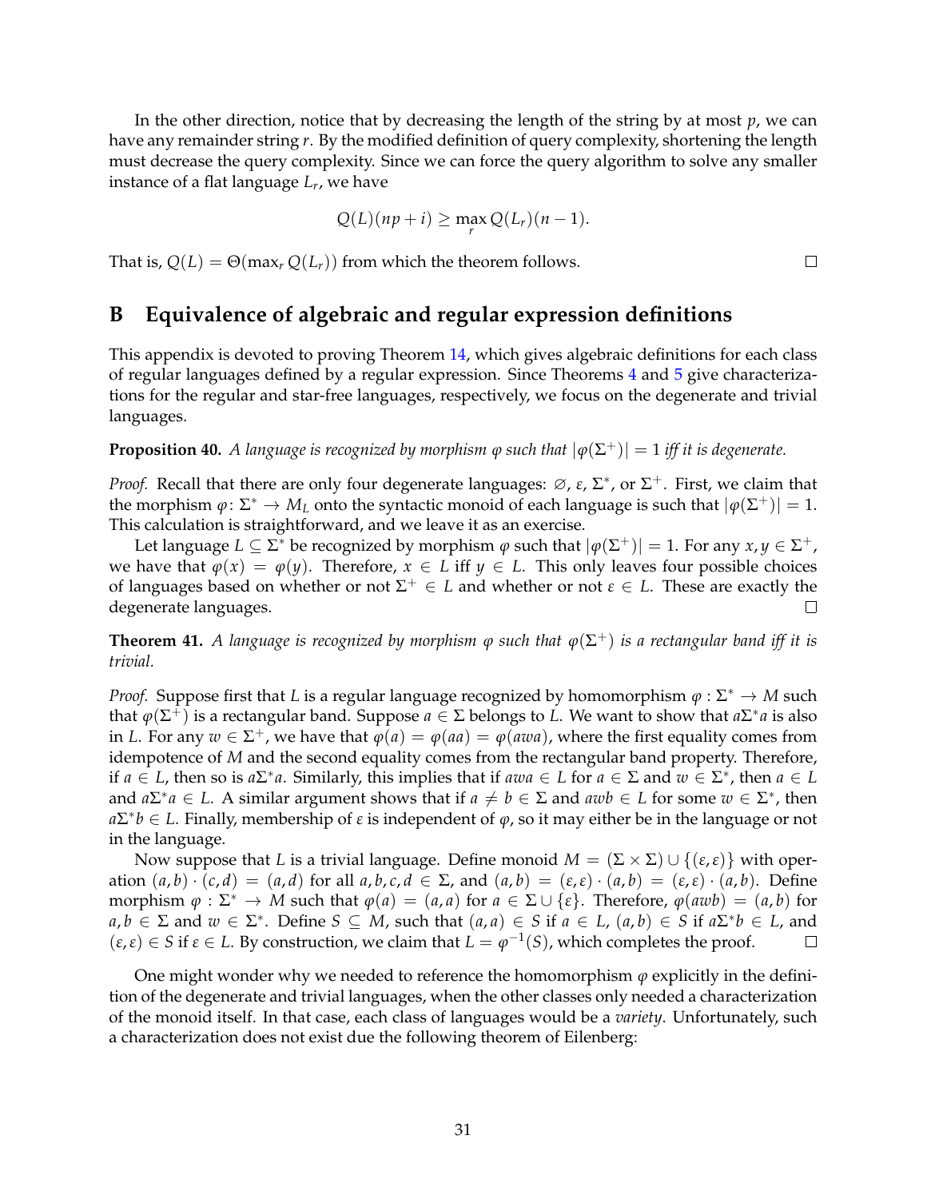In the other direction, notice that by decreasing the length of the string by at most $p$, we can have any remainder string $r$. By the modified definition of query complexity, shortening the length must decrease the query complexity. Since we can force the query algorithm to solve any smaller instance of a flat language $L_r$, we have

$$Q(L)(np + i) \geq \max_r Q(L_r)(n-1).$$

That is, $Q(L) = \Theta(\max_r Q(L_r))$ from which the theorem follows. ☐

## B Equivalence of algebraic and regular expression definitions

This appendix is devoted to proving Theorem 14, which gives algebraic definitions for each class of regular languages defined by a regular expression. Since Theorems 4 and 5 give characterizations for the regular and star-free languages, respectively, we focus on the degenerate and trivial languages.

**Proposition 40.** *A language is recognized by morphism $\varphi$ such that $|\varphi(\Sigma^+)| = 1$ iff it is degenerate.*

*Proof.* Recall that there are only four degenerate languages: $\varnothing$, $\varepsilon$, $\Sigma^*$, or $\Sigma^+$. First, we claim that the morphism $\varphi \colon \Sigma^* \to M_L$ onto the syntactic monoid of each language is such that $|\varphi(\Sigma^+)| = 1$. This calculation is straightforward, and we leave it as an exercise.

Let language $L \subseteq \Sigma^*$ be recognized by morphism $\varphi$ such that $|\varphi(\Sigma^+)| = 1$. For any $x, y \in \Sigma^+$, we have that $\varphi(x) = \varphi(y)$. Therefore, $x \in L$ iff $y \in L$. This only leaves four possible choices of languages based on whether or not $\Sigma^+ \in L$ and whether or not $\varepsilon \in L$. These are exactly the degenerate languages. ☐

**Theorem 41.** *A language is recognized by morphism $\varphi$ such that $\varphi(\Sigma^+)$ is a rectangular band iff it is trivial.*

*Proof.* Suppose first that $L$ is a regular language recognized by homomorphism $\varphi : \Sigma^* \to M$ such that $\varphi(\Sigma^+)$ is a rectangular band. Suppose $a \in \Sigma$ belongs to $L$. We want to show that $a\Sigma^* a$ is also in $L$. For any $w \in \Sigma^+$, we have that $\varphi(a) = \varphi(aa) = \varphi(awa)$, where the first equality comes from idempotence of $M$ and the second equality comes from the rectangular band property. Therefore, if $a \in L$, then so is $a\Sigma^* a$. Similarly, this implies that if $awa \in L$ for $a \in \Sigma$ and $w \in \Sigma^*$, then $a \in L$ and $a\Sigma^* a \in L$. A similar argument shows that if $a \neq b \in \Sigma$ and $awb \in L$ for some $w \in \Sigma^*$, then $a\Sigma^* b \in L$. Finally, membership of $\varepsilon$ is independent of $\varphi$, so it may either be in the language or not in the language.

Now suppose that $L$ is a trivial language. Define monoid $M = (\Sigma \times \Sigma) \cup \{(\varepsilon, \varepsilon)\}$ with operation $(a, b) \cdot (c, d) = (a, d)$ for all $a, b, c, d \in \Sigma$, and $(a, b) = (\varepsilon, \varepsilon) \cdot (a, b) = (\varepsilon, \varepsilon) \cdot (a, b)$. Define morphism $\varphi : \Sigma^* \to M$ such that $\varphi(a) = (a, a)$ for $a \in \Sigma \cup \{\varepsilon\}$. Therefore, $\varphi(awb) = (a, b)$ for $a, b \in \Sigma$ and $w \in \Sigma^*$. Define $S \subseteq M$, such that $(a, a) \in S$ if $a \in L$, $(a, b) \in S$ if $a\Sigma^* b \in L$, and $(\varepsilon, \varepsilon) \in S$ if $\varepsilon \in L$. By construction, we claim that $L = \varphi^{-1}(S)$, which completes the proof. ☐

One might wonder why we needed to reference the homomorphism $\varphi$ explicitly in the definition of the degenerate and trivial languages, when the other classes only needed a characterization of the monoid itself. In that case, each class of languages would be a *variety*. Unfortunately, such a characterization does not exist due the following theorem of Eilenberg: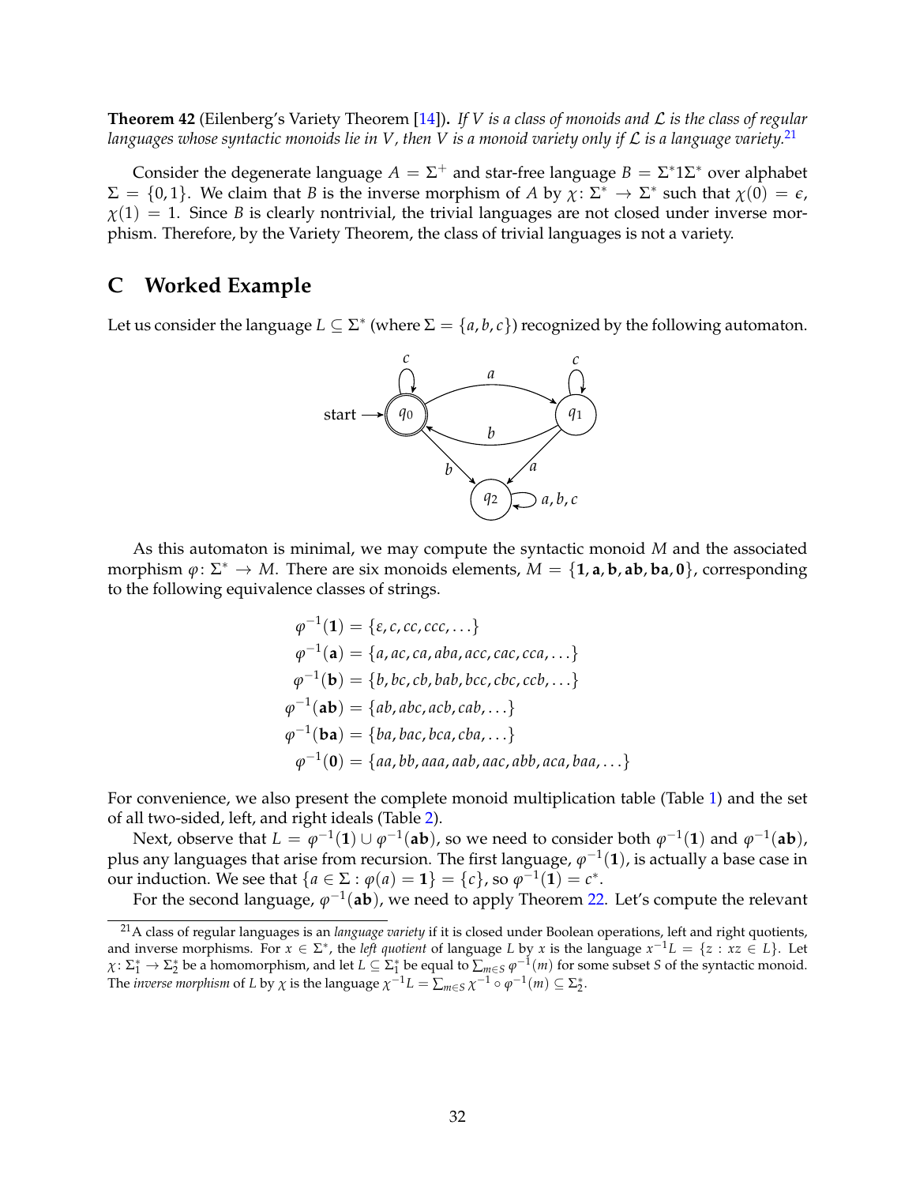**Theorem 42** (Eilenberg's Variety Theorem [14])**.** *If $V$ is a class of monoids and $\mathcal{L}$ is the class of regular languages whose syntactic monoids lie in $V$, then $V$ is a monoid variety only if $\mathcal{L}$ is a language variety.*[21]

Consider the degenerate language $A = \Sigma^+$ and star-free language $B = \Sigma^* 1 \Sigma^*$ over alphabet $\Sigma = \{0, 1\}$. We claim that $B$ is the inverse morphism of $A$ by $\chi \colon \Sigma^* \to \Sigma^*$ such that $\chi(0) = \epsilon$, $\chi(1) = 1$. Since $B$ is clearly nontrivial, the trivial languages are not closed under inverse morphism. Therefore, by the Variety Theorem, the class of trivial languages is not a variety.

## C Worked Example

Let us consider the language $L \subseteq \Sigma^*$ (where $\Sigma = \{a, b, c\}$) recognized by the following automaton.

As this automaton is minimal, we may compute the syntactic monoid $M$ and the associated morphism $\varphi \colon \Sigma^* \to M$. There are six monoids elements, $M = \{\mathbf{1}, \mathbf{a}, \mathbf{b}, \mathbf{ab}, \mathbf{ba}, \mathbf{0}\}$, corresponding to the following equivalence classes of strings.

$$
\begin{aligned}
\varphi^{-1}(\mathbf{1}) &= \{\varepsilon, c, cc, ccc, \ldots\} \\
\varphi^{-1}(\mathbf{a}) &= \{a, ac, ca, aba, acc, cac, cca, \ldots\} \\
\varphi^{-1}(\mathbf{b}) &= \{b, bc, cb, bab, bcc, cbc, ccb, \ldots\} \\
\varphi^{-1}(\mathbf{ab}) &= \{ab, abc, acb, cab, \ldots\} \\
\varphi^{-1}(\mathbf{ba}) &= \{ba, bac, bca, cba, \ldots\} \\
\varphi^{-1}(\mathbf{0}) &= \{aa, bb, aaa, aab, aac, abb, aca, baa, \ldots\}
\end{aligned}
$$

For convenience, we also present the complete monoid multiplication table (Table 1) and the set of all two-sided, left, and right ideals (Table 2).

Next, observe that $L = \varphi^{-1}(\mathbf{1}) \cup \varphi^{-1}(\mathbf{ab})$, so we need to consider both $\varphi^{-1}(\mathbf{1})$ and $\varphi^{-1}(\mathbf{ab})$, plus any languages that arise from recursion. The first language, $\varphi^{-1}(\mathbf{1})$, is actually a base case in our induction. We see that $\{a \in \Sigma : \varphi(a) = \mathbf{1}\} = \{c\}$, so $\varphi^{-1}(\mathbf{1}) = c^*$.

For the second language, $\varphi^{-1}(\mathbf{ab})$, we need to apply Theorem 22. Let's compute the relevant

[21] A class of regular languages is an *language variety* if it is closed under Boolean operations, left and right quotients, and inverse morphisms. For $x \in \Sigma^*$, the *left quotient* of language $L$ by $x$ is the language $x^{-1}L = \{z : xz \in L\}$. Let $\chi \colon \Sigma_1^* \to \Sigma_2^*$ be a homomorphism, and let $L \subseteq \Sigma_1^*$ be equal to $\sum_{m \in S} \varphi^{-1}(m)$ for some subset $S$ of the syntactic monoid. The *inverse morphism* of $L$ by $\chi$ is the language $\chi^{-1}L = \sum_{m \in S} \chi^{-1} \circ \varphi^{-1}(m) \subseteq \Sigma_2^*$.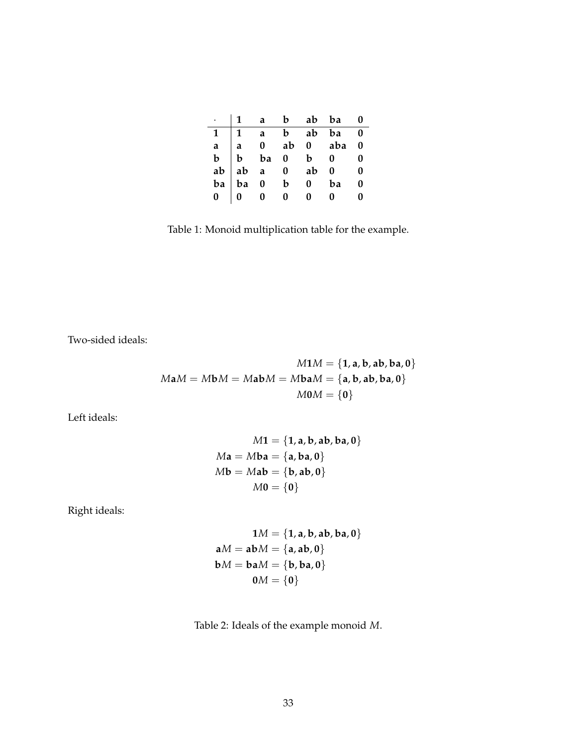| $\cdot$ | **1** | **a** | **b** | **ab** | **ba** | **0** |
|---|---|---|---|---|---|---|
| **1** | **1** | **a** | **b** | **ab** | **ba** | **0** |
| **a** | **a** | **0** | **ab** | **0** | **aba** | **0** |
| **b** | **b** | **ba** | **0** | **b** | **0** | **0** |
| **ab** | **ab** | **a** | **0** | **ab** | **0** | **0** |
| **ba** | **ba** | **0** | **b** | **0** | **ba** | **0** |
| **0** | **0** | **0** | **0** | **0** | **0** | **0** |

Table 1: Monoid multiplication table for the example.

Two-sided ideals:

$$M\mathbf{1}M = \{\mathbf{1}, \mathbf{a}, \mathbf{b}, \mathbf{ab}, \mathbf{ba}, \mathbf{0}\}$$
$$M\mathbf{a}M = M\mathbf{b}M = M\mathbf{ab}M = M\mathbf{ba}M = \{\mathbf{a}, \mathbf{b}, \mathbf{ab}, \mathbf{ba}, \mathbf{0}\}$$
$$M\mathbf{0}M = \{\mathbf{0}\}$$

Left ideals:

$$M\mathbf{1} = \{\mathbf{1}, \mathbf{a}, \mathbf{b}, \mathbf{ab}, \mathbf{ba}, \mathbf{0}\}$$
$$M\mathbf{a} = M\mathbf{ba} = \{\mathbf{a}, \mathbf{ba}, \mathbf{0}\}$$
$$M\mathbf{b} = M\mathbf{ab} = \{\mathbf{b}, \mathbf{ab}, \mathbf{0}\}$$
$$M\mathbf{0} = \{\mathbf{0}\}$$

Right ideals:

$$\mathbf{1}M = \{\mathbf{1}, \mathbf{a}, \mathbf{b}, \mathbf{ab}, \mathbf{ba}, \mathbf{0}\}$$
$$\mathbf{a}M = \mathbf{ab}M = \{\mathbf{a}, \mathbf{ab}, \mathbf{0}\}$$
$$\mathbf{b}M = \mathbf{ba}M = \{\mathbf{b}, \mathbf{ba}, \mathbf{0}\}$$
$$\mathbf{0}M = \{\mathbf{0}\}$$

Table 2: Ideals of the example monoid $M$.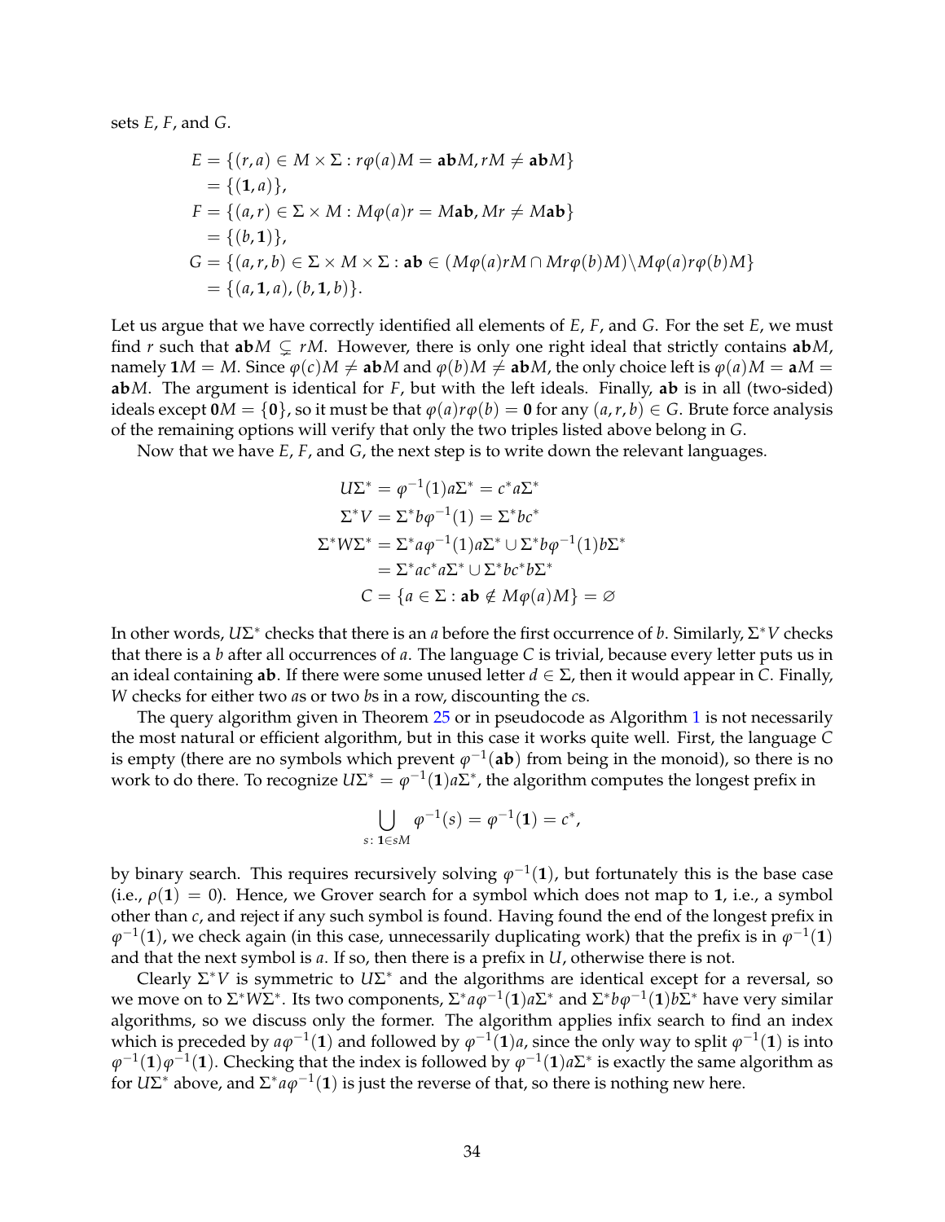sets $E$, $F$, and $G$.

$$
\begin{aligned}
E &= \{(r, a) \in M \times \Sigma : r\varphi(a)M = \mathbf{ab}M, rM \neq \mathbf{ab}M\} \\
&= \{(\mathbf{1}, a)\}, \\
F &= \{(a, r) \in \Sigma \times M : M\varphi(a)r = M\mathbf{ab}, Mr \neq M\mathbf{ab}\} \\
&= \{(b, \mathbf{1})\}, \\
G &= \{(a, r, b) \in \Sigma \times M \times \Sigma : \mathbf{ab} \in (M\varphi(a)rM \cap Mr\varphi(b)M) \setminus M\varphi(a)r\varphi(b)M\} \\
&= \{(a, \mathbf{1}, a), (b, \mathbf{1}, b)\}.
\end{aligned}
$$

Let us argue that we have correctly identified all elements of $E$, $F$, and $G$. For the set $E$, we must find $r$ such that $\mathbf{ab}M \subsetneq rM$. However, there is only one right ideal that strictly contains $\mathbf{ab}M$, namely $\mathbf{1}M = M$. Since $\varphi(c)M \neq \mathbf{ab}M$ and $\varphi(b)M \neq \mathbf{ab}M$, the only choice left is $\varphi(a)M = \mathbf{a}M = \mathbf{ab}M$. The argument is identical for $F$, but with the left ideals. Finally, $\mathbf{ab}$ is in all (two-sided) ideals except $\mathbf{0}M = \{\mathbf{0}\}$, so it must be that $\varphi(a)r\varphi(b) = \mathbf{0}$ for any $(a, r, b) \in G$. Brute force analysis of the remaining options will verify that only the two triples listed above belong in $G$.

Now that we have $E$, $F$, and $G$, the next step is to write down the relevant languages.

$$
\begin{aligned}
U\Sigma^* &= \varphi^{-1}(1)a\Sigma^* = c^*a\Sigma^* \\
\Sigma^*V &= \Sigma^*b\varphi^{-1}(1) = \Sigma^*bc^* \\
\Sigma^*W\Sigma^* &= \Sigma^*a\varphi^{-1}(1)a\Sigma^* \cup \Sigma^*b\varphi^{-1}(1)b\Sigma^* \\
&= \Sigma^*ac^*a\Sigma^* \cup \Sigma^*bc^*b\Sigma^* \\
C &= \{a \in \Sigma : \mathbf{ab} \notin M\varphi(a)M\} = \varnothing
\end{aligned}
$$

In other words, $U\Sigma^*$ checks that there is an $a$ before the first occurrence of $b$. Similarly, $\Sigma^*V$ checks that there is a $b$ after all occurrences of $a$. The language $C$ is trivial, because every letter puts us in an ideal containing $\mathbf{ab}$. If there were some unused letter $d \in \Sigma$, then it would appear in $C$. Finally, $W$ checks for either two $a$s or two $b$s in a row, discounting the $c$s.

The query algorithm given in Theorem 25 or in pseudocode as Algorithm 1 is not necessarily the most natural or efficient algorithm, but in this case it works quite well. First, the language $C$ is empty (there are no symbols which prevent $\varphi^{-1}(\mathbf{ab})$ from being in the monoid), so there is no work to do there. To recognize $U\Sigma^* = \varphi^{-1}(\mathbf{1})a\Sigma^*$, the algorithm computes the longest prefix in

$$
\bigcup_{s\colon \mathbf{1} \in sM} \varphi^{-1}(s) = \varphi^{-1}(\mathbf{1}) = c^*,
$$

by binary search. This requires recursively solving $\varphi^{-1}(\mathbf{1})$, but fortunately this is the base case (i.e., $\rho(\mathbf{1}) = 0$). Hence, we Grover search for a symbol which does not map to $\mathbf{1}$, i.e., a symbol other than $c$, and reject if any such symbol is found. Having found the end of the longest prefix in $\varphi^{-1}(\mathbf{1})$, we check again (in this case, unnecessarily duplicating work) that the prefix is in $\varphi^{-1}(\mathbf{1})$ and that the next symbol is $a$. If so, then there is a prefix in $U$, otherwise there is not.

Clearly $\Sigma^*V$ is symmetric to $U\Sigma^*$ and the algorithms are identical except for a reversal, so we move on to $\Sigma^*W\Sigma^*$. Its two components, $\Sigma^*a\varphi^{-1}(\mathbf{1})a\Sigma^*$ and $\Sigma^*b\varphi^{-1}(\mathbf{1})b\Sigma^*$ have very similar algorithms, so we discuss only the former. The algorithm applies infix search to find an index which is preceded by $a\varphi^{-1}(\mathbf{1})$ and followed by $\varphi^{-1}(\mathbf{1})a$, since the only way to split $\varphi^{-1}(\mathbf{1})$ is into $\varphi^{-1}(\mathbf{1})\varphi^{-1}(\mathbf{1})$. Checking that the index is followed by $\varphi^{-1}(\mathbf{1})a\Sigma^*$ is exactly the same algorithm as for $U\Sigma^*$ above, and $\Sigma^*a\varphi^{-1}(\mathbf{1})$ is just the reverse of that, so there is nothing new here.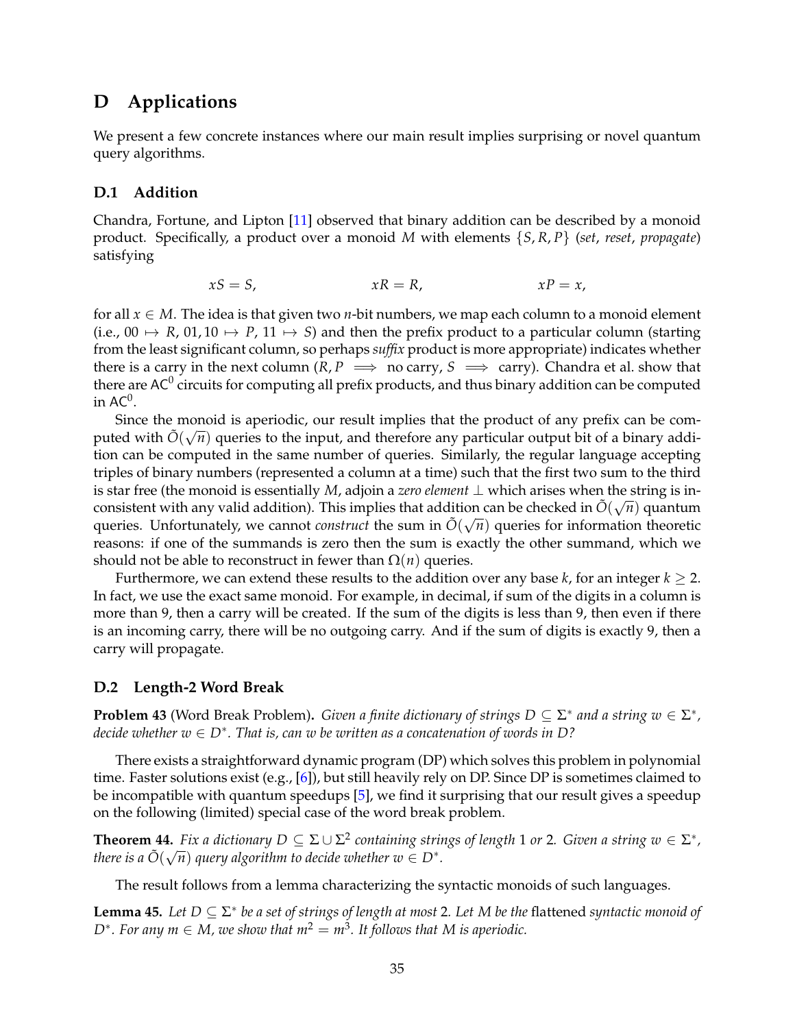# D Applications

We present a few concrete instances where our main result implies surprising or novel quantum query algorithms.

## D.1 Addition

Chandra, Fortune, and Lipton [11] observed that binary addition can be described by a monoid product. Specifically, a product over a monoid $M$ with elements $\{S, R, P\}$ (*set*, *reset*, *propagate*) satisfying

$$xS = S, \qquad\qquad xR = R, \qquad\qquad xP = x,$$

for all $x \in M$. The idea is that given two $n$-bit numbers, we map each column to a monoid element (i.e., $00 \mapsto R$, $01, 10 \mapsto P$, $11 \mapsto S$) and then the prefix product to a particular column (starting from the least significant column, so perhaps *suffix* product is more appropriate) indicates whether there is a carry in the next column ($R, P \implies$ no carry, $S \implies$ carry). Chandra et al. show that there are $\mathsf{AC}^0$ circuits for computing all prefix products, and thus binary addition can be computed in $\mathsf{AC}^0$.

Since the monoid is aperiodic, our result implies that the product of any prefix can be computed with $\tilde{O}(\sqrt{n})$ queries to the input, and therefore any particular output bit of a binary addition can be computed in the same number of queries. Similarly, the regular language accepting triples of binary numbers (represented a column at a time) such that the first two sum to the third is star free (the monoid is essentially $M$, adjoin a *zero element* $\perp$ which arises when the string is inconsistent with any valid addition). This implies that addition can be checked in $\tilde{O}(\sqrt{n})$ quantum queries. Unfortunately, we cannot *construct* the sum in $\tilde{O}(\sqrt{n})$ queries for information theoretic reasons: if one of the summands is zero then the sum is exactly the other summand, which we should not be able to reconstruct in fewer than $\Omega(n)$ queries.

Furthermore, we can extend these results to the addition over any base $k$, for an integer $k \geq 2$. In fact, we use the exact same monoid. For example, in decimal, if sum of the digits in a column is more than 9, then a carry will be created. If the sum of the digits is less than 9, then even if there is an incoming carry, there will be no outgoing carry. And if the sum of digits is exactly 9, then a carry will propagate.

## D.2 Length-2 Word Break

**Problem 43** (Word Break Problem)**.** *Given a finite dictionary of strings $D \subseteq \Sigma^*$ and a string $w \in \Sigma^*$, decide whether $w \in D^*$. That is, can $w$ be written as a concatenation of words in $D$?*

There exists a straightforward dynamic program (DP) which solves this problem in polynomial time. Faster solutions exist (e.g., [6]), but still heavily rely on DP. Since DP is sometimes claimed to be incompatible with quantum speedups [5], we find it surprising that our result gives a speedup on the following (limited) special case of the word break problem.

**Theorem 44.** *Fix a dictionary $D \subseteq \Sigma \cup \Sigma^2$ containing strings of length 1 or 2. Given a string $w \in \Sigma^*$, there is a $\tilde{O}(\sqrt{n})$ query algorithm to decide whether $w \in D^*$.*

The result follows from a lemma characterizing the syntactic monoids of such languages.

**Lemma 45.** *Let $D \subseteq \Sigma^*$ be a set of strings of length at most 2. Let $M$ be the* flattened *syntactic monoid of $D^*$. For any $m \in M$, we show that $m^2 = m^3$. It follows that $M$ is aperiodic.*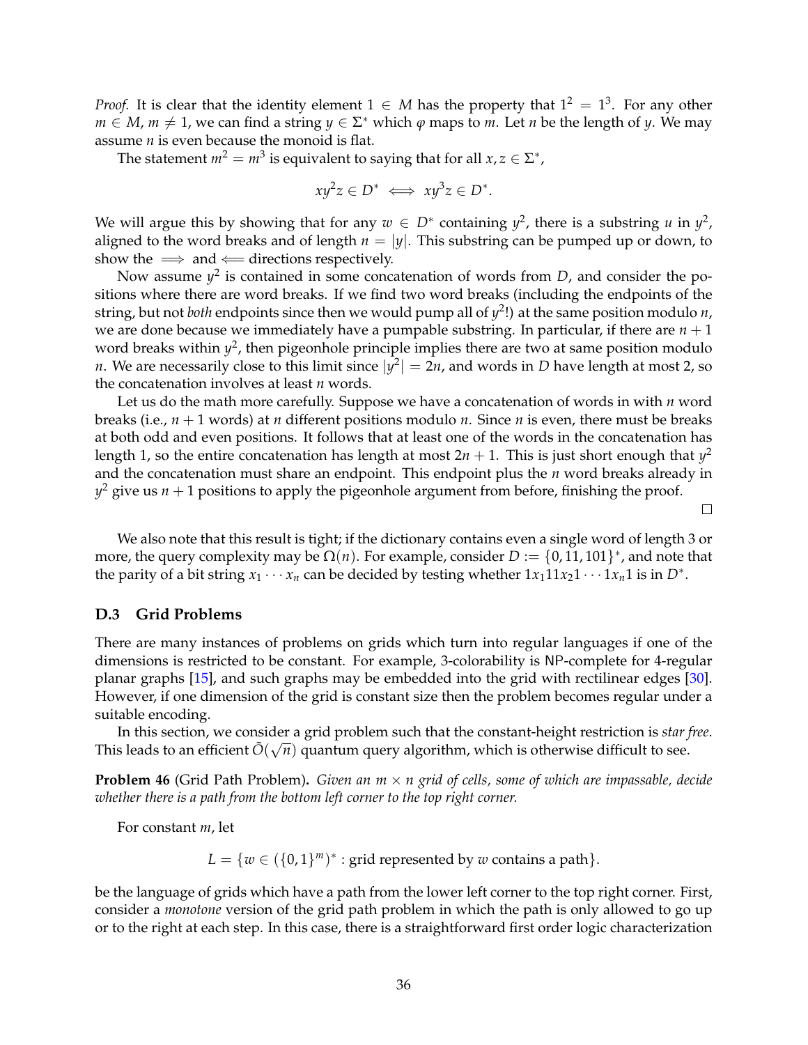*Proof.* It is clear that the identity element $1 \in M$ has the property that $1^2 = 1^3$. For any other $m \in M$, $m \neq 1$, we can find a string $y \in \Sigma^*$ which $\varphi$ maps to $m$. Let $n$ be the length of $y$. We may assume $n$ is even because the monoid is flat.

The statement $m^2 = m^3$ is equivalent to saying that for all $x, z \in \Sigma^*$,

$$xy^2z \in D^* \iff xy^3z \in D^*.$$

We will argue this by showing that for any $w \in D^*$ containing $y^2$, there is a substring $u$ in $y^2$, aligned to the word breaks and of length $n = |y|$. This substring can be pumped up or down, to show the $\implies$ and $\impliedby$ directions respectively.

Now assume $y^2$ is contained in some concatenation of words from $D$, and consider the positions where there are word breaks. If we find two word breaks (including the endpoints of the string, but not *both* endpoints since then we would pump all of $y^2$!) at the same position modulo $n$, we are done because we immediately have a pumpable substring. In particular, if there are $n+1$ word breaks within $y^2$, then pigeonhole principle implies there are two at same position modulo $n$. We are necessarily close to this limit since $|y^2| = 2n$, and words in $D$ have length at most 2, so the concatenation involves at least $n$ words.

Let us do the math more carefully. Suppose we have a concatenation of words in with $n$ word breaks (i.e., $n+1$ words) at $n$ different positions modulo $n$. Since $n$ is even, there must be breaks at both odd and even positions. It follows that at least one of the words in the concatenation has length 1, so the entire concatenation has length at most $2n+1$. This is just short enough that $y^2$ and the concatenation must share an endpoint. This endpoint plus the $n$ word breaks already in $y^2$ give us $n+1$ positions to apply the pigeonhole argument from before, finishing the proof. □

We also note that this result is tight; if the dictionary contains even a single word of length 3 or more, the query complexity may be $\Omega(n)$. For example, consider $D := \{0, 11, 101\}^*$, and note that the parity of a bit string $x_1 \cdots x_n$ can be decided by testing whether $1x_1 11x_2 1 \cdots 1x_n 1$ is in $D^*$.

### D.3 Grid Problems

There are many instances of problems on grids which turn into regular languages if one of the dimensions is restricted to be constant. For example, 3-colorability is NP-complete for 4-regular planar graphs [15], and such graphs may be embedded into the grid with rectilinear edges [30]. However, if one dimension of the grid is constant size then the problem becomes regular under a suitable encoding.

In this section, we consider a grid problem such that the constant-height restriction is *star free*. This leads to an efficient $\tilde{O}(\sqrt{n})$ quantum query algorithm, which is otherwise difficult to see.

**Problem 46** (Grid Path Problem)**.** *Given an $m \times n$ grid of cells, some of which are impassable, decide whether there is a path from the bottom left corner to the top right corner.*

For constant $m$, let

$$L = \{w \in (\{0,1\}^m)^* : \text{grid represented by } w \text{ contains a path}\}.$$

be the language of grids which have a path from the lower left corner to the top right corner. First, consider a *monotone* version of the grid path problem in which the path is only allowed to go up or to the right at each step. In this case, there is a straightforward first order logic characterization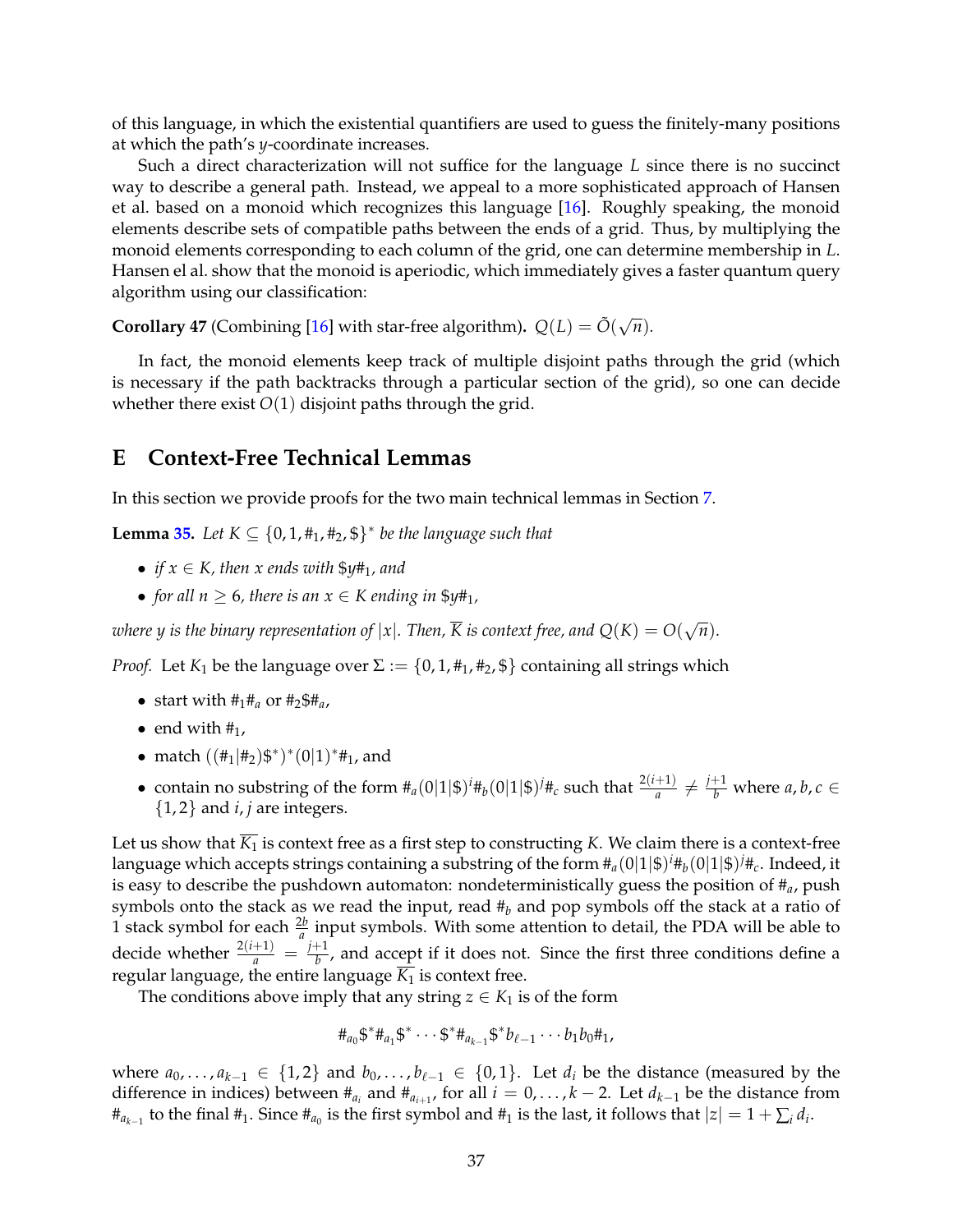of this language, in which the existential quantifiers are used to guess the finitely-many positions at which the path's $y$-coordinate increases.

Such a direct characterization will not suffice for the language $L$ since there is no succinct way to describe a general path. Instead, we appeal to a more sophisticated approach of Hansen et al. based on a monoid which recognizes this language [16]. Roughly speaking, the monoid elements describe sets of compatible paths between the ends of a grid. Thus, by multiplying the monoid elements corresponding to each column of the grid, one can determine membership in $L$. Hansen el al. show that the monoid is aperiodic, which immediately gives a faster quantum query algorithm using our classification:

**Corollary 47** (Combining [16] with star-free algorithm)**.** $Q(L) = \tilde{O}(\sqrt{n})$.

In fact, the monoid elements keep track of multiple disjoint paths through the grid (which is necessary if the path backtracks through a particular section of the grid), so one can decide whether there exist $O(1)$ disjoint paths through the grid.

## E Context-Free Technical Lemmas

In this section we provide proofs for the two main technical lemmas in Section 7.

**Lemma 35.** *Let $K \subseteq \{0, 1, \#_1, \#_2, \$\}^*$ be the language such that*

- *if $x \in K$, then $x$ ends with $\$y\#_1$, and*
- *for all $n \geq 6$, there is an $x \in K$ ending in $\$y\#_1$,*

*where $y$ is the binary representation of $|x|$. Then, $\overline{K}$ is context free, and $Q(K) = O(\sqrt{n})$.*

*Proof.* Let $K_1$ be the language over $\Sigma := \{0, 1, \#_1, \#_2, \$\}$ containing all strings which

- start with $\#_1\#_a$ or $\#_2\$\#_a$,
- end with $\#_1$,
- match $((\#_1|\#_2)\$^*)^*(0|1)^*\#_1$, and
- contain no substring of the form $\#_a(0|1|\$)^i\#_b(0|1|\$)^j\#_c$ such that $\frac{2(i+1)}{a} \neq \frac{j+1}{b}$ where $a, b, c \in \{1, 2\}$ and $i, j$ are integers.

Let us show that $\overline{K_1}$ is context free as a first step to constructing $K$. We claim there is a context-free language which accepts strings containing a substring of the form $\#_a(0|1|\$)^i\#_b(0|1|\$)^j\#_c$. Indeed, it is easy to describe the pushdown automaton: nondeterministically guess the position of $\#_a$, push symbols onto the stack as we read the input, read $\#_b$ and pop symbols off the stack at a ratio of 1 stack symbol for each $\frac{2b}{a}$ input symbols. With some attention to detail, the PDA will be able to decide whether $\frac{2(i+1)}{a} = \frac{j+1}{b}$, and accept if it does not. Since the first three conditions define a regular language, the entire language $\overline{K_1}$ is context free.

The conditions above imply that any string $z \in K_1$ is of the form

$$\#_{a_0}\$^*\#_{a_1}\$^* \cdots \$^*\#_{a_{k-1}}\$^*b_{\ell-1} \cdots b_1b_0\#_1,$$

where $a_0, \ldots, a_{k-1} \in \{1, 2\}$ and $b_0, \ldots, b_{\ell-1} \in \{0, 1\}$. Let $d_i$ be the distance (measured by the difference in indices) between $\#_{a_i}$ and $\#_{a_{i+1}}$, for all $i = 0, \ldots, k-2$. Let $d_{k-1}$ be the distance from $\#_{a_{k-1}}$ to the final $\#_1$. Since $\#_{a_0}$ is the first symbol and $\#_1$ is the last, it follows that $|z| = 1 + \sum_i d_i$.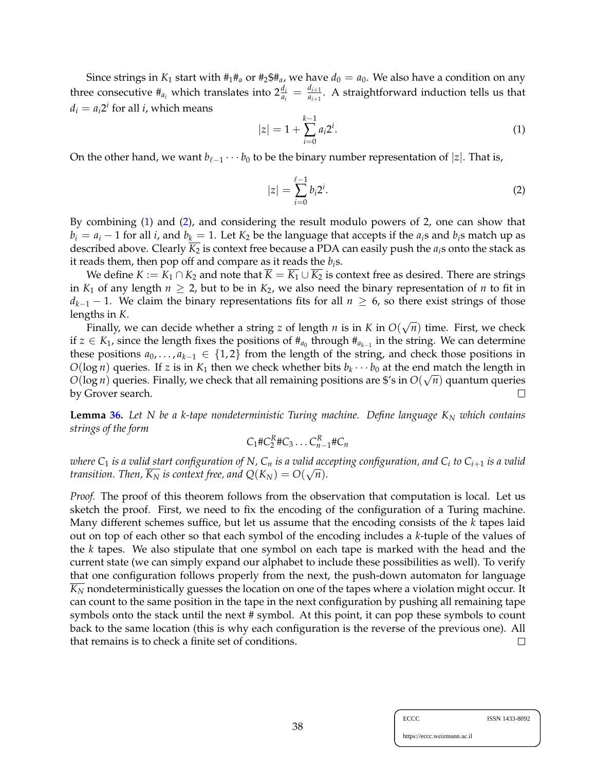Since strings in $K_1$ start with $\#_1\#_a$ or $\#_2\$\#_a$, we have $d_0 = a_0$. We also have a condition on any three consecutive $\#_{a_i}$ which translates into $2\frac{d_i}{a_i} = \frac{d_{i+1}}{a_{i+1}}$. A straightforward induction tells us that $d_i = a_i 2^i$ for all $i$, which means

$$|z| = 1 + \sum_{i=0}^{k-1} a_i 2^i. \tag{1}$$

On the other hand, we want $b_{\ell-1} \cdots b_0$ to be the binary number representation of $|z|$. That is,

$$|z| = \sum_{i=0}^{\ell-1} b_i 2^i. \tag{2}$$

By combining (1) and (2), and considering the result modulo powers of 2, one can show that $b_i = a_i - 1$ for all $i$, and $b_k = 1$. Let $K_2$ be the language that accepts if the $a_i$s and $b_i$s match up as described above. Clearly $\overline{K_2}$ is context free because a PDA can easily push the $a_i$s onto the stack as it reads them, then pop off and compare as it reads the $b_i$s.

We define $K := K_1 \cap K_2$ and note that $\overline{K} = \overline{K_1} \cup \overline{K_2}$ is context free as desired. There are strings in $K_1$ of any length $n \geq 2$, but to be in $K_2$, we also need the binary representation of $n$ to fit in $d_{k-1} - 1$. We claim the binary representations fits for all $n \geq 6$, so there exist strings of those lengths in $K$.

Finally, we can decide whether a string $z$ of length $n$ is in $K$ in $O(\sqrt{n})$ time. First, we check if $z \in K_1$, since the length fixes the positions of $\#_{a_0}$ through $\#_{a_{k-1}}$ in the string. We can determine these positions $a_0, \ldots, a_{k-1} \in \{1, 2\}$ from the length of the string, and check those positions in $O(\log n)$ queries. If $z$ is in $K_1$ then we check whether bits $b_k \cdots b_0$ at the end match the length in $O(\log n)$ queries. Finally, we check that all remaining positions are \$'s in $O(\sqrt{n})$ quantum queries by Grover search. □

**Lemma 36.** *Let $N$ be a $k$-tape nondeterministic Turing machine. Define language $K_N$ which contains strings of the form*

$$C_1 \# C_2^R \# C_3 \ldots C_{n-1}^R \# C_n$$

*where $C_1$ is a valid start configuration of $N$, $C_n$ is a valid accepting configuration, and $C_i$ to $C_{i+1}$ is a valid transition. Then, $\overline{K_N}$ is context free, and $Q(K_N) = O(\sqrt{n})$.*

*Proof.* The proof of this theorem follows from the observation that computation is local. Let us sketch the proof. First, we need to fix the encoding of the configuration of a Turing machine. Many different schemes suffice, but let us assume that the encoding consists of the $k$ tapes laid out on top of each other so that each symbol of the encoding includes a $k$-tuple of the values of the $k$ tapes. We also stipulate that one symbol on each tape is marked with the head and the current state (we can simply expand our alphabet to include these possibilities as well). To verify that one configuration follows properly from the next, the push-down automaton for language $\overline{K_N}$ nondeterministically guesses the location on one of the tapes where a violation might occur. It can count to the same position in the tape in the next configuration by pushing all remaining tape symbols onto the stack until the next # symbol. At this point, it can pop these symbols to count back to the same location (this is why each configuration is the reverse of the previous one). All that remains is to check a finite set of conditions. □